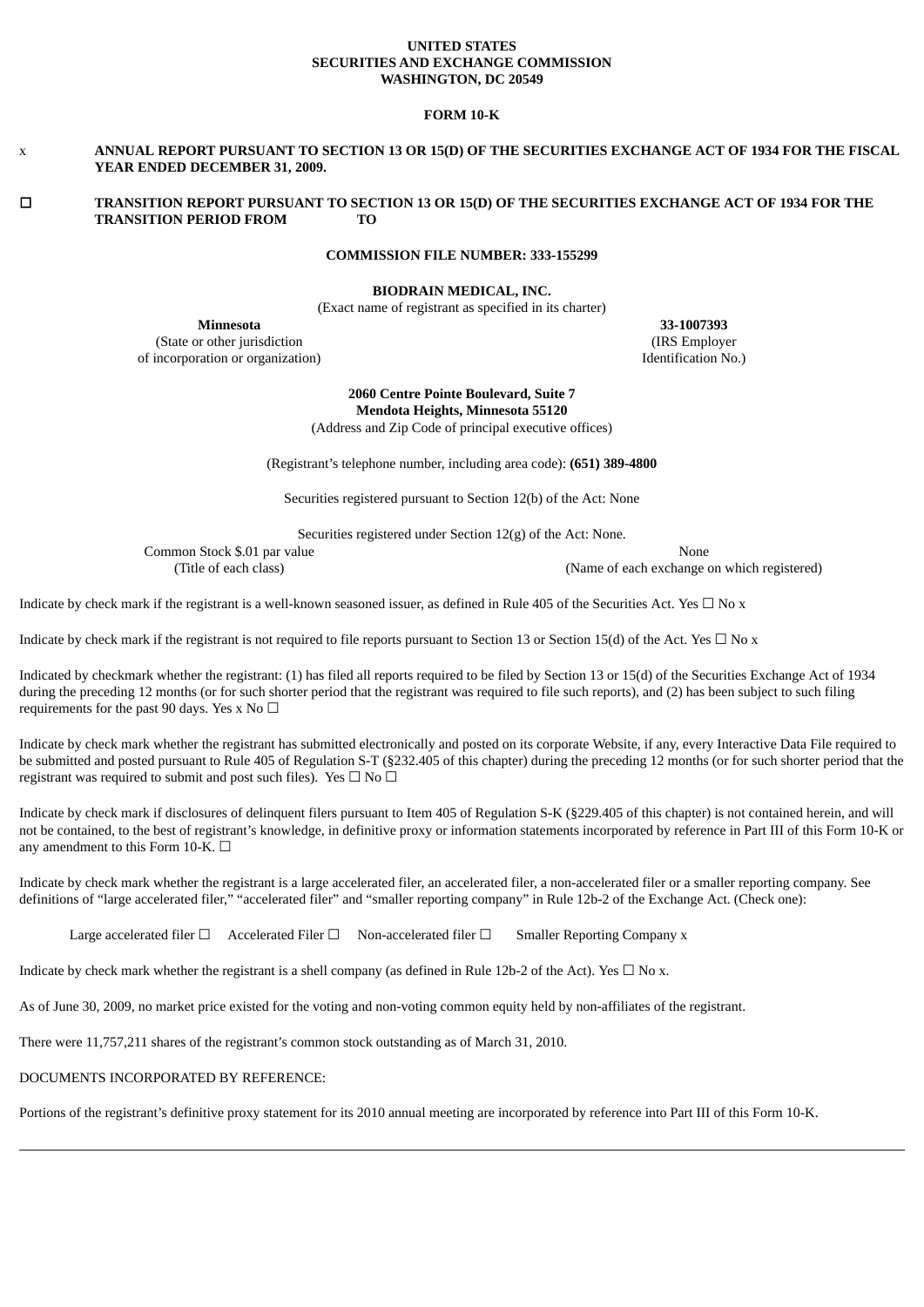**UNITED STATES**
**SECURITIES AND EXCHANGE COMMISSION**
**WASHINGTON, DC 20549**

**FORM 10-K**

x **ANNUAL REPORT PURSUANT TO SECTION 13 OR 15(D) OF THE SECURITIES EXCHANGE ACT OF 1934 FOR THE FISCAL YEAR ENDED DECEMBER 31, 2009.**

☐ **TRANSITION REPORT PURSUANT TO SECTION 13 OR 15(D) OF THE SECURITIES EXCHANGE ACT OF 1934 FOR THE TRANSITION PERIOD FROM TO**

**COMMISSION FILE NUMBER: 333-155299**

**BIODRAIN MEDICAL, INC.**
(Exact name of registrant as specified in its charter)

| **Minnesota** | **33-1007393** |
|---|---|
| (State or other jurisdiction of incorporation or organization) | (IRS Employer Identification No.) |

**2060 Centre Pointe Boulevard, Suite 7**
**Mendota Heights, Minnesota 55120**
(Address and Zip Code of principal executive offices)

(Registrant's telephone number, including area code): **(651) 389-4800**

Securities registered pursuant to Section 12(b) of the Act: None

Securities registered under Section 12(g) of the Act: None.

| Common Stock $.01 par value | None |
|---|---|
| (Title of each class) | (Name of each exchange on which registered) |

Indicate by check mark if the registrant is a well-known seasoned issuer, as defined in Rule 405 of the Securities Act. Yes ☐ No x

Indicate by check mark if the registrant is not required to file reports pursuant to Section 13 or Section 15(d) of the Act. Yes ☐ No x

Indicated by checkmark whether the registrant: (1) has filed all reports required to be filed by Section 13 or 15(d) of the Securities Exchange Act of 1934 during the preceding 12 months (or for such shorter period that the registrant was required to file such reports), and (2) has been subject to such filing requirements for the past 90 days. Yes x No ☐

Indicate by check mark whether the registrant has submitted electronically and posted on its corporate Website, if any, every Interactive Data File required to be submitted and posted pursuant to Rule 405 of Regulation S-T (§232.405 of this chapter) during the preceding 12 months (or for such shorter period that the registrant was required to submit and post such files). Yes ☐ No ☐

Indicate by check mark if disclosures of delinquent filers pursuant to Item 405 of Regulation S-K (§229.405 of this chapter) is not contained herein, and will not be contained, to the best of registrant's knowledge, in definitive proxy or information statements incorporated by reference in Part III of this Form 10-K or any amendment to this Form 10-K. ☐

Indicate by check mark whether the registrant is a large accelerated filer, an accelerated filer, a non-accelerated filer or a smaller reporting company. See definitions of "large accelerated filer," "accelerated filer" and "smaller reporting company" in Rule 12b-2 of the Exchange Act. (Check one):

Large accelerated filer ☐ Accelerated Filer ☐ Non-accelerated filer ☐ Smaller Reporting Company x

Indicate by check mark whether the registrant is a shell company (as defined in Rule 12b-2 of the Act). Yes ☐ No x.

As of June 30, 2009, no market price existed for the voting and non-voting common equity held by non-affiliates of the registrant.

There were 11,757,211 shares of the registrant's common stock outstanding as of March 31, 2010.

DOCUMENTS INCORPORATED BY REFERENCE:

Portions of the registrant's definitive proxy statement for its 2010 annual meeting are incorporated by reference into Part III of this Form 10-K.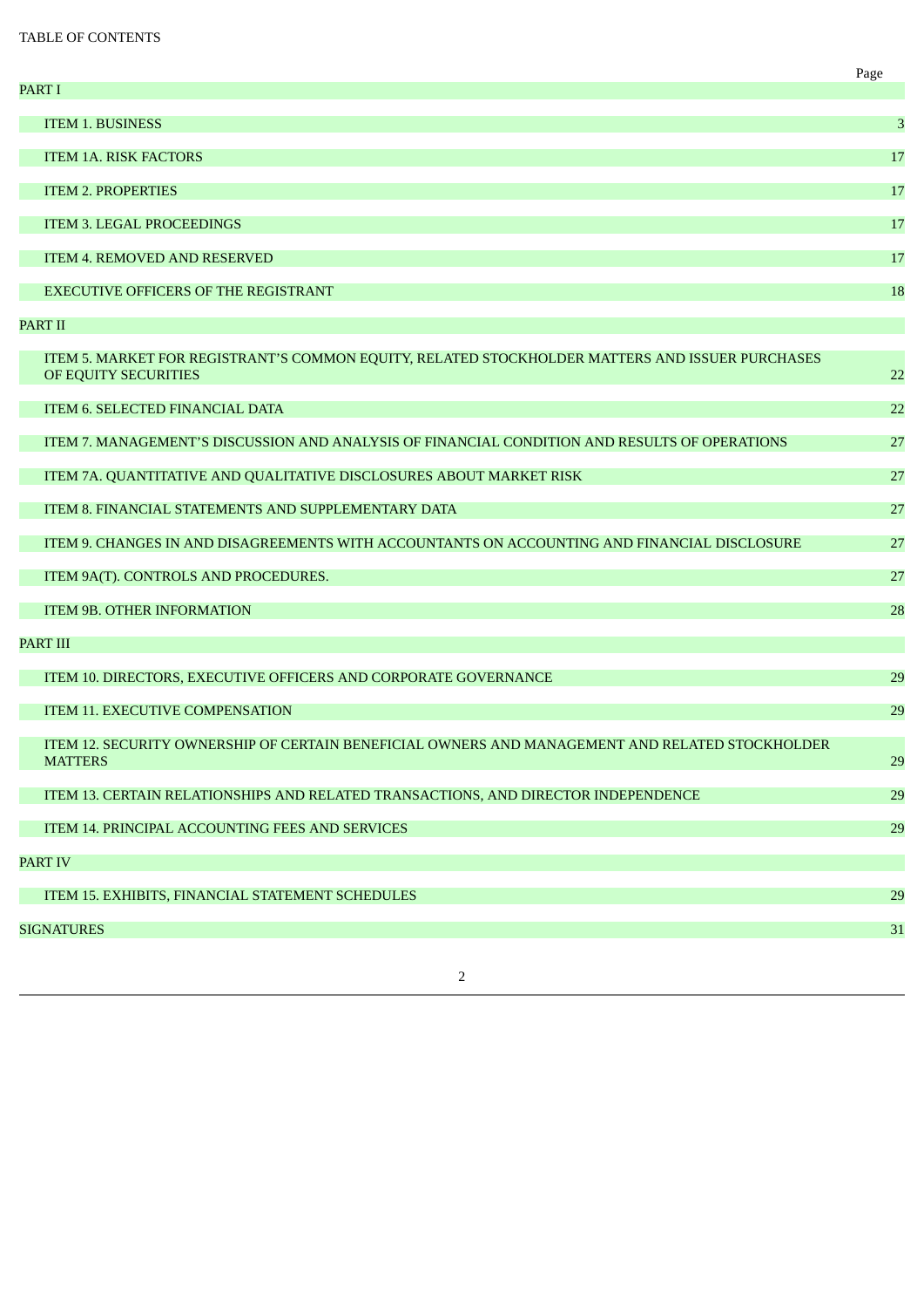TABLE OF CONTENTS

| | Page |
|---|---|
| PART I | |
| ITEM 1. BUSINESS | 3 |
| ITEM 1A. RISK FACTORS | 17 |
| ITEM 2. PROPERTIES | 17 |
| ITEM 3. LEGAL PROCEEDINGS | 17 |
| ITEM 4. REMOVED AND RESERVED | 17 |
| EXECUTIVE OFFICERS OF THE REGISTRANT | 18 |
| PART II | |
| ITEM 5. MARKET FOR REGISTRANT’S COMMON EQUITY, RELATED STOCKHOLDER MATTERS AND ISSUER PURCHASES OF EQUITY SECURITIES | 22 |
| ITEM 6. SELECTED FINANCIAL DATA | 22 |
| ITEM 7. MANAGEMENT’S DISCUSSION AND ANALYSIS OF FINANCIAL CONDITION AND RESULTS OF OPERATIONS | 27 |
| ITEM 7A. QUANTITATIVE AND QUALITATIVE DISCLOSURES ABOUT MARKET RISK | 27 |
| ITEM 8. FINANCIAL STATEMENTS AND SUPPLEMENTARY DATA | 27 |
| ITEM 9. CHANGES IN AND DISAGREEMENTS WITH ACCOUNTANTS ON ACCOUNTING AND FINANCIAL DISCLOSURE | 27 |
| ITEM 9A(T). CONTROLS AND PROCEDURES. | 27 |
| ITEM 9B. OTHER INFORMATION | 28 |
| PART III | |
| ITEM 10. DIRECTORS, EXECUTIVE OFFICERS AND CORPORATE GOVERNANCE | 29 |
| ITEM 11. EXECUTIVE COMPENSATION | 29 |
| ITEM 12. SECURITY OWNERSHIP OF CERTAIN BENEFICIAL OWNERS AND MANAGEMENT AND RELATED STOCKHOLDER MATTERS | 29 |
| ITEM 13. CERTAIN RELATIONSHIPS AND RELATED TRANSACTIONS, AND DIRECTOR INDEPENDENCE | 29 |
| ITEM 14. PRINCIPAL ACCOUNTING FEES AND SERVICES | 29 |
| PART IV | |
| ITEM 15. EXHIBITS, FINANCIAL STATEMENT SCHEDULES | 29 |
| SIGNATURES | 31 |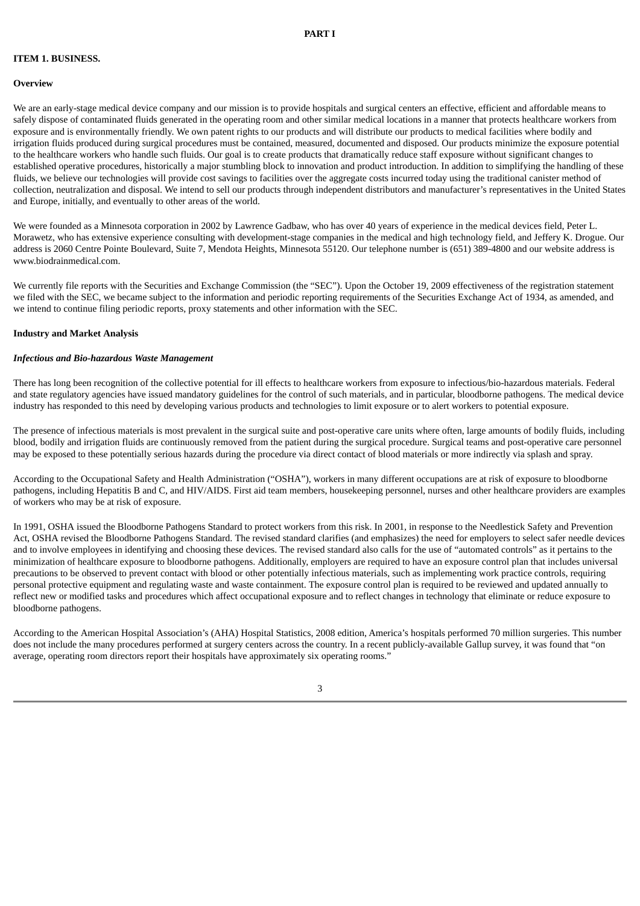# PART I

## ITEM 1. BUSINESS.

### Overview

We are an early-stage medical device company and our mission is to provide hospitals and surgical centers an effective, efficient and affordable means to safely dispose of contaminated fluids generated in the operating room and other similar medical locations in a manner that protects healthcare workers from exposure and is environmentally friendly. We own patent rights to our products and will distribute our products to medical facilities where bodily and irrigation fluids produced during surgical procedures must be contained, measured, documented and disposed. Our products minimize the exposure potential to the healthcare workers who handle such fluids. Our goal is to create products that dramatically reduce staff exposure without significant changes to established operative procedures, historically a major stumbling block to innovation and product introduction. In addition to simplifying the handling of these fluids, we believe our technologies will provide cost savings to facilities over the aggregate costs incurred today using the traditional canister method of collection, neutralization and disposal. We intend to sell our products through independent distributors and manufacturer's representatives in the United States and Europe, initially, and eventually to other areas of the world.

We were founded as a Minnesota corporation in 2002 by Lawrence Gadbaw, who has over 40 years of experience in the medical devices field, Peter L. Morawetz, who has extensive experience consulting with development-stage companies in the medical and high technology field, and Jeffery K. Drogue. Our address is 2060 Centre Pointe Boulevard, Suite 7, Mendota Heights, Minnesota 55120. Our telephone number is (651) 389-4800 and our website address is www.biodrainmedical.com.

We currently file reports with the Securities and Exchange Commission (the "SEC"). Upon the October 19, 2009 effectiveness of the registration statement we filed with the SEC, we became subject to the information and periodic reporting requirements of the Securities Exchange Act of 1934, as amended, and we intend to continue filing periodic reports, proxy statements and other information with the SEC.

### Industry and Market Analysis

#### *Infectious and Bio-hazardous Waste Management*

There has long been recognition of the collective potential for ill effects to healthcare workers from exposure to infectious/bio-hazardous materials. Federal and state regulatory agencies have issued mandatory guidelines for the control of such materials, and in particular, bloodborne pathogens. The medical device industry has responded to this need by developing various products and technologies to limit exposure or to alert workers to potential exposure.

The presence of infectious materials is most prevalent in the surgical suite and post-operative care units where often, large amounts of bodily fluids, including blood, bodily and irrigation fluids are continuously removed from the patient during the surgical procedure. Surgical teams and post-operative care personnel may be exposed to these potentially serious hazards during the procedure via direct contact of blood materials or more indirectly via splash and spray.

According to the Occupational Safety and Health Administration ("OSHA"), workers in many different occupations are at risk of exposure to bloodborne pathogens, including Hepatitis B and C, and HIV/AIDS. First aid team members, housekeeping personnel, nurses and other healthcare providers are examples of workers who may be at risk of exposure.

In 1991, OSHA issued the Bloodborne Pathogens Standard to protect workers from this risk. In 2001, in response to the Needlestick Safety and Prevention Act, OSHA revised the Bloodborne Pathogens Standard. The revised standard clarifies (and emphasizes) the need for employers to select safer needle devices and to involve employees in identifying and choosing these devices. The revised standard also calls for the use of "automated controls" as it pertains to the minimization of healthcare exposure to bloodborne pathogens. Additionally, employers are required to have an exposure control plan that includes universal precautions to be observed to prevent contact with blood or other potentially infectious materials, such as implementing work practice controls, requiring personal protective equipment and regulating waste and waste containment. The exposure control plan is required to be reviewed and updated annually to reflect new or modified tasks and procedures which affect occupational exposure and to reflect changes in technology that eliminate or reduce exposure to bloodborne pathogens.

According to the American Hospital Association's (AHA) Hospital Statistics, 2008 edition, America's hospitals performed 70 million surgeries. This number does not include the many procedures performed at surgery centers across the country. In a recent publicly-available Gallup survey, it was found that "on average, operating room directors report their hospitals have approximately six operating rooms."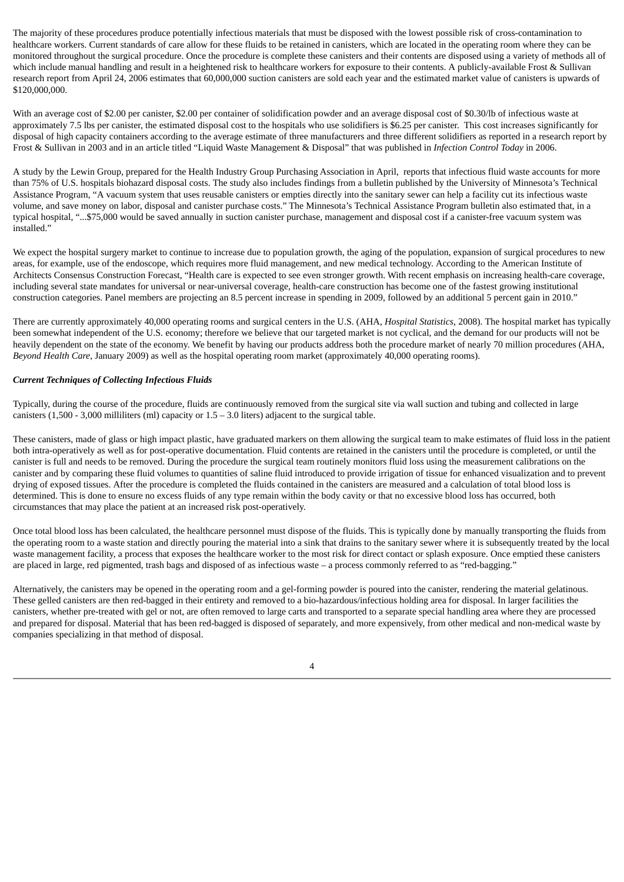The majority of these procedures produce potentially infectious materials that must be disposed with the lowest possible risk of cross-contamination to healthcare workers. Current standards of care allow for these fluids to be retained in canisters, which are located in the operating room where they can be monitored throughout the surgical procedure. Once the procedure is complete these canisters and their contents are disposed using a variety of methods all of which include manual handling and result in a heightened risk to healthcare workers for exposure to their contents. A publicly-available Frost & Sullivan research report from April 24, 2006 estimates that 60,000,000 suction canisters are sold each year and the estimated market value of canisters is upwards of $120,000,000.

With an average cost of $2.00 per canister, $2.00 per container of solidification powder and an average disposal cost of $0.30/lb of infectious waste at approximately 7.5 lbs per canister, the estimated disposal cost to the hospitals who use solidifiers is $6.25 per canister. This cost increases significantly for disposal of high capacity containers according to the average estimate of three manufacturers and three different solidifiers as reported in a research report by Frost & Sullivan in 2003 and in an article titled "Liquid Waste Management & Disposal" that was published in *Infection Control Today* in 2006.

A study by the Lewin Group, prepared for the Health Industry Group Purchasing Association in April, reports that infectious fluid waste accounts for more than 75% of U.S. hospitals biohazard disposal costs. The study also includes findings from a bulletin published by the University of Minnesota's Technical Assistance Program, "A vacuum system that uses reusable canisters or empties directly into the sanitary sewer can help a facility cut its infectious waste volume, and save money on labor, disposal and canister purchase costs." The Minnesota's Technical Assistance Program bulletin also estimated that, in a typical hospital, "...$75,000 would be saved annually in suction canister purchase, management and disposal cost if a canister-free vacuum system was installed."

We expect the hospital surgery market to continue to increase due to population growth, the aging of the population, expansion of surgical procedures to new areas, for example, use of the endoscope, which requires more fluid management, and new medical technology. According to the American Institute of Architects Consensus Construction Forecast, "Health care is expected to see even stronger growth. With recent emphasis on increasing health-care coverage, including several state mandates for universal or near-universal coverage, health-care construction has become one of the fastest growing institutional construction categories. Panel members are projecting an 8.5 percent increase in spending in 2009, followed by an additional 5 percent gain in 2010."

There are currently approximately 40,000 operating rooms and surgical centers in the U.S. (AHA, *Hospital Statistics*, 2008). The hospital market has typically been somewhat independent of the U.S. economy; therefore we believe that our targeted market is not cyclical, and the demand for our products will not be heavily dependent on the state of the economy. We benefit by having our products address both the procedure market of nearly 70 million procedures (AHA, *Beyond Health Care*, January 2009) as well as the hospital operating room market (approximately 40,000 operating rooms).

***Current Techniques of Collecting Infectious Fluids***

Typically, during the course of the procedure, fluids are continuously removed from the surgical site via wall suction and tubing and collected in large canisters (1,500 - 3,000 milliliters (ml) capacity or 1.5 – 3.0 liters) adjacent to the surgical table.

These canisters, made of glass or high impact plastic, have graduated markers on them allowing the surgical team to make estimates of fluid loss in the patient both intra-operatively as well as for post-operative documentation. Fluid contents are retained in the canisters until the procedure is completed, or until the canister is full and needs to be removed. During the procedure the surgical team routinely monitors fluid loss using the measurement calibrations on the canister and by comparing these fluid volumes to quantities of saline fluid introduced to provide irrigation of tissue for enhanced visualization and to prevent drying of exposed tissues. After the procedure is completed the fluids contained in the canisters are measured and a calculation of total blood loss is determined. This is done to ensure no excess fluids of any type remain within the body cavity or that no excessive blood loss has occurred, both circumstances that may place the patient at an increased risk post-operatively.

Once total blood loss has been calculated, the healthcare personnel must dispose of the fluids. This is typically done by manually transporting the fluids from the operating room to a waste station and directly pouring the material into a sink that drains to the sanitary sewer where it is subsequently treated by the local waste management facility, a process that exposes the healthcare worker to the most risk for direct contact or splash exposure. Once emptied these canisters are placed in large, red pigmented, trash bags and disposed of as infectious waste – a process commonly referred to as "red-bagging."

Alternatively, the canisters may be opened in the operating room and a gel-forming powder is poured into the canister, rendering the material gelatinous. These gelled canisters are then red-bagged in their entirety and removed to a bio-hazardous/infectious holding area for disposal. In larger facilities the canisters, whether pre-treated with gel or not, are often removed to large carts and transported to a separate special handling area where they are processed and prepared for disposal. Material that has been red-bagged is disposed of separately, and more expensively, from other medical and non-medical waste by companies specializing in that method of disposal.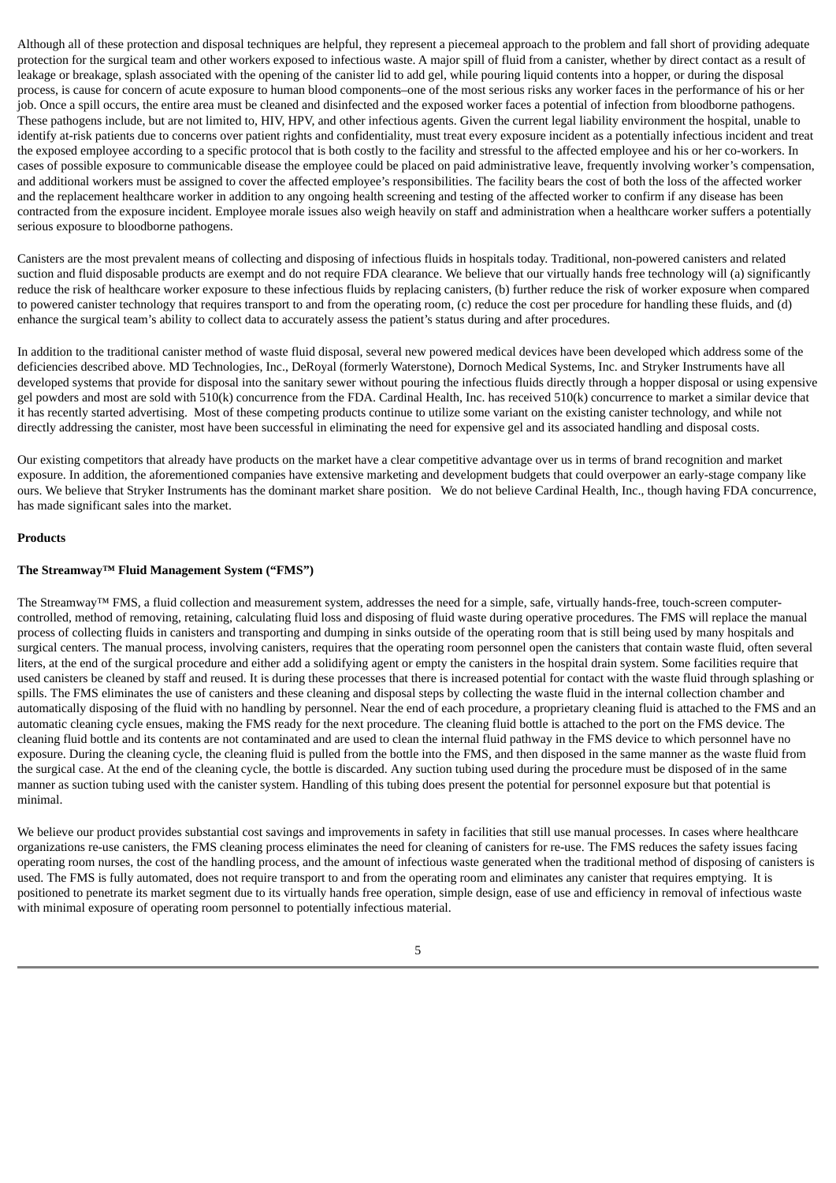Although all of these protection and disposal techniques are helpful, they represent a piecemeal approach to the problem and fall short of providing adequate protection for the surgical team and other workers exposed to infectious waste. A major spill of fluid from a canister, whether by direct contact as a result of leakage or breakage, splash associated with the opening of the canister lid to add gel, while pouring liquid contents into a hopper, or during the disposal process, is cause for concern of acute exposure to human blood components–one of the most serious risks any worker faces in the performance of his or her job. Once a spill occurs, the entire area must be cleaned and disinfected and the exposed worker faces a potential of infection from bloodborne pathogens. These pathogens include, but are not limited to, HIV, HPV, and other infectious agents. Given the current legal liability environment the hospital, unable to identify at-risk patients due to concerns over patient rights and confidentiality, must treat every exposure incident as a potentially infectious incident and treat the exposed employee according to a specific protocol that is both costly to the facility and stressful to the affected employee and his or her co-workers. In cases of possible exposure to communicable disease the employee could be placed on paid administrative leave, frequently involving worker's compensation, and additional workers must be assigned to cover the affected employee's responsibilities. The facility bears the cost of both the loss of the affected worker and the replacement healthcare worker in addition to any ongoing health screening and testing of the affected worker to confirm if any disease has been contracted from the exposure incident. Employee morale issues also weigh heavily on staff and administration when a healthcare worker suffers a potentially serious exposure to bloodborne pathogens.

Canisters are the most prevalent means of collecting and disposing of infectious fluids in hospitals today. Traditional, non-powered canisters and related suction and fluid disposable products are exempt and do not require FDA clearance. We believe that our virtually hands free technology will (a) significantly reduce the risk of healthcare worker exposure to these infectious fluids by replacing canisters, (b) further reduce the risk of worker exposure when compared to powered canister technology that requires transport to and from the operating room, (c) reduce the cost per procedure for handling these fluids, and (d) enhance the surgical team's ability to collect data to accurately assess the patient's status during and after procedures.

In addition to the traditional canister method of waste fluid disposal, several new powered medical devices have been developed which address some of the deficiencies described above. MD Technologies, Inc., DeRoyal (formerly Waterstone), Dornoch Medical Systems, Inc. and Stryker Instruments have all developed systems that provide for disposal into the sanitary sewer without pouring the infectious fluids directly through a hopper disposal or using expensive gel powders and most are sold with 510(k) concurrence from the FDA. Cardinal Health, Inc. has received 510(k) concurrence to market a similar device that it has recently started advertising. Most of these competing products continue to utilize some variant on the existing canister technology, and while not directly addressing the canister, most have been successful in eliminating the need for expensive gel and its associated handling and disposal costs.

Our existing competitors that already have products on the market have a clear competitive advantage over us in terms of brand recognition and market exposure. In addition, the aforementioned companies have extensive marketing and development budgets that could overpower an early-stage company like ours. We believe that Stryker Instruments has the dominant market share position. We do not believe Cardinal Health, Inc., though having FDA concurrence, has made significant sales into the market.

**Products**

**The Streamway™ Fluid Management System ("FMS")**

The Streamway™ FMS, a fluid collection and measurement system, addresses the need for a simple, safe, virtually hands-free, touch-screen computer-controlled, method of removing, retaining, calculating fluid loss and disposing of fluid waste during operative procedures. The FMS will replace the manual process of collecting fluids in canisters and transporting and dumping in sinks outside of the operating room that is still being used by many hospitals and surgical centers. The manual process, involving canisters, requires that the operating room personnel open the canisters that contain waste fluid, often several liters, at the end of the surgical procedure and either add a solidifying agent or empty the canisters in the hospital drain system. Some facilities require that used canisters be cleaned by staff and reused. It is during these processes that there is increased potential for contact with the waste fluid through splashing or spills. The FMS eliminates the use of canisters and these cleaning and disposal steps by collecting the waste fluid in the internal collection chamber and automatically disposing of the fluid with no handling by personnel. Near the end of each procedure, a proprietary cleaning fluid is attached to the FMS and an automatic cleaning cycle ensues, making the FMS ready for the next procedure. The cleaning fluid bottle is attached to the port on the FMS device. The cleaning fluid bottle and its contents are not contaminated and are used to clean the internal fluid pathway in the FMS device to which personnel have no exposure. During the cleaning cycle, the cleaning fluid is pulled from the bottle into the FMS, and then disposed in the same manner as the waste fluid from the surgical case. At the end of the cleaning cycle, the bottle is discarded. Any suction tubing used during the procedure must be disposed of in the same manner as suction tubing used with the canister system. Handling of this tubing does present the potential for personnel exposure but that potential is minimal.

We believe our product provides substantial cost savings and improvements in safety in facilities that still use manual processes. In cases where healthcare organizations re-use canisters, the FMS cleaning process eliminates the need for cleaning of canisters for re-use. The FMS reduces the safety issues facing operating room nurses, the cost of the handling process, and the amount of infectious waste generated when the traditional method of disposing of canisters is used. The FMS is fully automated, does not require transport to and from the operating room and eliminates any canister that requires emptying. It is positioned to penetrate its market segment due to its virtually hands free operation, simple design, ease of use and efficiency in removal of infectious waste with minimal exposure of operating room personnel to potentially infectious material.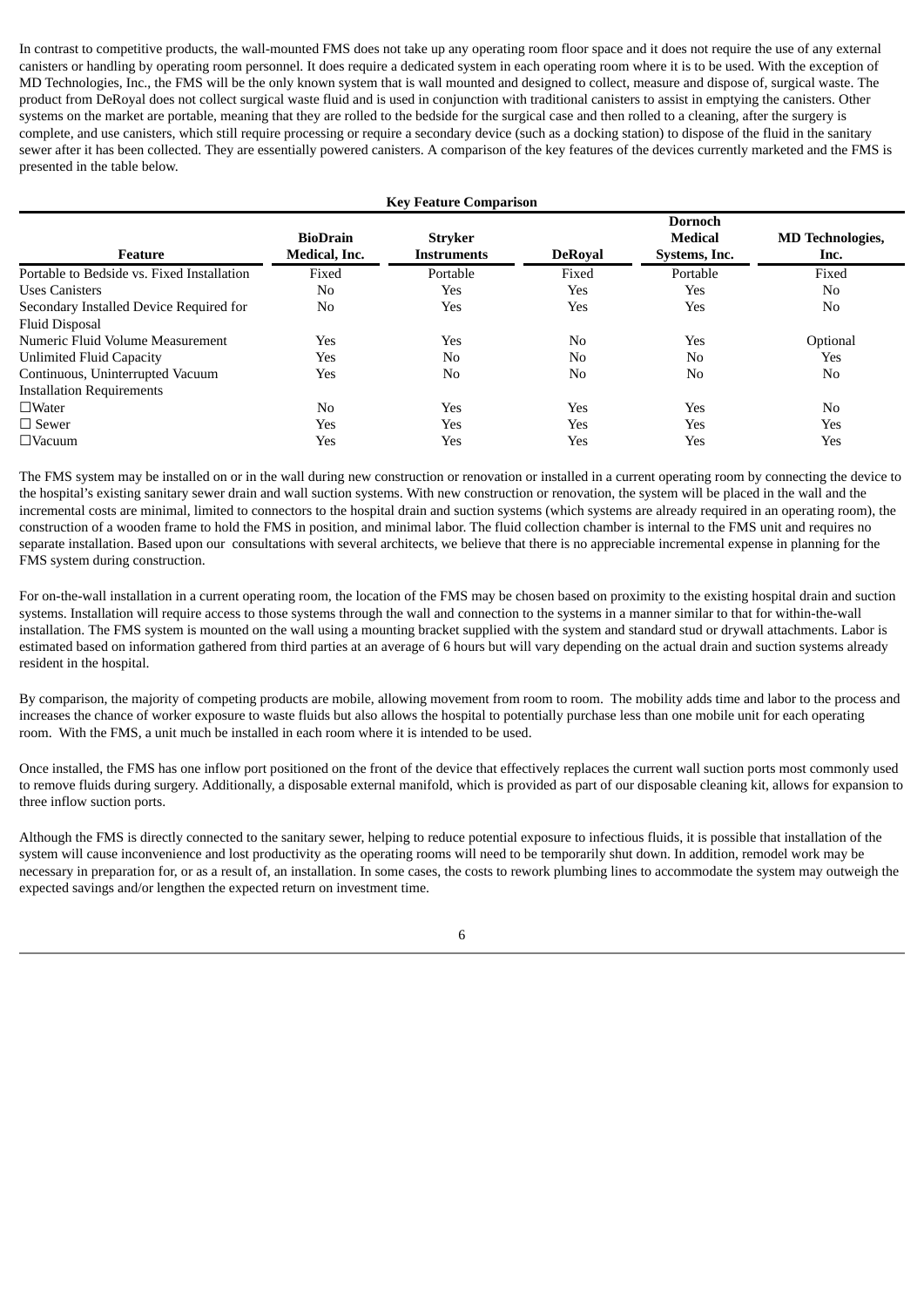In contrast to competitive products, the wall-mounted FMS does not take up any operating room floor space and it does not require the use of any external canisters or handling by operating room personnel. It does require a dedicated system in each operating room where it is to be used. With the exception of MD Technologies, Inc., the FMS will be the only known system that is wall mounted and designed to collect, measure and dispose of, surgical waste. The product from DeRoyal does not collect surgical waste fluid and is used in conjunction with traditional canisters to assist in emptying the canisters. Other systems on the market are portable, meaning that they are rolled to the bedside for the surgical case and then rolled to a cleaning, after the surgery is complete, and use canisters, which still require processing or require a secondary device (such as a docking station) to dispose of the fluid in the sanitary sewer after it has been collected. They are essentially powered canisters. A comparison of the key features of the devices currently marketed and the FMS is presented in the table below.

**Key Feature Comparison**

| Feature | BioDrain Medical, Inc. | Stryker Instruments | DeRoyal | Dornoch Medical Systems, Inc. | MD Technologies, Inc. |
|---|---|---|---|---|---|
| Portable to Bedside vs. Fixed Installation | Fixed | Portable | Fixed | Portable | Fixed |
| Uses Canisters | No | Yes | Yes | Yes | No |
| Secondary Installed Device Required for Fluid Disposal | No | Yes | Yes | Yes | No |
| Numeric Fluid Volume Measurement | Yes | Yes | No | Yes | Optional |
| Unlimited Fluid Capacity | Yes | No | No | No | Yes |
| Continuous, Uninterrupted Vacuum | Yes | No | No | No | No |
| Installation Requirements | | | | | |
| ☐Water | No | Yes | Yes | Yes | No |
| ☐ Sewer | Yes | Yes | Yes | Yes | Yes |
| ☐Vacuum | Yes | Yes | Yes | Yes | Yes |

The FMS system may be installed on or in the wall during new construction or renovation or installed in a current operating room by connecting the device to the hospital's existing sanitary sewer drain and wall suction systems. With new construction or renovation, the system will be placed in the wall and the incremental costs are minimal, limited to connectors to the hospital drain and suction systems (which systems are already required in an operating room), the construction of a wooden frame to hold the FMS in position, and minimal labor. The fluid collection chamber is internal to the FMS unit and requires no separate installation. Based upon our consultations with several architects, we believe that there is no appreciable incremental expense in planning for the FMS system during construction.

For on-the-wall installation in a current operating room, the location of the FMS may be chosen based on proximity to the existing hospital drain and suction systems. Installation will require access to those systems through the wall and connection to the systems in a manner similar to that for within-the-wall installation. The FMS system is mounted on the wall using a mounting bracket supplied with the system and standard stud or drywall attachments. Labor is estimated based on information gathered from third parties at an average of 6 hours but will vary depending on the actual drain and suction systems already resident in the hospital.

By comparison, the majority of competing products are mobile, allowing movement from room to room. The mobility adds time and labor to the process and increases the chance of worker exposure to waste fluids but also allows the hospital to potentially purchase less than one mobile unit for each operating room. With the FMS, a unit much be installed in each room where it is intended to be used.

Once installed, the FMS has one inflow port positioned on the front of the device that effectively replaces the current wall suction ports most commonly used to remove fluids during surgery. Additionally, a disposable external manifold, which is provided as part of our disposable cleaning kit, allows for expansion to three inflow suction ports.

Although the FMS is directly connected to the sanitary sewer, helping to reduce potential exposure to infectious fluids, it is possible that installation of the system will cause inconvenience and lost productivity as the operating rooms will need to be temporarily shut down. In addition, remodel work may be necessary in preparation for, or as a result of, an installation. In some cases, the costs to rework plumbing lines to accommodate the system may outweigh the expected savings and/or lengthen the expected return on investment time.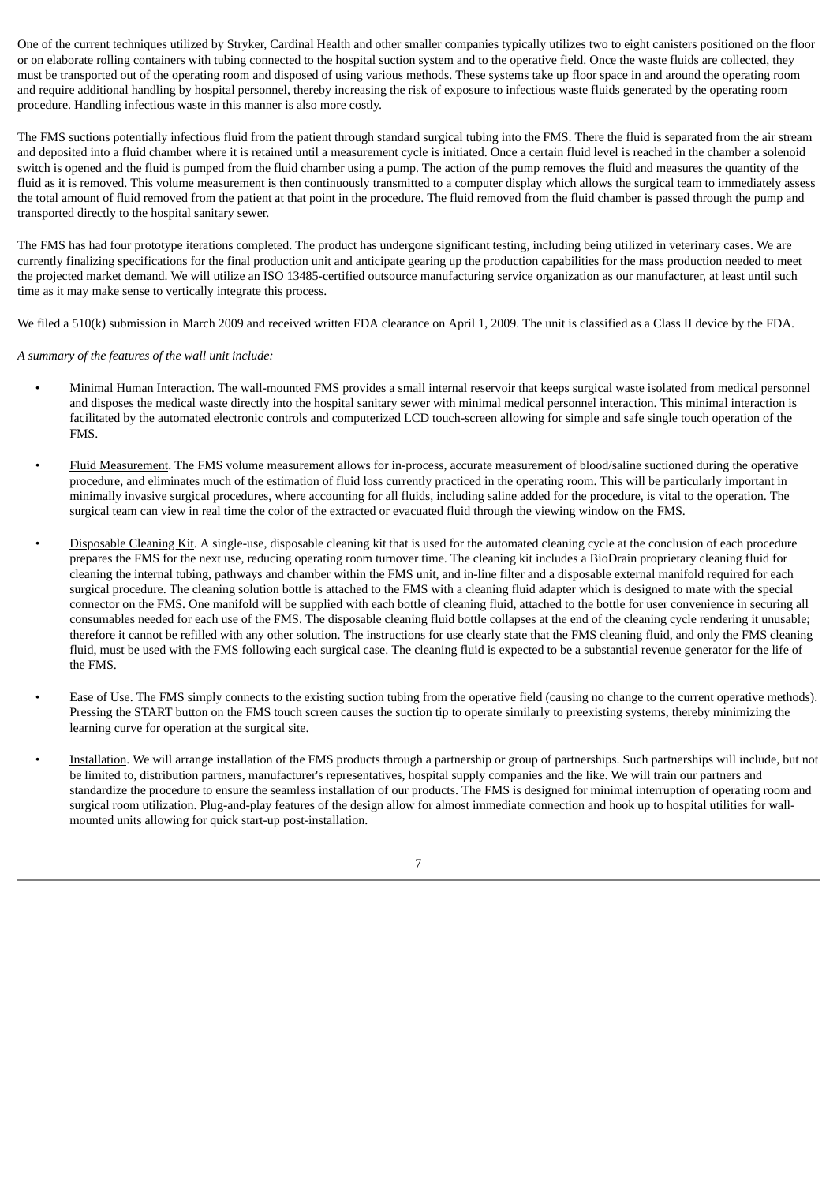One of the current techniques utilized by Stryker, Cardinal Health and other smaller companies typically utilizes two to eight canisters positioned on the floor or on elaborate rolling containers with tubing connected to the hospital suction system and to the operative field. Once the waste fluids are collected, they must be transported out of the operating room and disposed of using various methods. These systems take up floor space in and around the operating room and require additional handling by hospital personnel, thereby increasing the risk of exposure to infectious waste fluids generated by the operating room procedure. Handling infectious waste in this manner is also more costly.

The FMS suctions potentially infectious fluid from the patient through standard surgical tubing into the FMS. There the fluid is separated from the air stream and deposited into a fluid chamber where it is retained until a measurement cycle is initiated. Once a certain fluid level is reached in the chamber a solenoid switch is opened and the fluid is pumped from the fluid chamber using a pump. The action of the pump removes the fluid and measures the quantity of the fluid as it is removed. This volume measurement is then continuously transmitted to a computer display which allows the surgical team to immediately assess the total amount of fluid removed from the patient at that point in the procedure. The fluid removed from the fluid chamber is passed through the pump and transported directly to the hospital sanitary sewer.

The FMS has had four prototype iterations completed. The product has undergone significant testing, including being utilized in veterinary cases. We are currently finalizing specifications for the final production unit and anticipate gearing up the production capabilities for the mass production needed to meet the projected market demand. We will utilize an ISO 13485-certified outsource manufacturing service organization as our manufacturer, at least until such time as it may make sense to vertically integrate this process.

We filed a 510(k) submission in March 2009 and received written FDA clearance on April 1, 2009. The unit is classified as a Class II device by the FDA.

*A summary of the features of the wall unit include:*

- Minimal Human Interaction. The wall-mounted FMS provides a small internal reservoir that keeps surgical waste isolated from medical personnel and disposes the medical waste directly into the hospital sanitary sewer with minimal medical personnel interaction. This minimal interaction is facilitated by the automated electronic controls and computerized LCD touch-screen allowing for simple and safe single touch operation of the FMS.

- Fluid Measurement. The FMS volume measurement allows for in-process, accurate measurement of blood/saline suctioned during the operative procedure, and eliminates much of the estimation of fluid loss currently practiced in the operating room. This will be particularly important in minimally invasive surgical procedures, where accounting for all fluids, including saline added for the procedure, is vital to the operation. The surgical team can view in real time the color of the extracted or evacuated fluid through the viewing window on the FMS.

- Disposable Cleaning Kit. A single-use, disposable cleaning kit that is used for the automated cleaning cycle at the conclusion of each procedure prepares the FMS for the next use, reducing operating room turnover time. The cleaning kit includes a BioDrain proprietary cleaning fluid for cleaning the internal tubing, pathways and chamber within the FMS unit, and in-line filter and a disposable external manifold required for each surgical procedure. The cleaning solution bottle is attached to the FMS with a cleaning fluid adapter which is designed to mate with the special connector on the FMS. One manifold will be supplied with each bottle of cleaning fluid, attached to the bottle for user convenience in securing all consumables needed for each use of the FMS. The disposable cleaning fluid bottle collapses at the end of the cleaning cycle rendering it unusable; therefore it cannot be refilled with any other solution. The instructions for use clearly state that the FMS cleaning fluid, and only the FMS cleaning fluid, must be used with the FMS following each surgical case. The cleaning fluid is expected to be a substantial revenue generator for the life of the FMS.

- Ease of Use. The FMS simply connects to the existing suction tubing from the operative field (causing no change to the current operative methods). Pressing the START button on the FMS touch screen causes the suction tip to operate similarly to preexisting systems, thereby minimizing the learning curve for operation at the surgical site.

- Installation. We will arrange installation of the FMS products through a partnership or group of partnerships. Such partnerships will include, but not be limited to, distribution partners, manufacturer's representatives, hospital supply companies and the like. We will train our partners and standardize the procedure to ensure the seamless installation of our products. The FMS is designed for minimal interruption of operating room and surgical room utilization. Plug-and-play features of the design allow for almost immediate connection and hook up to hospital utilities for wall-mounted units allowing for quick start-up post-installation.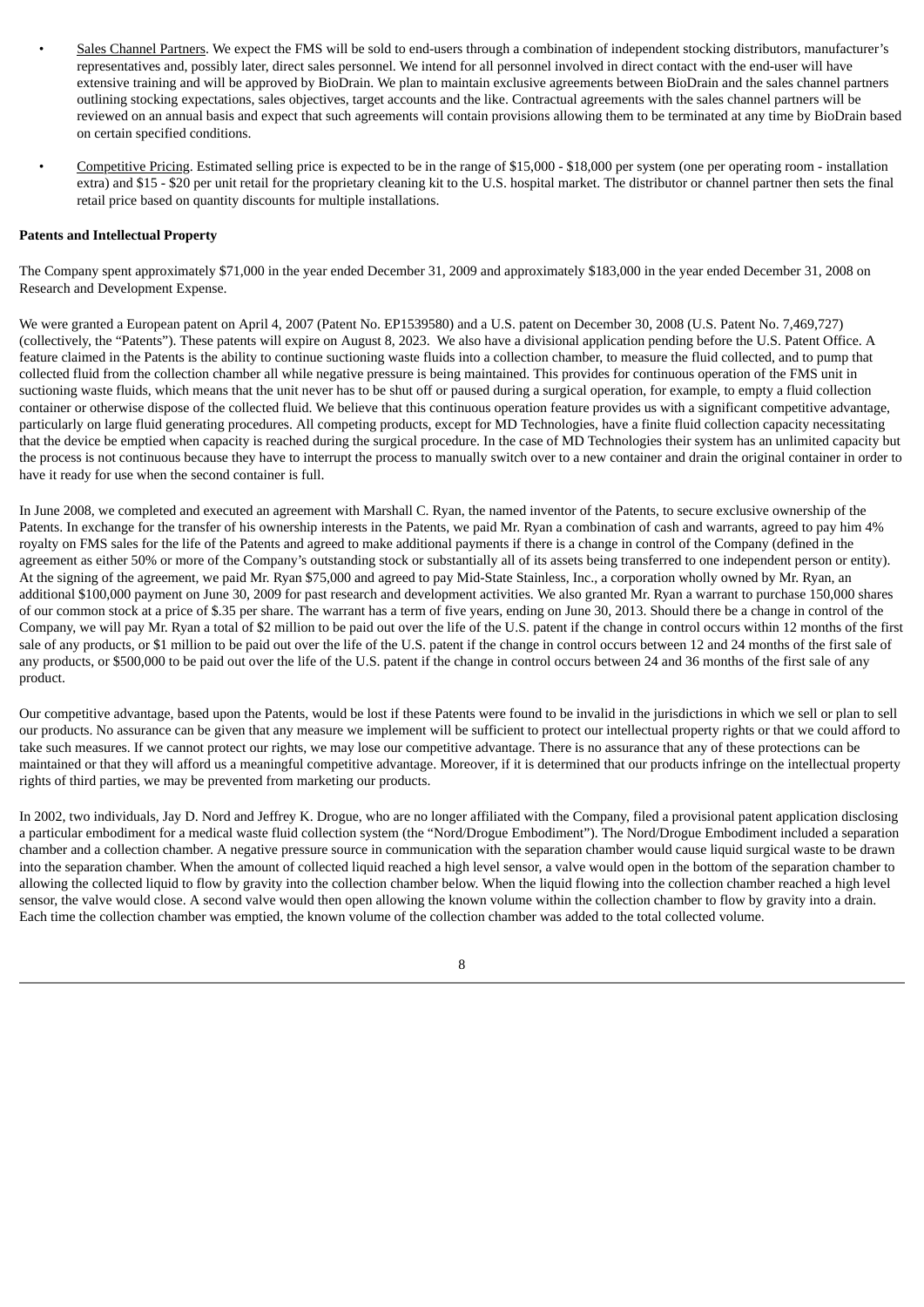- Sales Channel Partners. We expect the FMS will be sold to end-users through a combination of independent stocking distributors, manufacturer's representatives and, possibly later, direct sales personnel. We intend for all personnel involved in direct contact with the end-user will have extensive training and will be approved by BioDrain. We plan to maintain exclusive agreements between BioDrain and the sales channel partners outlining stocking expectations, sales objectives, target accounts and the like. Contractual agreements with the sales channel partners will be reviewed on an annual basis and expect that such agreements will contain provisions allowing them to be terminated at any time by BioDrain based on certain specified conditions.

- Competitive Pricing. Estimated selling price is expected to be in the range of $15,000 - $18,000 per system (one per operating room - installation extra) and $15 - $20 per unit retail for the proprietary cleaning kit to the U.S. hospital market. The distributor or channel partner then sets the final retail price based on quantity discounts for multiple installations.

**Patents and Intellectual Property**

The Company spent approximately $71,000 in the year ended December 31, 2009 and approximately $183,000 in the year ended December 31, 2008 on Research and Development Expense.

We were granted a European patent on April 4, 2007 (Patent No. EP1539580) and a U.S. patent on December 30, 2008 (U.S. Patent No. 7,469,727) (collectively, the "Patents"). These patents will expire on August 8, 2023. We also have a divisional application pending before the U.S. Patent Office. A feature claimed in the Patents is the ability to continue suctioning waste fluids into a collection chamber, to measure the fluid collected, and to pump that collected fluid from the collection chamber all while negative pressure is being maintained. This provides for continuous operation of the FMS unit in suctioning waste fluids, which means that the unit never has to be shut off or paused during a surgical operation, for example, to empty a fluid collection container or otherwise dispose of the collected fluid. We believe that this continuous operation feature provides us with a significant competitive advantage, particularly on large fluid generating procedures. All competing products, except for MD Technologies, have a finite fluid collection capacity necessitating that the device be emptied when capacity is reached during the surgical procedure. In the case of MD Technologies their system has an unlimited capacity but the process is not continuous because they have to interrupt the process to manually switch over to a new container and drain the original container in order to have it ready for use when the second container is full.

In June 2008, we completed and executed an agreement with Marshall C. Ryan, the named inventor of the Patents, to secure exclusive ownership of the Patents. In exchange for the transfer of his ownership interests in the Patents, we paid Mr. Ryan a combination of cash and warrants, agreed to pay him 4% royalty on FMS sales for the life of the Patents and agreed to make additional payments if there is a change in control of the Company (defined in the agreement as either 50% or more of the Company's outstanding stock or substantially all of its assets being transferred to one independent person or entity). At the signing of the agreement, we paid Mr. Ryan $75,000 and agreed to pay Mid-State Stainless, Inc., a corporation wholly owned by Mr. Ryan, an additional $100,000 payment on June 30, 2009 for past research and development activities. We also granted Mr. Ryan a warrant to purchase 150,000 shares of our common stock at a price of $.35 per share. The warrant has a term of five years, ending on June 30, 2013. Should there be a change in control of the Company, we will pay Mr. Ryan a total of $2 million to be paid out over the life of the U.S. patent if the change in control occurs within 12 months of the first sale of any products, or $1 million to be paid out over the life of the U.S. patent if the change in control occurs between 12 and 24 months of the first sale of any products, or $500,000 to be paid out over the life of the U.S. patent if the change in control occurs between 24 and 36 months of the first sale of any product.

Our competitive advantage, based upon the Patents, would be lost if these Patents were found to be invalid in the jurisdictions in which we sell or plan to sell our products. No assurance can be given that any measure we implement will be sufficient to protect our intellectual property rights or that we could afford to take such measures. If we cannot protect our rights, we may lose our competitive advantage. There is no assurance that any of these protections can be maintained or that they will afford us a meaningful competitive advantage. Moreover, if it is determined that our products infringe on the intellectual property rights of third parties, we may be prevented from marketing our products.

In 2002, two individuals, Jay D. Nord and Jeffrey K. Drogue, who are no longer affiliated with the Company, filed a provisional patent application disclosing a particular embodiment for a medical waste fluid collection system (the "Nord/Drogue Embodiment"). The Nord/Drogue Embodiment included a separation chamber and a collection chamber. A negative pressure source in communication with the separation chamber would cause liquid surgical waste to be drawn into the separation chamber. When the amount of collected liquid reached a high level sensor, a valve would open in the bottom of the separation chamber to allowing the collected liquid to flow by gravity into the collection chamber below. When the liquid flowing into the collection chamber reached a high level sensor, the valve would close. A second valve would then open allowing the known volume within the collection chamber to flow by gravity into a drain. Each time the collection chamber was emptied, the known volume of the collection chamber was added to the total collected volume.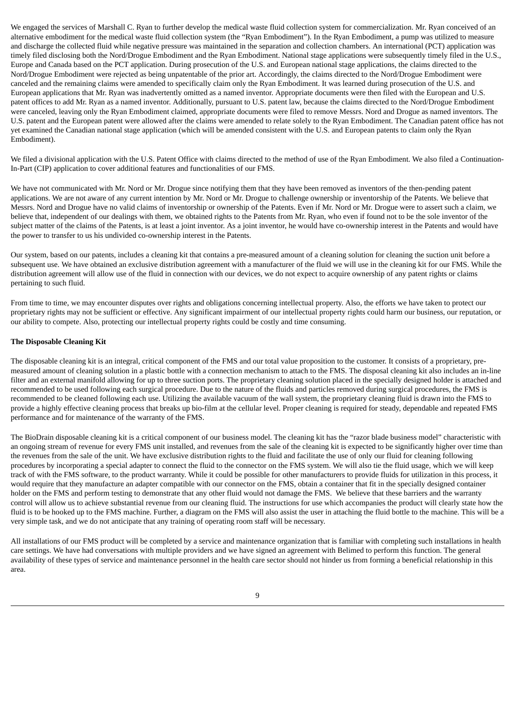We engaged the services of Marshall C. Ryan to further develop the medical waste fluid collection system for commercialization. Mr. Ryan conceived of an alternative embodiment for the medical waste fluid collection system (the "Ryan Embodiment"). In the Ryan Embodiment, a pump was utilized to measure and discharge the collected fluid while negative pressure was maintained in the separation and collection chambers. An international (PCT) application was timely filed disclosing both the Nord/Drogue Embodiment and the Ryan Embodiment. National stage applications were subsequently timely filed in the U.S., Europe and Canada based on the PCT application. During prosecution of the U.S. and European national stage applications, the claims directed to the Nord/Drogue Embodiment were rejected as being unpatentable of the prior art. Accordingly, the claims directed to the Nord/Drogue Embodiment were canceled and the remaining claims were amended to specifically claim only the Ryan Embodiment. It was learned during prosecution of the U.S. and European applications that Mr. Ryan was inadvertently omitted as a named inventor. Appropriate documents were then filed with the European and U.S. patent offices to add Mr. Ryan as a named inventor. Additionally, pursuant to U.S. patent law, because the claims directed to the Nord/Drogue Embodiment were canceled, leaving only the Ryan Embodiment claimed, appropriate documents were filed to remove Messrs. Nord and Drogue as named inventors. The U.S. patent and the European patent were allowed after the claims were amended to relate solely to the Ryan Embodiment. The Canadian patent office has not yet examined the Canadian national stage application (which will be amended consistent with the U.S. and European patents to claim only the Ryan Embodiment).

We filed a divisional application with the U.S. Patent Office with claims directed to the method of use of the Ryan Embodiment. We also filed a Continuation-In-Part (CIP) application to cover additional features and functionalities of our FMS.

We have not communicated with Mr. Nord or Mr. Drogue since notifying them that they have been removed as inventors of the then-pending patent applications. We are not aware of any current intention by Mr. Nord or Mr. Drogue to challenge ownership or inventorship of the Patents. We believe that Messrs. Nord and Drogue have no valid claims of inventorship or ownership of the Patents. Even if Mr. Nord or Mr. Drogue were to assert such a claim, we believe that, independent of our dealings with them, we obtained rights to the Patents from Mr. Ryan, who even if found not to be the sole inventor of the subject matter of the claims of the Patents, is at least a joint inventor. As a joint inventor, he would have co-ownership interest in the Patents and would have the power to transfer to us his undivided co-ownership interest in the Patents.

Our system, based on our patents, includes a cleaning kit that contains a pre-measured amount of a cleaning solution for cleaning the suction unit before a subsequent use. We have obtained an exclusive distribution agreement with a manufacturer of the fluid we will use in the cleaning kit for our FMS. While the distribution agreement will allow use of the fluid in connection with our devices, we do not expect to acquire ownership of any patent rights or claims pertaining to such fluid.

From time to time, we may encounter disputes over rights and obligations concerning intellectual property. Also, the efforts we have taken to protect our proprietary rights may not be sufficient or effective. Any significant impairment of our intellectual property rights could harm our business, our reputation, or our ability to compete. Also, protecting our intellectual property rights could be costly and time consuming.

**The Disposable Cleaning Kit**

The disposable cleaning kit is an integral, critical component of the FMS and our total value proposition to the customer. It consists of a proprietary, pre-measured amount of cleaning solution in a plastic bottle with a connection mechanism to attach to the FMS. The disposal cleaning kit also includes an in-line filter and an external manifold allowing for up to three suction ports. The proprietary cleaning solution placed in the specially designed holder is attached and recommended to be used following each surgical procedure. Due to the nature of the fluids and particles removed during surgical procedures, the FMS is recommended to be cleaned following each use. Utilizing the available vacuum of the wall system, the proprietary cleaning fluid is drawn into the FMS to provide a highly effective cleaning process that breaks up bio-film at the cellular level. Proper cleaning is required for steady, dependable and repeated FMS performance and for maintenance of the warranty of the FMS.

The BioDrain disposable cleaning kit is a critical component of our business model. The cleaning kit has the "razor blade business model" characteristic with an ongoing stream of revenue for every FMS unit installed, and revenues from the sale of the cleaning kit is expected to be significantly higher over time than the revenues from the sale of the unit. We have exclusive distribution rights to the fluid and facilitate the use of only our fluid for cleaning following procedures by incorporating a special adapter to connect the fluid to the connector on the FMS system. We will also tie the fluid usage, which we will keep track of with the FMS software, to the product warranty. While it could be possible for other manufacturers to provide fluids for utilization in this process, it would require that they manufacture an adapter compatible with our connector on the FMS, obtain a container that fit in the specially designed container holder on the FMS and perform testing to demonstrate that any other fluid would not damage the FMS. We believe that these barriers and the warranty control will allow us to achieve substantial revenue from our cleaning fluid. The instructions for use which accompanies the product will clearly state how the fluid is to be hooked up to the FMS machine. Further, a diagram on the FMS will also assist the user in attaching the fluid bottle to the machine. This will be a very simple task, and we do not anticipate that any training of operating room staff will be necessary.

All installations of our FMS product will be completed by a service and maintenance organization that is familiar with completing such installations in health care settings. We have had conversations with multiple providers and we have signed an agreement with Belimed to perform this function. The general availability of these types of service and maintenance personnel in the health care sector should not hinder us from forming a beneficial relationship in this area.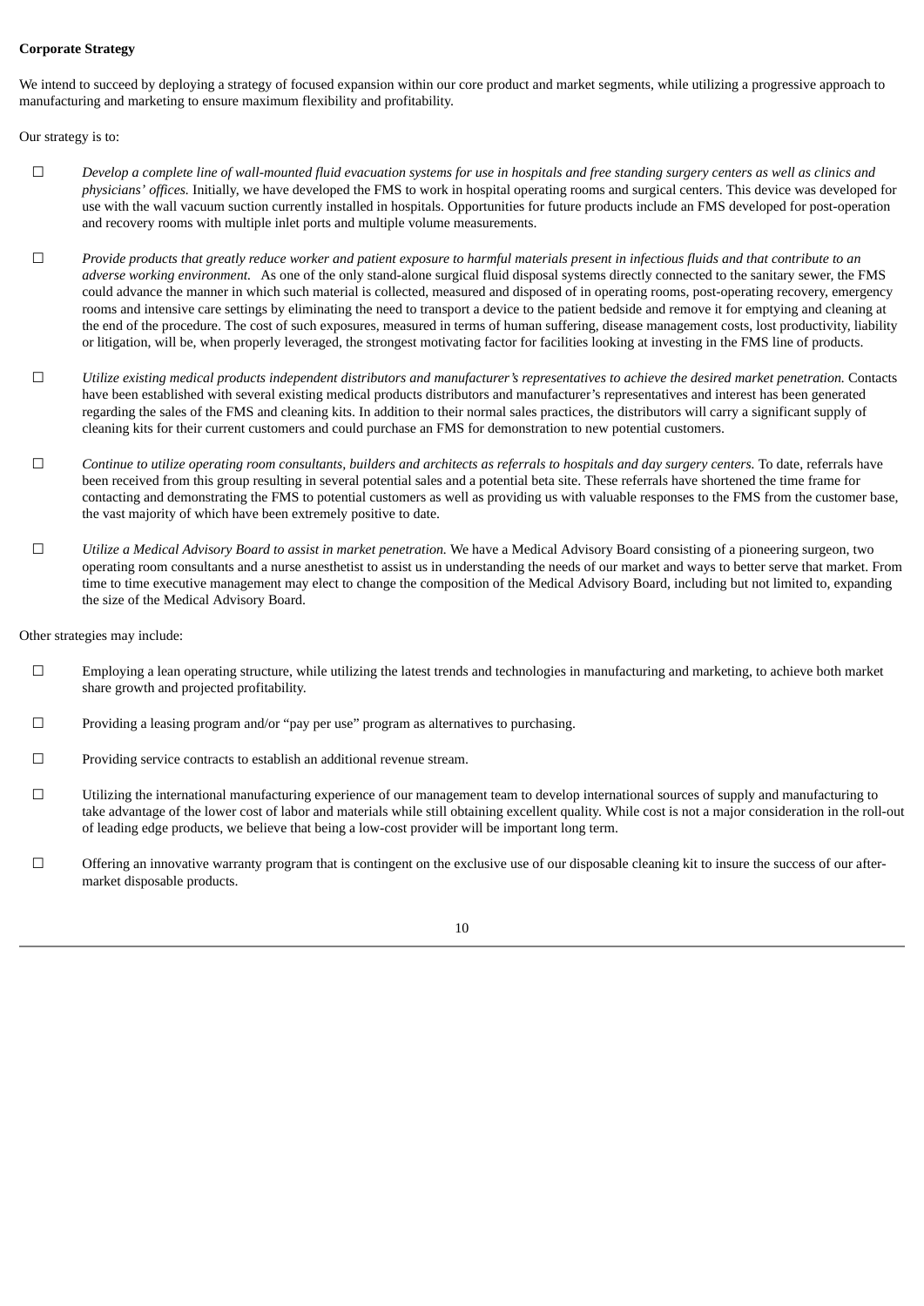**Corporate Strategy**

We intend to succeed by deploying a strategy of focused expansion within our core product and market segments, while utilizing a progressive approach to manufacturing and marketing to ensure maximum flexibility and profitability.

Our strategy is to:

- *Develop a complete line of wall-mounted fluid evacuation systems for use in hospitals and free standing surgery centers as well as clinics and physicians' offices.* Initially, we have developed the FMS to work in hospital operating rooms and surgical centers. This device was developed for use with the wall vacuum suction currently installed in hospitals. Opportunities for future products include an FMS developed for post-operation and recovery rooms with multiple inlet ports and multiple volume measurements.

- *Provide products that greatly reduce worker and patient exposure to harmful materials present in infectious fluids and that contribute to an adverse working environment.* As one of the only stand-alone surgical fluid disposal systems directly connected to the sanitary sewer, the FMS could advance the manner in which such material is collected, measured and disposed of in operating rooms, post-operating recovery, emergency rooms and intensive care settings by eliminating the need to transport a device to the patient bedside and remove it for emptying and cleaning at the end of the procedure. The cost of such exposures, measured in terms of human suffering, disease management costs, lost productivity, liability or litigation, will be, when properly leveraged, the strongest motivating factor for facilities looking at investing in the FMS line of products.

- *Utilize existing medical products independent distributors and manufacturer's representatives to achieve the desired market penetration.* Contacts have been established with several existing medical products distributors and manufacturer's representatives and interest has been generated regarding the sales of the FMS and cleaning kits. In addition to their normal sales practices, the distributors will carry a significant supply of cleaning kits for their current customers and could purchase an FMS for demonstration to new potential customers.

- *Continue to utilize operating room consultants, builders and architects as referrals to hospitals and day surgery centers.* To date, referrals have been received from this group resulting in several potential sales and a potential beta site. These referrals have shortened the time frame for contacting and demonstrating the FMS to potential customers as well as providing us with valuable responses to the FMS from the customer base, the vast majority of which have been extremely positive to date.

- *Utilize a Medical Advisory Board to assist in market penetration.* We have a Medical Advisory Board consisting of a pioneering surgeon, two operating room consultants and a nurse anesthetist to assist us in understanding the needs of our market and ways to better serve that market. From time to time executive management may elect to change the composition of the Medical Advisory Board, including but not limited to, expanding the size of the Medical Advisory Board.

Other strategies may include:

- Employing a lean operating structure, while utilizing the latest trends and technologies in manufacturing and marketing, to achieve both market share growth and projected profitability.

- Providing a leasing program and/or "pay per use" program as alternatives to purchasing.

- Providing service contracts to establish an additional revenue stream.

- Utilizing the international manufacturing experience of our management team to develop international sources of supply and manufacturing to take advantage of the lower cost of labor and materials while still obtaining excellent quality. While cost is not a major consideration in the roll-out of leading edge products, we believe that being a low-cost provider will be important long term.

- Offering an innovative warranty program that is contingent on the exclusive use of our disposable cleaning kit to insure the success of our after-market disposable products.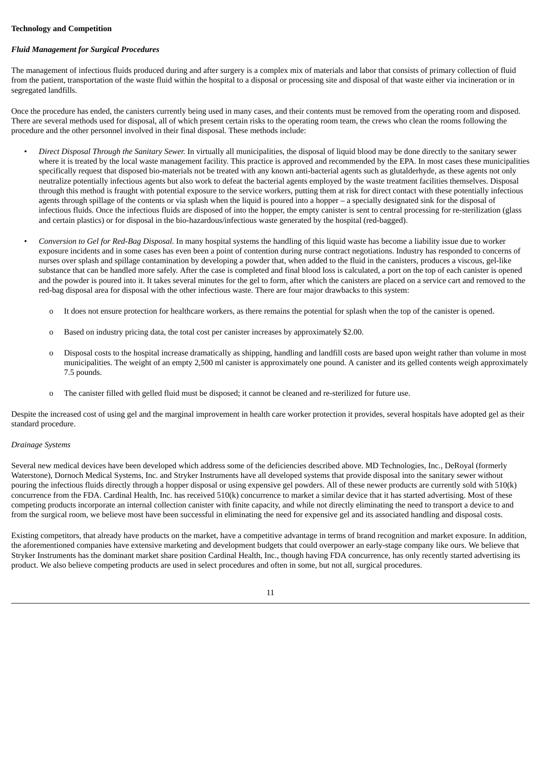**Technology and Competition**

***Fluid Management for Surgical Procedures***

The management of infectious fluids produced during and after surgery is a complex mix of materials and labor that consists of primary collection of fluid from the patient, transportation of the waste fluid within the hospital to a disposal or processing site and disposal of that waste either via incineration or in segregated landfills.

Once the procedure has ended, the canisters currently being used in many cases, and their contents must be removed from the operating room and disposed. There are several methods used for disposal, all of which present certain risks to the operating room team, the crews who clean the rooms following the procedure and the other personnel involved in their final disposal. These methods include:

- *Direct Disposal Through the Sanitary Sewer.* In virtually all municipalities, the disposal of liquid blood may be done directly to the sanitary sewer where it is treated by the local waste management facility. This practice is approved and recommended by the EPA. In most cases these municipalities specifically request that disposed bio-materials not be treated with any known anti-bacterial agents such as glutalderhyde, as these agents not only neutralize potentially infectious agents but also work to defeat the bacterial agents employed by the waste treatment facilities themselves. Disposal through this method is fraught with potential exposure to the service workers, putting them at risk for direct contact with these potentially infectious agents through spillage of the contents or via splash when the liquid is poured into a hopper – a specially designated sink for the disposal of infectious fluids. Once the infectious fluids are disposed of into the hopper, the empty canister is sent to central processing for re-sterilization (glass and certain plastics) or for disposal in the bio-hazardous/infectious waste generated by the hospital (red-bagged).

- *Conversion to Gel for Red-Bag Disposal.* In many hospital systems the handling of this liquid waste has become a liability issue due to worker exposure incidents and in some cases has even been a point of contention during nurse contract negotiations. Industry has responded to concerns of nurses over splash and spillage contamination by developing a powder that, when added to the fluid in the canisters, produces a viscous, gel-like substance that can be handled more safely. After the case is completed and final blood loss is calculated, a port on the top of each canister is opened and the powder is poured into it. It takes several minutes for the gel to form, after which the canisters are placed on a service cart and removed to the red-bag disposal area for disposal with the other infectious waste. There are four major drawbacks to this system:

  - It does not ensure protection for healthcare workers, as there remains the potential for splash when the top of the canister is opened.

  - Based on industry pricing data, the total cost per canister increases by approximately $2.00.

  - Disposal costs to the hospital increase dramatically as shipping, handling and landfill costs are based upon weight rather than volume in most municipalities. The weight of an empty 2,500 ml canister is approximately one pound. A canister and its gelled contents weigh approximately 7.5 pounds.

  - The canister filled with gelled fluid must be disposed; it cannot be cleaned and re-sterilized for future use.

Despite the increased cost of using gel and the marginal improvement in health care worker protection it provides, several hospitals have adopted gel as their standard procedure.

*Drainage Systems*

Several new medical devices have been developed which address some of the deficiencies described above. MD Technologies, Inc., DeRoyal (formerly Waterstone), Dornoch Medical Systems, Inc. and Stryker Instruments have all developed systems that provide disposal into the sanitary sewer without pouring the infectious fluids directly through a hopper disposal or using expensive gel powders. All of these newer products are currently sold with 510(k) concurrence from the FDA. Cardinal Health, Inc. has received 510(k) concurrence to market a similar device that it has started advertising. Most of these competing products incorporate an internal collection canister with finite capacity, and while not directly eliminating the need to transport a device to and from the surgical room, we believe most have been successful in eliminating the need for expensive gel and its associated handling and disposal costs.

Existing competitors, that already have products on the market, have a competitive advantage in terms of brand recognition and market exposure. In addition, the aforementioned companies have extensive marketing and development budgets that could overpower an early-stage company like ours. We believe that Stryker Instruments has the dominant market share position Cardinal Health, Inc., though having FDA concurrence, has only recently started advertising its product. We also believe competing products are used in select procedures and often in some, but not all, surgical procedures.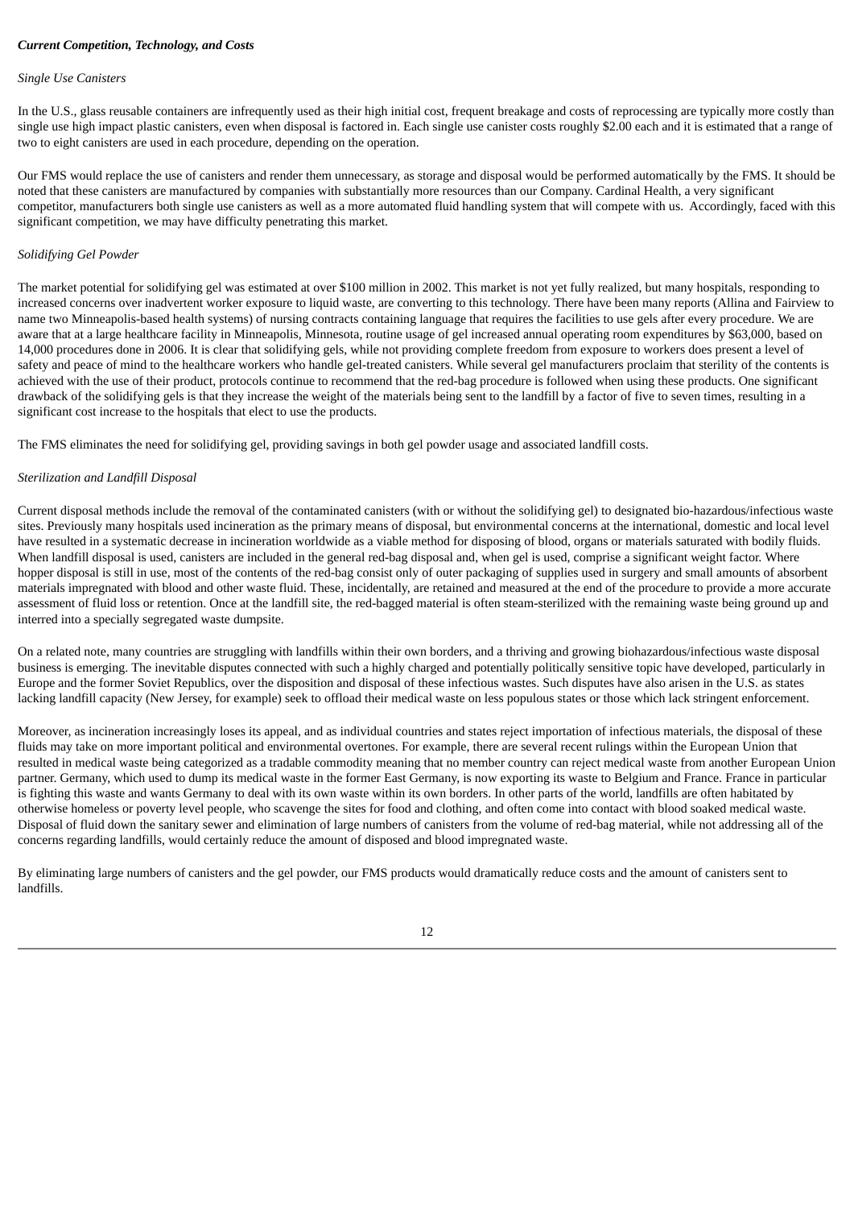***Current Competition, Technology, and Costs***

*Single Use Canisters*

In the U.S., glass reusable containers are infrequently used as their high initial cost, frequent breakage and costs of reprocessing are typically more costly than single use high impact plastic canisters, even when disposal is factored in. Each single use canister costs roughly $2.00 each and it is estimated that a range of two to eight canisters are used in each procedure, depending on the operation.

Our FMS would replace the use of canisters and render them unnecessary, as storage and disposal would be performed automatically by the FMS. It should be noted that these canisters are manufactured by companies with substantially more resources than our Company. Cardinal Health, a very significant competitor, manufacturers both single use canisters as well as a more automated fluid handling system that will compete with us. Accordingly, faced with this significant competition, we may have difficulty penetrating this market.

*Solidifying Gel Powder*

The market potential for solidifying gel was estimated at over $100 million in 2002. This market is not yet fully realized, but many hospitals, responding to increased concerns over inadvertent worker exposure to liquid waste, are converting to this technology. There have been many reports (Allina and Fairview to name two Minneapolis-based health systems) of nursing contracts containing language that requires the facilities to use gels after every procedure. We are aware that at a large healthcare facility in Minneapolis, Minnesota, routine usage of gel increased annual operating room expenditures by $63,000, based on 14,000 procedures done in 2006. It is clear that solidifying gels, while not providing complete freedom from exposure to workers does present a level of safety and peace of mind to the healthcare workers who handle gel-treated canisters. While several gel manufacturers proclaim that sterility of the contents is achieved with the use of their product, protocols continue to recommend that the red-bag procedure is followed when using these products. One significant drawback of the solidifying gels is that they increase the weight of the materials being sent to the landfill by a factor of five to seven times, resulting in a significant cost increase to the hospitals that elect to use the products.

The FMS eliminates the need for solidifying gel, providing savings in both gel powder usage and associated landfill costs.

*Sterilization and Landfill Disposal*

Current disposal methods include the removal of the contaminated canisters (with or without the solidifying gel) to designated bio-hazardous/infectious waste sites. Previously many hospitals used incineration as the primary means of disposal, but environmental concerns at the international, domestic and local level have resulted in a systematic decrease in incineration worldwide as a viable method for disposing of blood, organs or materials saturated with bodily fluids. When landfill disposal is used, canisters are included in the general red-bag disposal and, when gel is used, comprise a significant weight factor. Where hopper disposal is still in use, most of the contents of the red-bag consist only of outer packaging of supplies used in surgery and small amounts of absorbent materials impregnated with blood and other waste fluid. These, incidentally, are retained and measured at the end of the procedure to provide a more accurate assessment of fluid loss or retention. Once at the landfill site, the red-bagged material is often steam-sterilized with the remaining waste being ground up and interred into a specially segregated waste dumpsite.

On a related note, many countries are struggling with landfills within their own borders, and a thriving and growing biohazardous/infectious waste disposal business is emerging. The inevitable disputes connected with such a highly charged and potentially politically sensitive topic have developed, particularly in Europe and the former Soviet Republics, over the disposition and disposal of these infectious wastes. Such disputes have also arisen in the U.S. as states lacking landfill capacity (New Jersey, for example) seek to offload their medical waste on less populous states or those which lack stringent enforcement.

Moreover, as incineration increasingly loses its appeal, and as individual countries and states reject importation of infectious materials, the disposal of these fluids may take on more important political and environmental overtones. For example, there are several recent rulings within the European Union that resulted in medical waste being categorized as a tradable commodity meaning that no member country can reject medical waste from another European Union partner. Germany, which used to dump its medical waste in the former East Germany, is now exporting its waste to Belgium and France. France in particular is fighting this waste and wants Germany to deal with its own waste within its own borders. In other parts of the world, landfills are often habitated by otherwise homeless or poverty level people, who scavenge the sites for food and clothing, and often come into contact with blood soaked medical waste. Disposal of fluid down the sanitary sewer and elimination of large numbers of canisters from the volume of red-bag material, while not addressing all of the concerns regarding landfills, would certainly reduce the amount of disposed and blood impregnated waste.

By eliminating large numbers of canisters and the gel powder, our FMS products would dramatically reduce costs and the amount of canisters sent to landfills.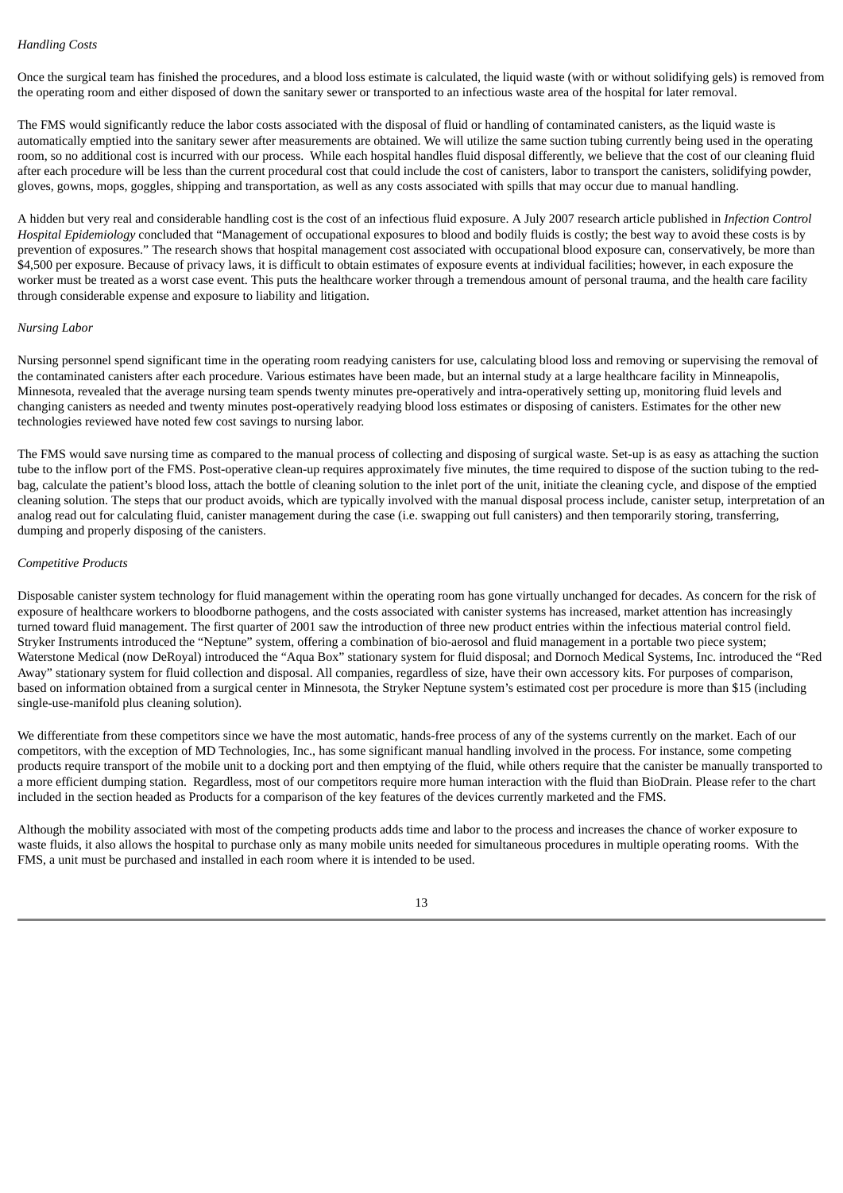*Handling Costs*

Once the surgical team has finished the procedures, and a blood loss estimate is calculated, the liquid waste (with or without solidifying gels) is removed from the operating room and either disposed of down the sanitary sewer or transported to an infectious waste area of the hospital for later removal.

The FMS would significantly reduce the labor costs associated with the disposal of fluid or handling of contaminated canisters, as the liquid waste is automatically emptied into the sanitary sewer after measurements are obtained. We will utilize the same suction tubing currently being used in the operating room, so no additional cost is incurred with our process. While each hospital handles fluid disposal differently, we believe that the cost of our cleaning fluid after each procedure will be less than the current procedural cost that could include the cost of canisters, labor to transport the canisters, solidifying powder, gloves, gowns, mops, goggles, shipping and transportation, as well as any costs associated with spills that may occur due to manual handling.

A hidden but very real and considerable handling cost is the cost of an infectious fluid exposure. A July 2007 research article published in *Infection Control Hospital Epidemiology* concluded that "Management of occupational exposures to blood and bodily fluids is costly; the best way to avoid these costs is by prevention of exposures." The research shows that hospital management cost associated with occupational blood exposure can, conservatively, be more than $4,500 per exposure. Because of privacy laws, it is difficult to obtain estimates of exposure events at individual facilities; however, in each exposure the worker must be treated as a worst case event. This puts the healthcare worker through a tremendous amount of personal trauma, and the health care facility through considerable expense and exposure to liability and litigation.

*Nursing Labor*

Nursing personnel spend significant time in the operating room readying canisters for use, calculating blood loss and removing or supervising the removal of the contaminated canisters after each procedure. Various estimates have been made, but an internal study at a large healthcare facility in Minneapolis, Minnesota, revealed that the average nursing team spends twenty minutes pre-operatively and intra-operatively setting up, monitoring fluid levels and changing canisters as needed and twenty minutes post-operatively readying blood loss estimates or disposing of canisters. Estimates for the other new technologies reviewed have noted few cost savings to nursing labor.

The FMS would save nursing time as compared to the manual process of collecting and disposing of surgical waste. Set-up is as easy as attaching the suction tube to the inflow port of the FMS. Post-operative clean-up requires approximately five minutes, the time required to dispose of the suction tubing to the red-bag, calculate the patient's blood loss, attach the bottle of cleaning solution to the inlet port of the unit, initiate the cleaning cycle, and dispose of the emptied cleaning solution. The steps that our product avoids, which are typically involved with the manual disposal process include, canister setup, interpretation of an analog read out for calculating fluid, canister management during the case (i.e. swapping out full canisters) and then temporarily storing, transferring, dumping and properly disposing of the canisters.

*Competitive Products*

Disposable canister system technology for fluid management within the operating room has gone virtually unchanged for decades. As concern for the risk of exposure of healthcare workers to bloodborne pathogens, and the costs associated with canister systems has increased, market attention has increasingly turned toward fluid management. The first quarter of 2001 saw the introduction of three new product entries within the infectious material control field. Stryker Instruments introduced the "Neptune" system, offering a combination of bio-aerosol and fluid management in a portable two piece system; Waterstone Medical (now DeRoyal) introduced the "Aqua Box" stationary system for fluid disposal; and Dornoch Medical Systems, Inc. introduced the "Red Away" stationary system for fluid collection and disposal. All companies, regardless of size, have their own accessory kits. For purposes of comparison, based on information obtained from a surgical center in Minnesota, the Stryker Neptune system's estimated cost per procedure is more than $15 (including single-use-manifold plus cleaning solution).

We differentiate from these competitors since we have the most automatic, hands-free process of any of the systems currently on the market. Each of our competitors, with the exception of MD Technologies, Inc., has some significant manual handling involved in the process. For instance, some competing products require transport of the mobile unit to a docking port and then emptying of the fluid, while others require that the canister be manually transported to a more efficient dumping station. Regardless, most of our competitors require more human interaction with the fluid than BioDrain. Please refer to the chart included in the section headed as Products for a comparison of the key features of the devices currently marketed and the FMS.

Although the mobility associated with most of the competing products adds time and labor to the process and increases the chance of worker exposure to waste fluids, it also allows the hospital to purchase only as many mobile units needed for simultaneous procedures in multiple operating rooms. With the FMS, a unit must be purchased and installed in each room where it is intended to be used.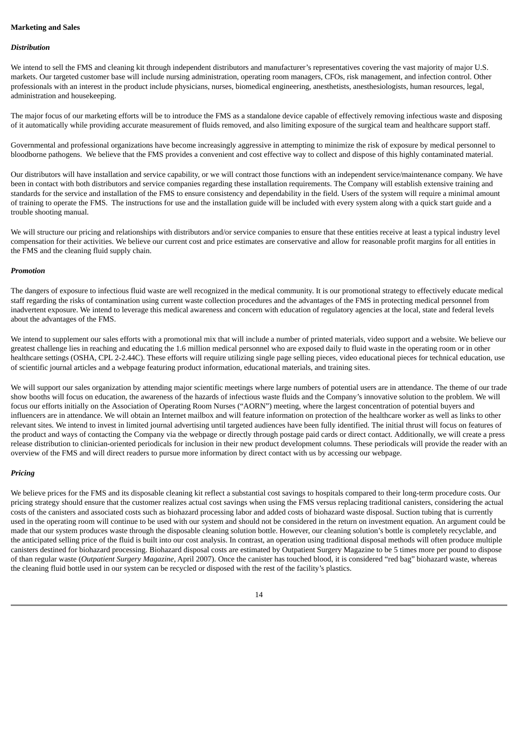**Marketing and Sales**

***Distribution***

We intend to sell the FMS and cleaning kit through independent distributors and manufacturer's representatives covering the vast majority of major U.S. markets. Our targeted customer base will include nursing administration, operating room managers, CFOs, risk management, and infection control. Other professionals with an interest in the product include physicians, nurses, biomedical engineering, anesthetists, anesthesiologists, human resources, legal, administration and housekeeping.

The major focus of our marketing efforts will be to introduce the FMS as a standalone device capable of effectively removing infectious waste and disposing of it automatically while providing accurate measurement of fluids removed, and also limiting exposure of the surgical team and healthcare support staff.

Governmental and professional organizations have become increasingly aggressive in attempting to minimize the risk of exposure by medical personnel to bloodborne pathogens. We believe that the FMS provides a convenient and cost effective way to collect and dispose of this highly contaminated material.

Our distributors will have installation and service capability, or we will contract those functions with an independent service/maintenance company. We have been in contact with both distributors and service companies regarding these installation requirements. The Company will establish extensive training and standards for the service and installation of the FMS to ensure consistency and dependability in the field. Users of the system will require a minimal amount of training to operate the FMS. The instructions for use and the installation guide will be included with every system along with a quick start guide and a trouble shooting manual.

We will structure our pricing and relationships with distributors and/or service companies to ensure that these entities receive at least a typical industry level compensation for their activities. We believe our current cost and price estimates are conservative and allow for reasonable profit margins for all entities in the FMS and the cleaning fluid supply chain.

***Promotion***

The dangers of exposure to infectious fluid waste are well recognized in the medical community. It is our promotional strategy to effectively educate medical staff regarding the risks of contamination using current waste collection procedures and the advantages of the FMS in protecting medical personnel from inadvertent exposure. We intend to leverage this medical awareness and concern with education of regulatory agencies at the local, state and federal levels about the advantages of the FMS.

We intend to supplement our sales efforts with a promotional mix that will include a number of printed materials, video support and a website. We believe our greatest challenge lies in reaching and educating the 1.6 million medical personnel who are exposed daily to fluid waste in the operating room or in other healthcare settings (OSHA, CPL 2-2.44C). These efforts will require utilizing single page selling pieces, video educational pieces for technical education, use of scientific journal articles and a webpage featuring product information, educational materials, and training sites.

We will support our sales organization by attending major scientific meetings where large numbers of potential users are in attendance. The theme of our trade show booths will focus on education, the awareness of the hazards of infectious waste fluids and the Company's innovative solution to the problem. We will focus our efforts initially on the Association of Operating Room Nurses ("AORN") meeting, where the largest concentration of potential buyers and influencers are in attendance. We will obtain an Internet mailbox and will feature information on protection of the healthcare worker as well as links to other relevant sites. We intend to invest in limited journal advertising until targeted audiences have been fully identified. The initial thrust will focus on features of the product and ways of contacting the Company via the webpage or directly through postage paid cards or direct contact. Additionally, we will create a press release distribution to clinician-oriented periodicals for inclusion in their new product development columns. These periodicals will provide the reader with an overview of the FMS and will direct readers to pursue more information by direct contact with us by accessing our webpage.

***Pricing***

We believe prices for the FMS and its disposable cleaning kit reflect a substantial cost savings to hospitals compared to their long-term procedure costs. Our pricing strategy should ensure that the customer realizes actual cost savings when using the FMS versus replacing traditional canisters, considering the actual costs of the canisters and associated costs such as biohazard processing labor and added costs of biohazard waste disposal. Suction tubing that is currently used in the operating room will continue to be used with our system and should not be considered in the return on investment equation. An argument could be made that our system produces waste through the disposable cleaning solution bottle. However, our cleaning solution's bottle is completely recyclable, and the anticipated selling price of the fluid is built into our cost analysis. In contrast, an operation using traditional disposal methods will often produce multiple canisters destined for biohazard processing. Biohazard disposal costs are estimated by Outpatient Surgery Magazine to be 5 times more per pound to dispose of than regular waste (*Outpatient Surgery Magazine*, April 2007). Once the canister has touched blood, it is considered "red bag" biohazard waste, whereas the cleaning fluid bottle used in our system can be recycled or disposed with the rest of the facility's plastics.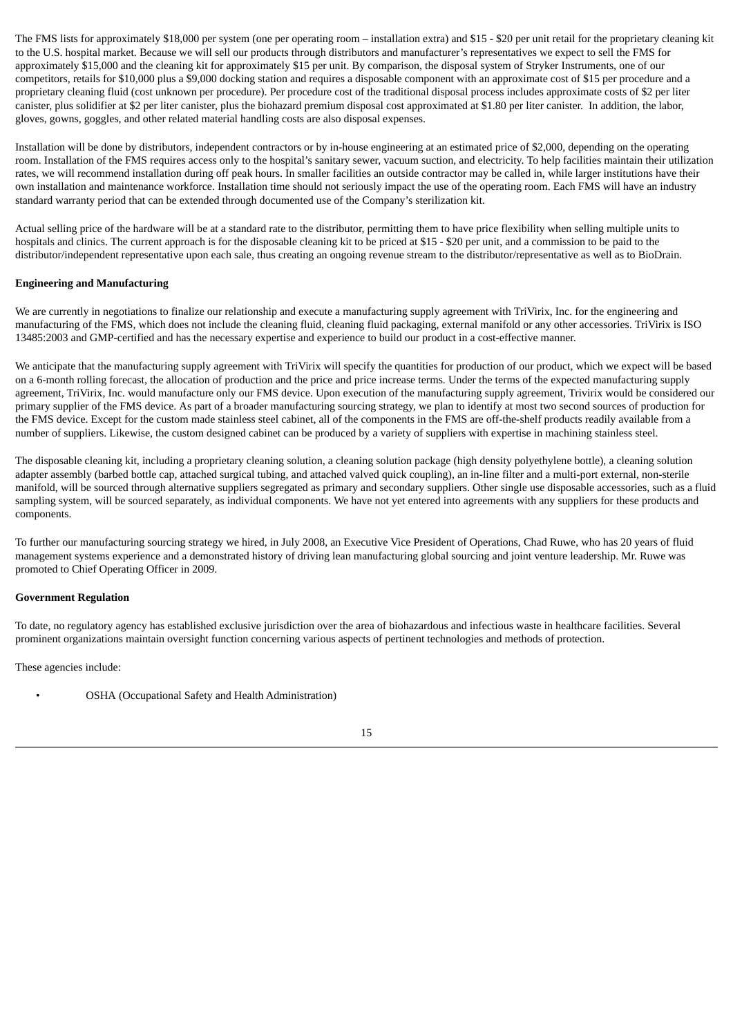The FMS lists for approximately $18,000 per system (one per operating room – installation extra) and $15 - $20 per unit retail for the proprietary cleaning kit to the U.S. hospital market. Because we will sell our products through distributors and manufacturer's representatives we expect to sell the FMS for approximately $15,000 and the cleaning kit for approximately $15 per unit. By comparison, the disposal system of Stryker Instruments, one of our competitors, retails for $10,000 plus a $9,000 docking station and requires a disposable component with an approximate cost of $15 per procedure and a proprietary cleaning fluid (cost unknown per procedure). Per procedure cost of the traditional disposal process includes approximate costs of $2 per liter canister, plus solidifier at $2 per liter canister, plus the biohazard premium disposal cost approximated at $1.80 per liter canister. In addition, the labor, gloves, gowns, goggles, and other related material handling costs are also disposal expenses.

Installation will be done by distributors, independent contractors or by in-house engineering at an estimated price of $2,000, depending on the operating room. Installation of the FMS requires access only to the hospital's sanitary sewer, vacuum suction, and electricity. To help facilities maintain their utilization rates, we will recommend installation during off peak hours. In smaller facilities an outside contractor may be called in, while larger institutions have their own installation and maintenance workforce. Installation time should not seriously impact the use of the operating room. Each FMS will have an industry standard warranty period that can be extended through documented use of the Company's sterilization kit.

Actual selling price of the hardware will be at a standard rate to the distributor, permitting them to have price flexibility when selling multiple units to hospitals and clinics. The current approach is for the disposable cleaning kit to be priced at $15 - $20 per unit, and a commission to be paid to the distributor/independent representative upon each sale, thus creating an ongoing revenue stream to the distributor/representative as well as to BioDrain.

**Engineering and Manufacturing**

We are currently in negotiations to finalize our relationship and execute a manufacturing supply agreement with TriVirix, Inc. for the engineering and manufacturing of the FMS, which does not include the cleaning fluid, cleaning fluid packaging, external manifold or any other accessories. TriVirix is ISO 13485:2003 and GMP-certified and has the necessary expertise and experience to build our product in a cost-effective manner.

We anticipate that the manufacturing supply agreement with TriVirix will specify the quantities for production of our product, which we expect will be based on a 6-month rolling forecast, the allocation of production and the price and price increase terms. Under the terms of the expected manufacturing supply agreement, TriVirix, Inc. would manufacture only our FMS device. Upon execution of the manufacturing supply agreement, Trivirix would be considered our primary supplier of the FMS device. As part of a broader manufacturing sourcing strategy, we plan to identify at most two second sources of production for the FMS device. Except for the custom made stainless steel cabinet, all of the components in the FMS are off-the-shelf products readily available from a number of suppliers. Likewise, the custom designed cabinet can be produced by a variety of suppliers with expertise in machining stainless steel.

The disposable cleaning kit, including a proprietary cleaning solution, a cleaning solution package (high density polyethylene bottle), a cleaning solution adapter assembly (barbed bottle cap, attached surgical tubing, and attached valved quick coupling), an in-line filter and a multi-port external, non-sterile manifold, will be sourced through alternative suppliers segregated as primary and secondary suppliers. Other single use disposable accessories, such as a fluid sampling system, will be sourced separately, as individual components. We have not yet entered into agreements with any suppliers for these products and components.

To further our manufacturing sourcing strategy we hired, in July 2008, an Executive Vice President of Operations, Chad Ruwe, who has 20 years of fluid management systems experience and a demonstrated history of driving lean manufacturing global sourcing and joint venture leadership. Mr. Ruwe was promoted to Chief Operating Officer in 2009.

**Government Regulation**

To date, no regulatory agency has established exclusive jurisdiction over the area of biohazardous and infectious waste in healthcare facilities. Several prominent organizations maintain oversight function concerning various aspects of pertinent technologies and methods of protection.

These agencies include:

- OSHA (Occupational Safety and Health Administration)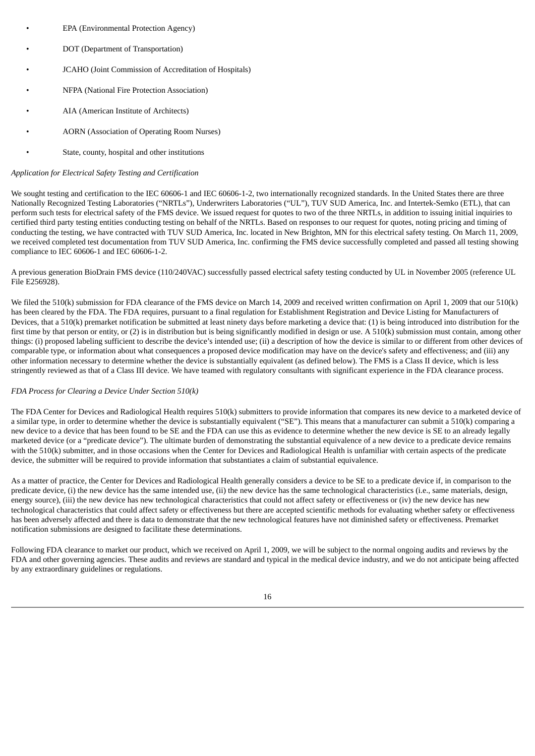- EPA (Environmental Protection Agency)
- DOT (Department of Transportation)
- JCAHO (Joint Commission of Accreditation of Hospitals)
- NFPA (National Fire Protection Association)
- AIA (American Institute of Architects)
- AORN (Association of Operating Room Nurses)
- State, county, hospital and other institutions

*Application for Electrical Safety Testing and Certification*

We sought testing and certification to the IEC 60606-1 and IEC 60606-1-2, two internationally recognized standards. In the United States there are three Nationally Recognized Testing Laboratories ("NRTLs"), Underwriters Laboratories ("UL"), TUV SUD America, Inc. and Intertek-Semko (ETL), that can perform such tests for electrical safety of the FMS device. We issued request for quotes to two of the three NRTLs, in addition to issuing initial inquiries to certified third party testing entities conducting testing on behalf of the NRTLs. Based on responses to our request for quotes, noting pricing and timing of conducting the testing, we have contracted with TUV SUD America, Inc. located in New Brighton, MN for this electrical safety testing. On March 11, 2009, we received completed test documentation from TUV SUD America, Inc. confirming the FMS device successfully completed and passed all testing showing compliance to IEC 60606-1 and IEC 60606-1-2.

A previous generation BioDrain FMS device (110/240VAC) successfully passed electrical safety testing conducted by UL in November 2005 (reference UL File E256928).

We filed the 510(k) submission for FDA clearance of the FMS device on March 14, 2009 and received written confirmation on April 1, 2009 that our 510(k) has been cleared by the FDA. The FDA requires, pursuant to a final regulation for Establishment Registration and Device Listing for Manufacturers of Devices, that a 510(k) premarket notification be submitted at least ninety days before marketing a device that: (1) is being introduced into distribution for the first time by that person or entity, or (2) is in distribution but is being significantly modified in design or use. A 510(k) submission must contain, among other things: (i) proposed labeling sufficient to describe the device's intended use; (ii) a description of how the device is similar to or different from other devices of comparable type, or information about what consequences a proposed device modification may have on the device's safety and effectiveness; and (iii) any other information necessary to determine whether the device is substantially equivalent (as defined below). The FMS is a Class II device, which is less stringently reviewed as that of a Class III device. We have teamed with regulatory consultants with significant experience in the FDA clearance process.

*FDA Process for Clearing a Device Under Section 510(k)*

The FDA Center for Devices and Radiological Health requires 510(k) submitters to provide information that compares its new device to a marketed device of a similar type, in order to determine whether the device is substantially equivalent ("SE"). This means that a manufacturer can submit a 510(k) comparing a new device to a device that has been found to be SE and the FDA can use this as evidence to determine whether the new device is SE to an already legally marketed device (or a "predicate device"). The ultimate burden of demonstrating the substantial equivalence of a new device to a predicate device remains with the 510(k) submitter, and in those occasions when the Center for Devices and Radiological Health is unfamiliar with certain aspects of the predicate device, the submitter will be required to provide information that substantiates a claim of substantial equivalence.

As a matter of practice, the Center for Devices and Radiological Health generally considers a device to be SE to a predicate device if, in comparison to the predicate device, (i) the new device has the same intended use, (ii) the new device has the same technological characteristics (i.e., same materials, design, energy source), (iii) the new device has new technological characteristics that could not affect safety or effectiveness or (iv) the new device has new technological characteristics that could affect safety or effectiveness but there are accepted scientific methods for evaluating whether safety or effectiveness has been adversely affected and there is data to demonstrate that the new technological features have not diminished safety or effectiveness. Premarket notification submissions are designed to facilitate these determinations.

Following FDA clearance to market our product, which we received on April 1, 2009, we will be subject to the normal ongoing audits and reviews by the FDA and other governing agencies. These audits and reviews are standard and typical in the medical device industry, and we do not anticipate being affected by any extraordinary guidelines or regulations.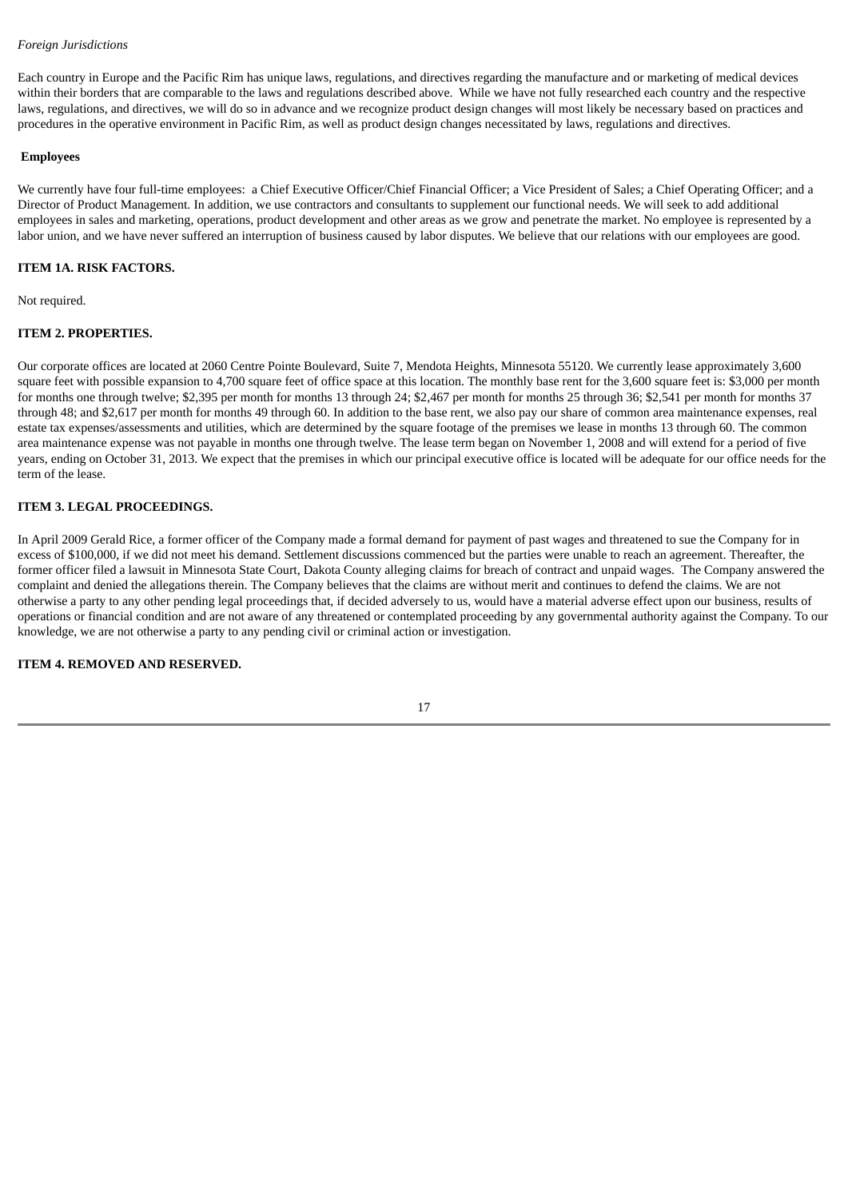*Foreign Jurisdictions*

Each country in Europe and the Pacific Rim has unique laws, regulations, and directives regarding the manufacture and or marketing of medical devices within their borders that are comparable to the laws and regulations described above. While we have not fully researched each country and the respective laws, regulations, and directives, we will do so in advance and we recognize product design changes will most likely be necessary based on practices and procedures in the operative environment in Pacific Rim, as well as product design changes necessitated by laws, regulations and directives.

**Employees**

We currently have four full-time employees: a Chief Executive Officer/Chief Financial Officer; a Vice President of Sales; a Chief Operating Officer; and a Director of Product Management. In addition, we use contractors and consultants to supplement our functional needs. We will seek to add additional employees in sales and marketing, operations, product development and other areas as we grow and penetrate the market. No employee is represented by a labor union, and we have never suffered an interruption of business caused by labor disputes. We believe that our relations with our employees are good.

**ITEM 1A. RISK FACTORS.**

Not required.

**ITEM 2. PROPERTIES.**

Our corporate offices are located at 2060 Centre Pointe Boulevard, Suite 7, Mendota Heights, Minnesota 55120. We currently lease approximately 3,600 square feet with possible expansion to 4,700 square feet of office space at this location. The monthly base rent for the 3,600 square feet is: $3,000 per month for months one through twelve; $2,395 per month for months 13 through 24; $2,467 per month for months 25 through 36; $2,541 per month for months 37 through 48; and $2,617 per month for months 49 through 60. In addition to the base rent, we also pay our share of common area maintenance expenses, real estate tax expenses/assessments and utilities, which are determined by the square footage of the premises we lease in months 13 through 60. The common area maintenance expense was not payable in months one through twelve. The lease term began on November 1, 2008 and will extend for a period of five years, ending on October 31, 2013. We expect that the premises in which our principal executive office is located will be adequate for our office needs for the term of the lease.

**ITEM 3. LEGAL PROCEEDINGS.**

In April 2009 Gerald Rice, a former officer of the Company made a formal demand for payment of past wages and threatened to sue the Company for in excess of $100,000, if we did not meet his demand. Settlement discussions commenced but the parties were unable to reach an agreement. Thereafter, the former officer filed a lawsuit in Minnesota State Court, Dakota County alleging claims for breach of contract and unpaid wages. The Company answered the complaint and denied the allegations therein. The Company believes that the claims are without merit and continues to defend the claims. We are not otherwise a party to any other pending legal proceedings that, if decided adversely to us, would have a material adverse effect upon our business, results of operations or financial condition and are not aware of any threatened or contemplated proceeding by any governmental authority against the Company. To our knowledge, we are not otherwise a party to any pending civil or criminal action or investigation.

**ITEM 4. REMOVED AND RESERVED.**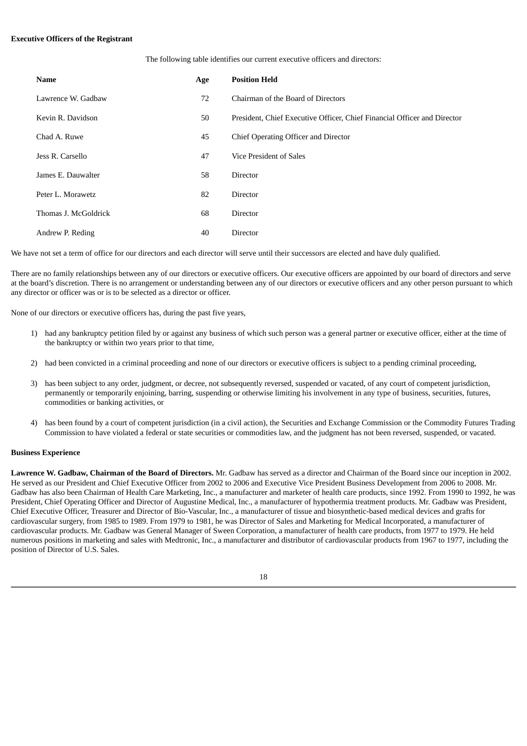**Executive Officers of the Registrant**

The following table identifies our current executive officers and directors:

| Name | Age | Position Held |
|---|---|---|
| Lawrence W. Gadbaw | 72 | Chairman of the Board of Directors |
| Kevin R. Davidson | 50 | President, Chief Executive Officer, Chief Financial Officer and Director |
| Chad A. Ruwe | 45 | Chief Operating Officer and Director |
| Jess R. Carsello | 47 | Vice President of Sales |
| James E. Dauwalter | 58 | Director |
| Peter L. Morawetz | 82 | Director |
| Thomas J. McGoldrick | 68 | Director |
| Andrew P. Reding | 40 | Director |

We have not set a term of office for our directors and each director will serve until their successors are elected and have duly qualified.

There are no family relationships between any of our directors or executive officers. Our executive officers are appointed by our board of directors and serve at the board's discretion. There is no arrangement or understanding between any of our directors or executive officers and any other person pursuant to which any director or officer was or is to be selected as a director or officer.

None of our directors or executive officers has, during the past five years,

1) had any bankruptcy petition filed by or against any business of which such person was a general partner or executive officer, either at the time of the bankruptcy or within two years prior to that time,

2) had been convicted in a criminal proceeding and none of our directors or executive officers is subject to a pending criminal proceeding,

3) has been subject to any order, judgment, or decree, not subsequently reversed, suspended or vacated, of any court of competent jurisdiction, permanently or temporarily enjoining, barring, suspending or otherwise limiting his involvement in any type of business, securities, futures, commodities or banking activities, or

4) has been found by a court of competent jurisdiction (in a civil action), the Securities and Exchange Commission or the Commodity Futures Trading Commission to have violated a federal or state securities or commodities law, and the judgment has not been reversed, suspended, or vacated.

**Business Experience**

**Lawrence W. Gadbaw, Chairman of the Board of Directors.** Mr. Gadbaw has served as a director and Chairman of the Board since our inception in 2002. He served as our President and Chief Executive Officer from 2002 to 2006 and Executive Vice President Business Development from 2006 to 2008. Mr. Gadbaw has also been Chairman of Health Care Marketing, Inc., a manufacturer and marketer of health care products, since 1992. From 1990 to 1992, he was President, Chief Operating Officer and Director of Augustine Medical, Inc., a manufacturer of hypothermia treatment products. Mr. Gadbaw was President, Chief Executive Officer, Treasurer and Director of Bio-Vascular, Inc., a manufacturer of tissue and biosynthetic-based medical devices and grafts for cardiovascular surgery, from 1985 to 1989. From 1979 to 1981, he was Director of Sales and Marketing for Medical Incorporated, a manufacturer of cardiovascular products. Mr. Gadbaw was General Manager of Sween Corporation, a manufacturer of health care products, from 1977 to 1979. He held numerous positions in marketing and sales with Medtronic, Inc., a manufacturer and distributor of cardiovascular products from 1967 to 1977, including the position of Director of U.S. Sales.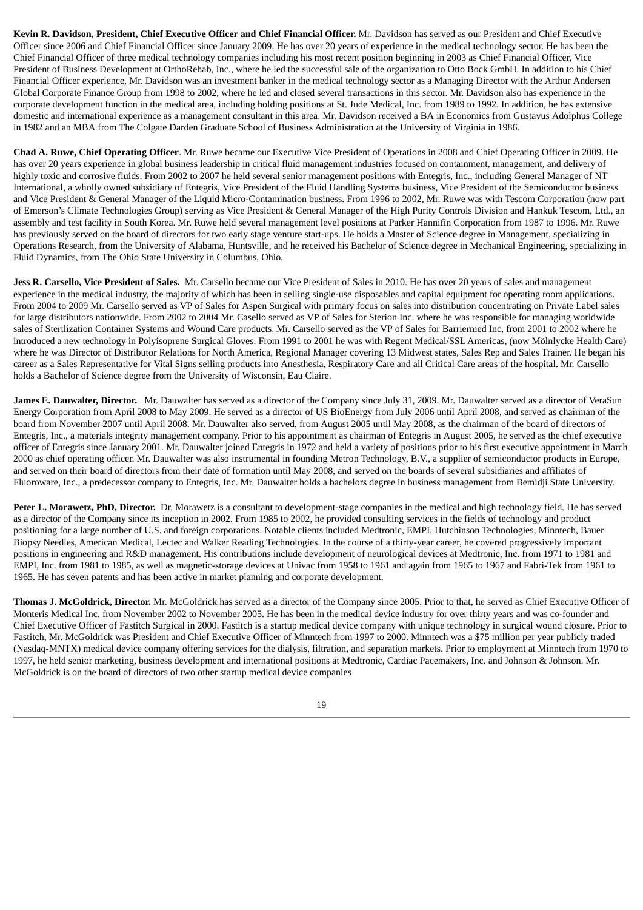**Kevin R. Davidson, President, Chief Executive Officer and Chief Financial Officer.** Mr. Davidson has served as our President and Chief Executive Officer since 2006 and Chief Financial Officer since January 2009. He has over 20 years of experience in the medical technology sector. He has been the Chief Financial Officer of three medical technology companies including his most recent position beginning in 2003 as Chief Financial Officer, Vice President of Business Development at OrthoRehab, Inc., where he led the successful sale of the organization to Otto Bock GmbH. In addition to his Chief Financial Officer experience, Mr. Davidson was an investment banker in the medical technology sector as a Managing Director with the Arthur Andersen Global Corporate Finance Group from 1998 to 2002, where he led and closed several transactions in this sector. Mr. Davidson also has experience in the corporate development function in the medical area, including holding positions at St. Jude Medical, Inc. from 1989 to 1992. In addition, he has extensive domestic and international experience as a management consultant in this area. Mr. Davidson received a BA in Economics from Gustavus Adolphus College in 1982 and an MBA from The Colgate Darden Graduate School of Business Administration at the University of Virginia in 1986.

**Chad A. Ruwe, Chief Operating Officer**. Mr. Ruwe became our Executive Vice President of Operations in 2008 and Chief Operating Officer in 2009. He has over 20 years experience in global business leadership in critical fluid management industries focused on containment, management, and delivery of highly toxic and corrosive fluids. From 2002 to 2007 he held several senior management positions with Entegris, Inc., including General Manager of NT International, a wholly owned subsidiary of Entegris, Vice President of the Fluid Handling Systems business, Vice President of the Semiconductor business and Vice President & General Manager of the Liquid Micro-Contamination business. From 1996 to 2002, Mr. Ruwe was with Tescom Corporation (now part of Emerson's Climate Technologies Group) serving as Vice President & General Manager of the High Purity Controls Division and Hankuk Tescom, Ltd., an assembly and test facility in South Korea. Mr. Ruwe held several management level positions at Parker Hannifin Corporation from 1987 to 1996. Mr. Ruwe has previously served on the board of directors for two early stage venture start-ups. He holds a Master of Science degree in Management, specializing in Operations Research, from the University of Alabama, Huntsville, and he received his Bachelor of Science degree in Mechanical Engineering, specializing in Fluid Dynamics, from The Ohio State University in Columbus, Ohio.

**Jess R. Carsello, Vice President of Sales.** Mr. Carsello became our Vice President of Sales in 2010. He has over 20 years of sales and management experience in the medical industry, the majority of which has been in selling single-use disposables and capital equipment for operating room applications. From 2004 to 2009 Mr. Carsello served as VP of Sales for Aspen Surgical with primary focus on sales into distribution concentrating on Private Label sales for large distributors nationwide. From 2002 to 2004 Mr. Casello served as VP of Sales for Sterion Inc. where he was responsible for managing worldwide sales of Sterilization Container Systems and Wound Care products. Mr. Carsello served as the VP of Sales for Barriermed Inc, from 2001 to 2002 where he introduced a new technology in Polyisoprene Surgical Gloves. From 1991 to 2001 he was with Regent Medical/SSL Americas, (now Mölnlycke Health Care) where he was Director of Distributor Relations for North America, Regional Manager covering 13 Midwest states, Sales Rep and Sales Trainer. He began his career as a Sales Representative for Vital Signs selling products into Anesthesia, Respiratory Care and all Critical Care areas of the hospital. Mr. Carsello holds a Bachelor of Science degree from the University of Wisconsin, Eau Claire.

**James E. Dauwalter, Director.** Mr. Dauwalter has served as a director of the Company since July 31, 2009. Mr. Dauwalter served as a director of VeraSun Energy Corporation from April 2008 to May 2009. He served as a director of US BioEnergy from July 2006 until April 2008, and served as chairman of the board from November 2007 until April 2008. Mr. Dauwalter also served, from August 2005 until May 2008, as the chairman of the board of directors of Entegris, Inc., a materials integrity management company. Prior to his appointment as chairman of Entegris in August 2005, he served as the chief executive officer of Entegris since January 2001. Mr. Dauwalter joined Entegris in 1972 and held a variety of positions prior to his first executive appointment in March 2000 as chief operating officer. Mr. Dauwalter was also instrumental in founding Metron Technology, B.V., a supplier of semiconductor products in Europe, and served on their board of directors from their date of formation until May 2008, and served on the boards of several subsidiaries and affiliates of Fluoroware, Inc., a predecessor company to Entegris, Inc. Mr. Dauwalter holds a bachelors degree in business management from Bemidji State University.

**Peter L. Morawetz, PhD, Director.** Dr. Morawetz is a consultant to development-stage companies in the medical and high technology field. He has served as a director of the Company since its inception in 2002. From 1985 to 2002, he provided consulting services in the fields of technology and product positioning for a large number of U.S. and foreign corporations. Notable clients included Medtronic, EMPI, Hutchinson Technologies, Minntech, Bauer Biopsy Needles, American Medical, Lectec and Walker Reading Technologies. In the course of a thirty-year career, he covered progressively important positions in engineering and R&D management. His contributions include development of neurological devices at Medtronic, Inc. from 1971 to 1981 and EMPI, Inc. from 1981 to 1985, as well as magnetic-storage devices at Univac from 1958 to 1961 and again from 1965 to 1967 and Fabri-Tek from 1961 to 1965. He has seven patents and has been active in market planning and corporate development.

**Thomas J. McGoldrick, Director.** Mr. McGoldrick has served as a director of the Company since 2005. Prior to that, he served as Chief Executive Officer of Monteris Medical Inc. from November 2002 to November 2005. He has been in the medical device industry for over thirty years and was co-founder and Chief Executive Officer of Fastitch Surgical in 2000. Fastitch is a startup medical device company with unique technology in surgical wound closure. Prior to Fastitch, Mr. McGoldrick was President and Chief Executive Officer of Minntech from 1997 to 2000. Minntech was a $75 million per year publicly traded (Nasdaq-MNTX) medical device company offering services for the dialysis, filtration, and separation markets. Prior to employment at Minntech from 1970 to 1997, he held senior marketing, business development and international positions at Medtronic, Cardiac Pacemakers, Inc. and Johnson & Johnson. Mr. McGoldrick is on the board of directors of two other startup medical device companies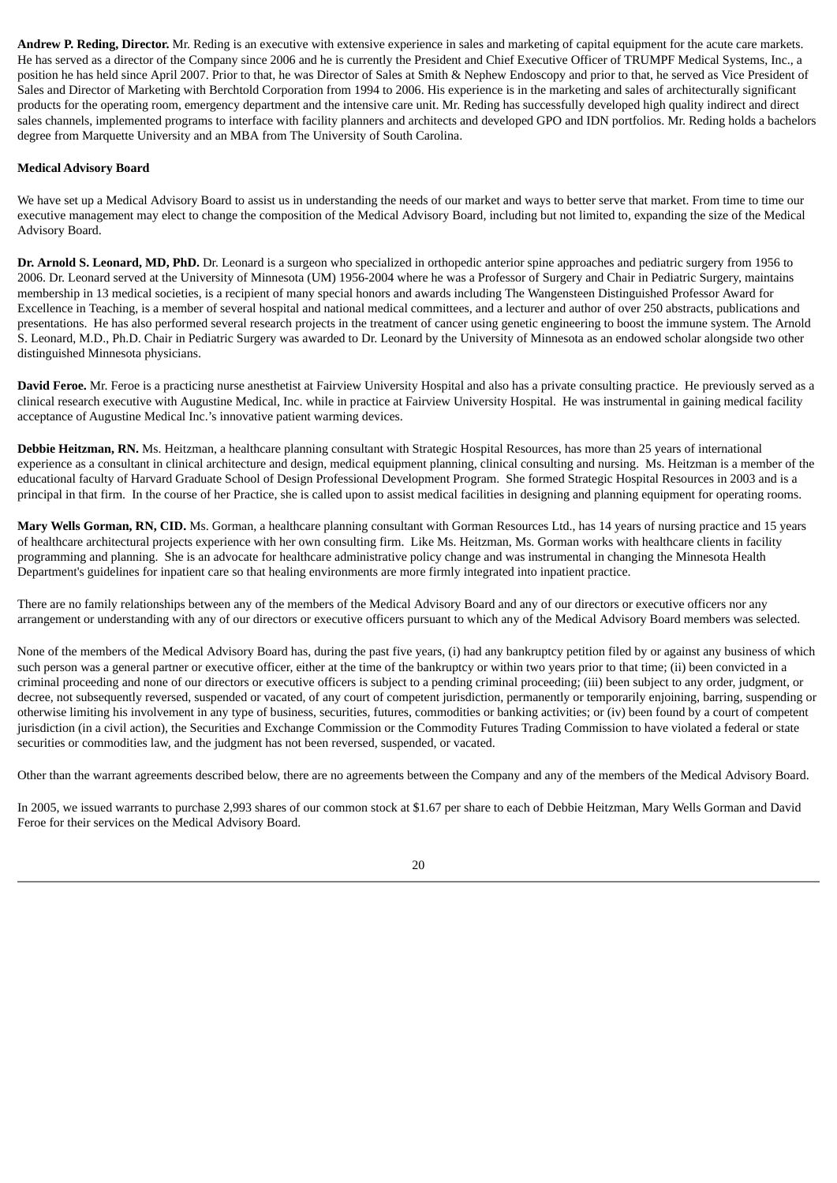**Andrew P. Reding, Director.** Mr. Reding is an executive with extensive experience in sales and marketing of capital equipment for the acute care markets. He has served as a director of the Company since 2006 and he is currently the President and Chief Executive Officer of TRUMPF Medical Systems, Inc., a position he has held since April 2007. Prior to that, he was Director of Sales at Smith & Nephew Endoscopy and prior to that, he served as Vice President of Sales and Director of Marketing with Berchtold Corporation from 1994 to 2006. His experience is in the marketing and sales of architecturally significant products for the operating room, emergency department and the intensive care unit. Mr. Reding has successfully developed high quality indirect and direct sales channels, implemented programs to interface with facility planners and architects and developed GPO and IDN portfolios. Mr. Reding holds a bachelors degree from Marquette University and an MBA from The University of South Carolina.

**Medical Advisory Board**

We have set up a Medical Advisory Board to assist us in understanding the needs of our market and ways to better serve that market. From time to time our executive management may elect to change the composition of the Medical Advisory Board, including but not limited to, expanding the size of the Medical Advisory Board.

**Dr. Arnold S. Leonard, MD, PhD.** Dr. Leonard is a surgeon who specialized in orthopedic anterior spine approaches and pediatric surgery from 1956 to 2006. Dr. Leonard served at the University of Minnesota (UM) 1956-2004 where he was a Professor of Surgery and Chair in Pediatric Surgery, maintains membership in 13 medical societies, is a recipient of many special honors and awards including The Wangensteen Distinguished Professor Award for Excellence in Teaching, is a member of several hospital and national medical committees, and a lecturer and author of over 250 abstracts, publications and presentations. He has also performed several research projects in the treatment of cancer using genetic engineering to boost the immune system. The Arnold S. Leonard, M.D., Ph.D. Chair in Pediatric Surgery was awarded to Dr. Leonard by the University of Minnesota as an endowed scholar alongside two other distinguished Minnesota physicians.

**David Feroe.** Mr. Feroe is a practicing nurse anesthetist at Fairview University Hospital and also has a private consulting practice. He previously served as a clinical research executive with Augustine Medical, Inc. while in practice at Fairview University Hospital. He was instrumental in gaining medical facility acceptance of Augustine Medical Inc.'s innovative patient warming devices.

**Debbie Heitzman, RN.** Ms. Heitzman, a healthcare planning consultant with Strategic Hospital Resources, has more than 25 years of international experience as a consultant in clinical architecture and design, medical equipment planning, clinical consulting and nursing. Ms. Heitzman is a member of the educational faculty of Harvard Graduate School of Design Professional Development Program. She formed Strategic Hospital Resources in 2003 and is a principal in that firm. In the course of her Practice, she is called upon to assist medical facilities in designing and planning equipment for operating rooms.

**Mary Wells Gorman, RN, CID.** Ms. Gorman, a healthcare planning consultant with Gorman Resources Ltd., has 14 years of nursing practice and 15 years of healthcare architectural projects experience with her own consulting firm. Like Ms. Heitzman, Ms. Gorman works with healthcare clients in facility programming and planning. She is an advocate for healthcare administrative policy change and was instrumental in changing the Minnesota Health Department's guidelines for inpatient care so that healing environments are more firmly integrated into inpatient practice.

There are no family relationships between any of the members of the Medical Advisory Board and any of our directors or executive officers nor any arrangement or understanding with any of our directors or executive officers pursuant to which any of the Medical Advisory Board members was selected.

None of the members of the Medical Advisory Board has, during the past five years, (i) had any bankruptcy petition filed by or against any business of which such person was a general partner or executive officer, either at the time of the bankruptcy or within two years prior to that time; (ii) been convicted in a criminal proceeding and none of our directors or executive officers is subject to a pending criminal proceeding; (iii) been subject to any order, judgment, or decree, not subsequently reversed, suspended or vacated, of any court of competent jurisdiction, permanently or temporarily enjoining, barring, suspending or otherwise limiting his involvement in any type of business, securities, futures, commodities or banking activities; or (iv) been found by a court of competent jurisdiction (in a civil action), the Securities and Exchange Commission or the Commodity Futures Trading Commission to have violated a federal or state securities or commodities law, and the judgment has not been reversed, suspended, or vacated.

Other than the warrant agreements described below, there are no agreements between the Company and any of the members of the Medical Advisory Board.

In 2005, we issued warrants to purchase 2,993 shares of our common stock at $1.67 per share to each of Debbie Heitzman, Mary Wells Gorman and David Feroe for their services on the Medical Advisory Board.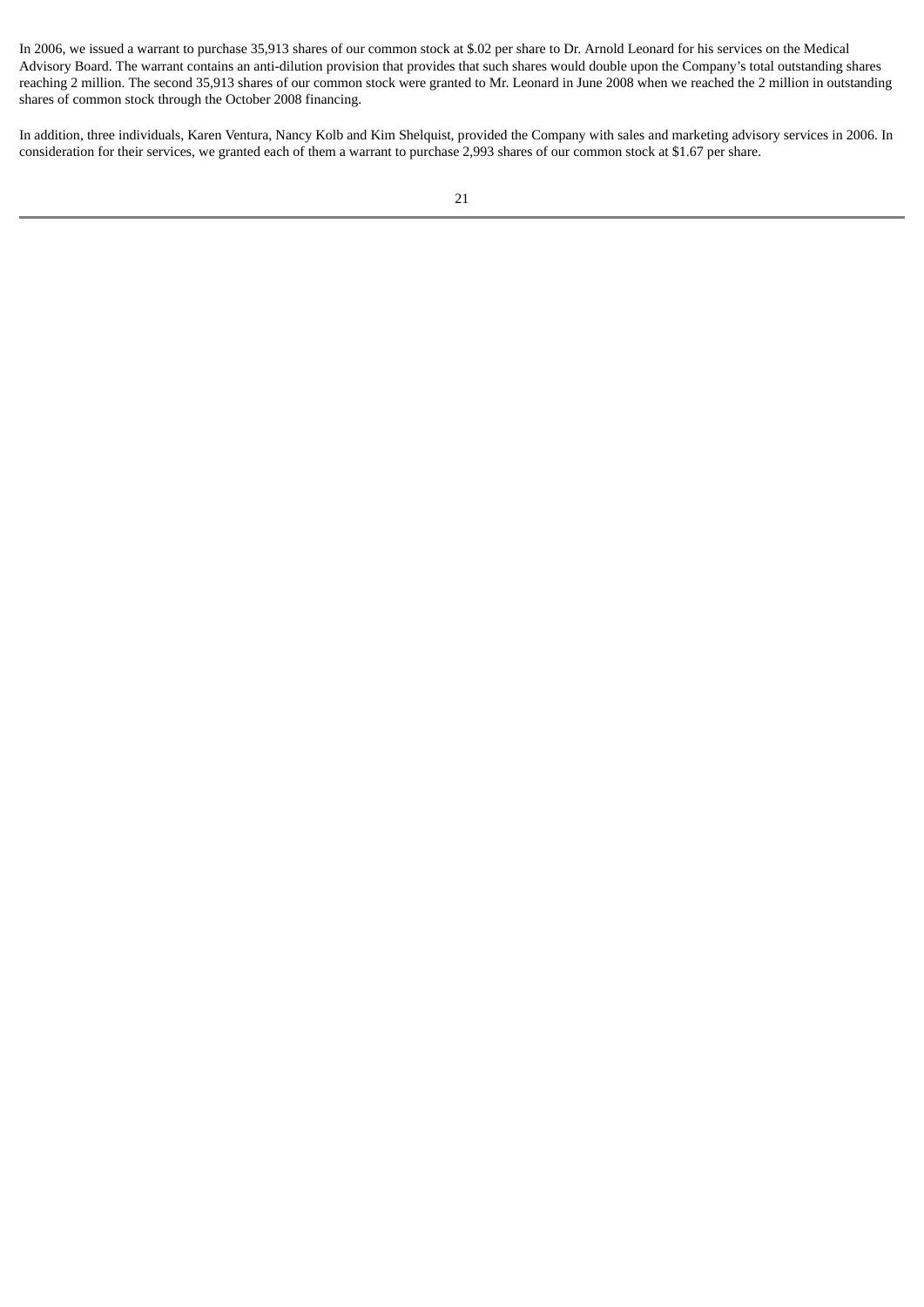In 2006, we issued a warrant to purchase 35,913 shares of our common stock at $.02 per share to Dr. Arnold Leonard for his services on the Medical Advisory Board. The warrant contains an anti-dilution provision that provides that such shares would double upon the Company's total outstanding shares reaching 2 million. The second 35,913 shares of our common stock were granted to Mr. Leonard in June 2008 when we reached the 2 million in outstanding shares of common stock through the October 2008 financing.

In addition, three individuals, Karen Ventura, Nancy Kolb and Kim Shelquist, provided the Company with sales and marketing advisory services in 2006. In consideration for their services, we granted each of them a warrant to purchase 2,993 shares of our common stock at $1.67 per share.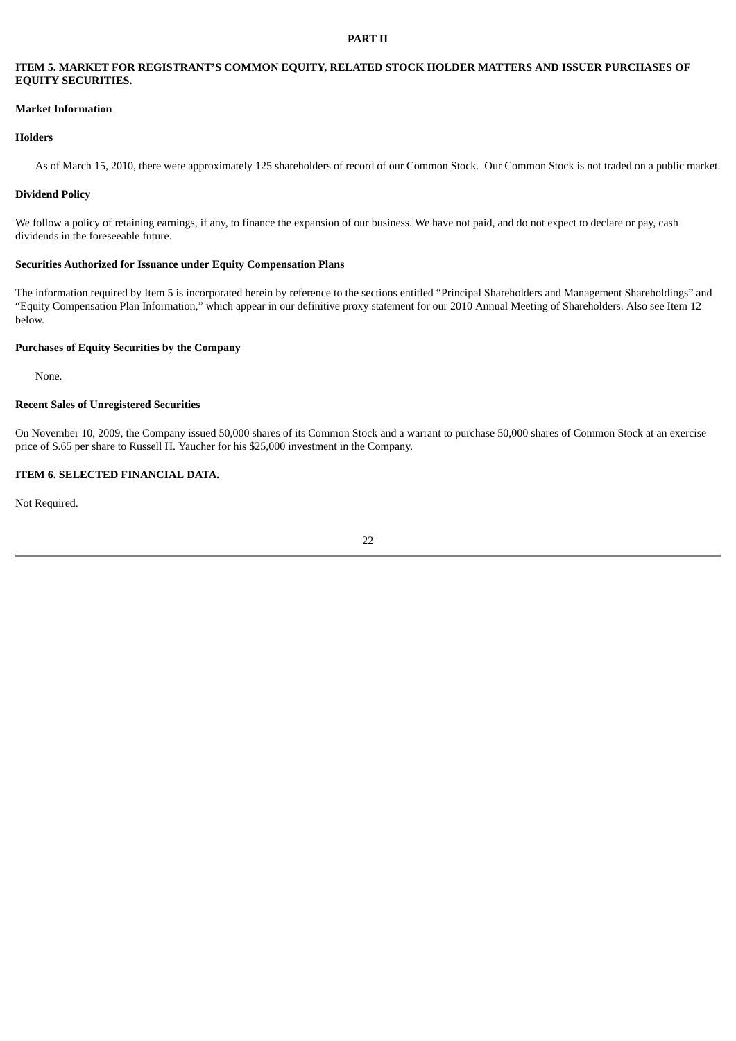# PART II

## ITEM 5. MARKET FOR REGISTRANT'S COMMON EQUITY, RELATED STOCK HOLDER MATTERS AND ISSUER PURCHASES OF EQUITY SECURITIES.

### Market Information

### Holders

As of March 15, 2010, there were approximately 125 shareholders of record of our Common Stock. Our Common Stock is not traded on a public market.

### Dividend Policy

We follow a policy of retaining earnings, if any, to finance the expansion of our business. We have not paid, and do not expect to declare or pay, cash dividends in the foreseeable future.

### Securities Authorized for Issuance under Equity Compensation Plans

The information required by Item 5 is incorporated herein by reference to the sections entitled "Principal Shareholders and Management Shareholdings" and "Equity Compensation Plan Information," which appear in our definitive proxy statement for our 2010 Annual Meeting of Shareholders. Also see Item 12 below.

### Purchases of Equity Securities by the Company

None.

### Recent Sales of Unregistered Securities

On November 10, 2009, the Company issued 50,000 shares of its Common Stock and a warrant to purchase 50,000 shares of Common Stock at an exercise price of $.65 per share to Russell H. Yaucher for his $25,000 investment in the Company.

## ITEM 6. SELECTED FINANCIAL DATA.

Not Required.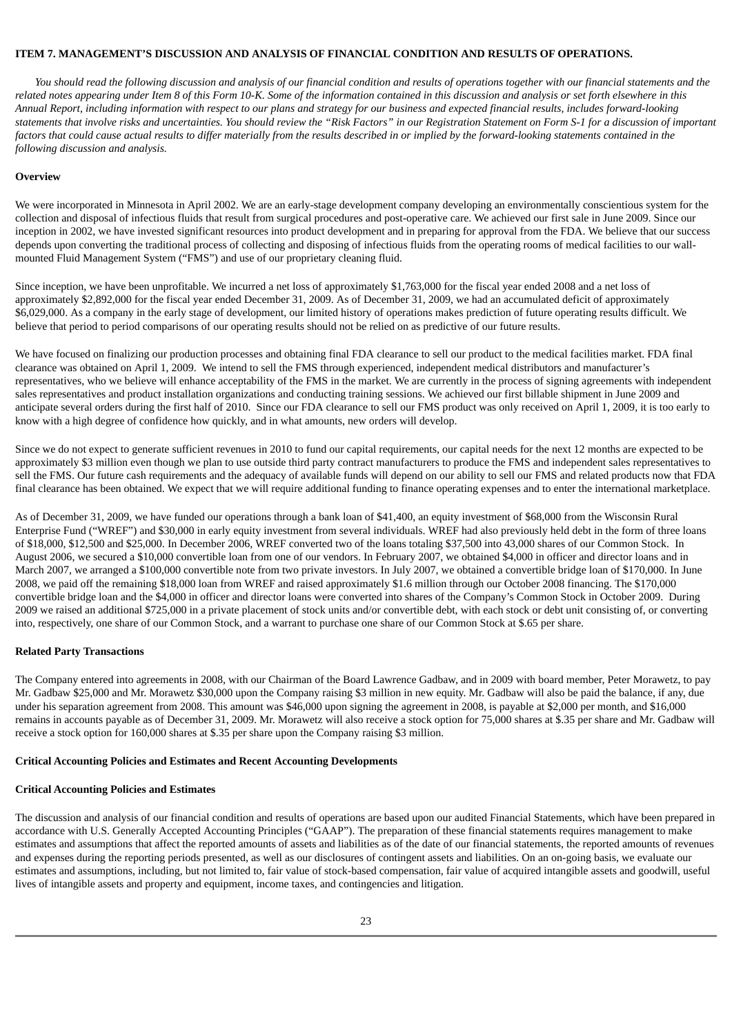### ITEM 7. MANAGEMENT'S DISCUSSION AND ANALYSIS OF FINANCIAL CONDITION AND RESULTS OF OPERATIONS.

*You should read the following discussion and analysis of our financial condition and results of operations together with our financial statements and the related notes appearing under Item 8 of this Form 10-K. Some of the information contained in this discussion and analysis or set forth elsewhere in this Annual Report, including information with respect to our plans and strategy for our business and expected financial results, includes forward-looking statements that involve risks and uncertainties. You should review the "Risk Factors" in our Registration Statement on Form S-1 for a discussion of important factors that could cause actual results to differ materially from the results described in or implied by the forward-looking statements contained in the following discussion and analysis.*

**Overview**

We were incorporated in Minnesota in April 2002. We are an early-stage development company developing an environmentally conscientious system for the collection and disposal of infectious fluids that result from surgical procedures and post-operative care. We achieved our first sale in June 2009. Since our inception in 2002, we have invested significant resources into product development and in preparing for approval from the FDA. We believe that our success depends upon converting the traditional process of collecting and disposing of infectious fluids from the operating rooms of medical facilities to our wall-mounted Fluid Management System ("FMS") and use of our proprietary cleaning fluid.

Since inception, we have been unprofitable. We incurred a net loss of approximately $1,763,000 for the fiscal year ended 2008 and a net loss of approximately $2,892,000 for the fiscal year ended December 31, 2009. As of December 31, 2009, we had an accumulated deficit of approximately $6,029,000. As a company in the early stage of development, our limited history of operations makes prediction of future operating results difficult. We believe that period to period comparisons of our operating results should not be relied on as predictive of our future results.

We have focused on finalizing our production processes and obtaining final FDA clearance to sell our product to the medical facilities market. FDA final clearance was obtained on April 1, 2009. We intend to sell the FMS through experienced, independent medical distributors and manufacturer's representatives, who we believe will enhance acceptability of the FMS in the market. We are currently in the process of signing agreements with independent sales representatives and product installation organizations and conducting training sessions. We achieved our first billable shipment in June 2009 and anticipate several orders during the first half of 2010. Since our FDA clearance to sell our FMS product was only received on April 1, 2009, it is too early to know with a high degree of confidence how quickly, and in what amounts, new orders will develop.

Since we do not expect to generate sufficient revenues in 2010 to fund our capital requirements, our capital needs for the next 12 months are expected to be approximately $3 million even though we plan to use outside third party contract manufacturers to produce the FMS and independent sales representatives to sell the FMS. Our future cash requirements and the adequacy of available funds will depend on our ability to sell our FMS and related products now that FDA final clearance has been obtained. We expect that we will require additional funding to finance operating expenses and to enter the international marketplace.

As of December 31, 2009, we have funded our operations through a bank loan of $41,400, an equity investment of $68,000 from the Wisconsin Rural Enterprise Fund ("WREF") and $30,000 in early equity investment from several individuals. WREF had also previously held debt in the form of three loans of $18,000, $12,500 and $25,000. In December 2006, WREF converted two of the loans totaling $37,500 into 43,000 shares of our Common Stock. In August 2006, we secured a $10,000 convertible loan from one of our vendors. In February 2007, we obtained $4,000 in officer and director loans and in March 2007, we arranged a $100,000 convertible note from two private investors. In July 2007, we obtained a convertible bridge loan of $170,000. In June 2008, we paid off the remaining $18,000 loan from WREF and raised approximately $1.6 million through our October 2008 financing. The $170,000 convertible bridge loan and the $4,000 in officer and director loans were converted into shares of the Company's Common Stock in October 2009. During 2009 we raised an additional $725,000 in a private placement of stock units and/or convertible debt, with each stock or debt unit consisting of, or converting into, respectively, one share of our Common Stock, and a warrant to purchase one share of our Common Stock at $.65 per share.

**Related Party Transactions**

The Company entered into agreements in 2008, with our Chairman of the Board Lawrence Gadbaw, and in 2009 with board member, Peter Morawetz, to pay Mr. Gadbaw $25,000 and Mr. Morawetz $30,000 upon the Company raising $3 million in new equity. Mr. Gadbaw will also be paid the balance, if any, due under his separation agreement from 2008. This amount was $46,000 upon signing the agreement in 2008, is payable at $2,000 per month, and $16,000 remains in accounts payable as of December 31, 2009. Mr. Morawetz will also receive a stock option for 75,000 shares at $.35 per share and Mr. Gadbaw will receive a stock option for 160,000 shares at $.35 per share upon the Company raising $3 million.

**Critical Accounting Policies and Estimates and Recent Accounting Developments**

**Critical Accounting Policies and Estimates**

The discussion and analysis of our financial condition and results of operations are based upon our audited Financial Statements, which have been prepared in accordance with U.S. Generally Accepted Accounting Principles ("GAAP"). The preparation of these financial statements requires management to make estimates and assumptions that affect the reported amounts of assets and liabilities as of the date of our financial statements, the reported amounts of revenues and expenses during the reporting periods presented, as well as our disclosures of contingent assets and liabilities. On an on-going basis, we evaluate our estimates and assumptions, including, but not limited to, fair value of stock-based compensation, fair value of acquired intangible assets and goodwill, useful lives of intangible assets and property and equipment, income taxes, and contingencies and litigation.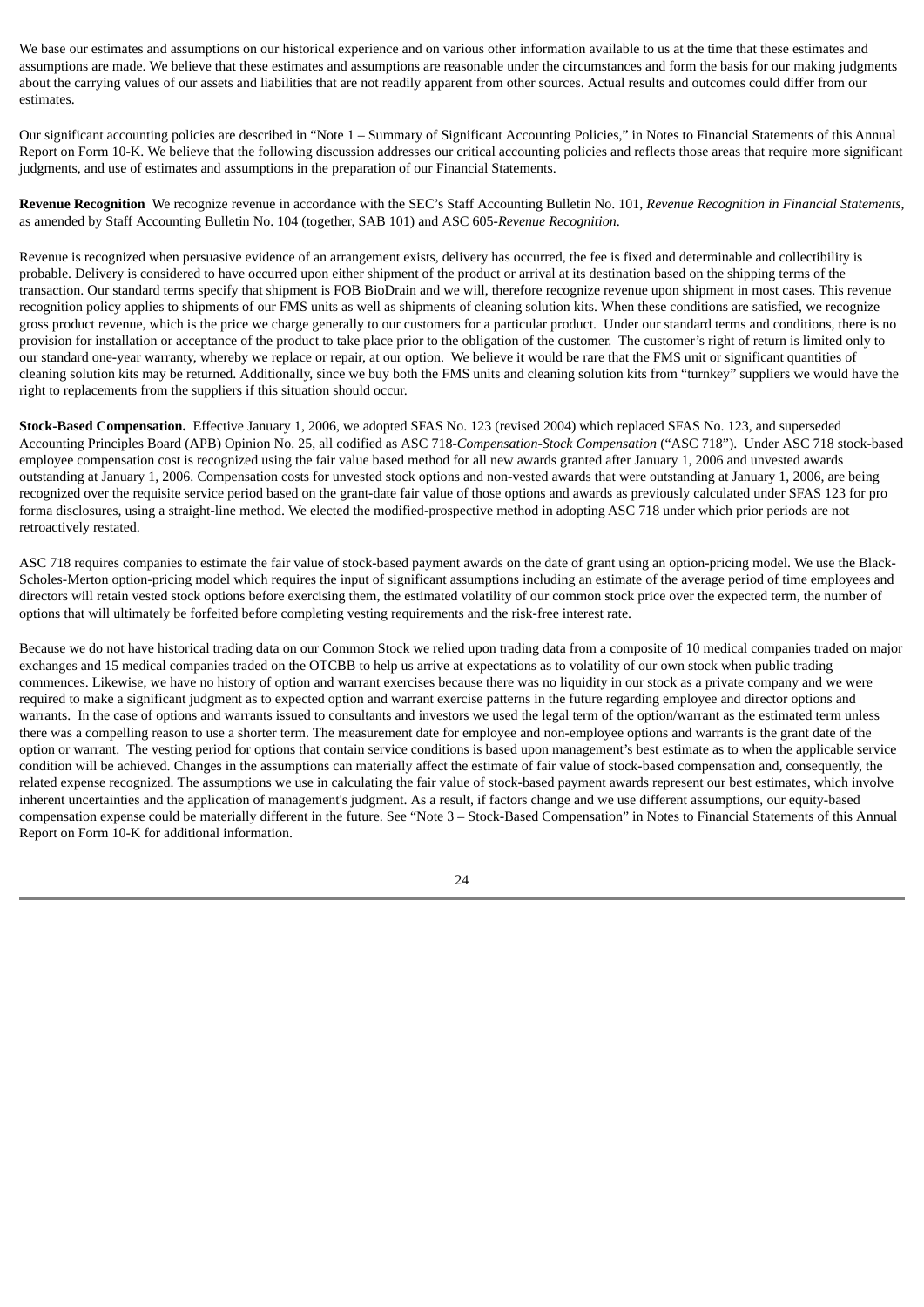We base our estimates and assumptions on our historical experience and on various other information available to us at the time that these estimates and assumptions are made. We believe that these estimates and assumptions are reasonable under the circumstances and form the basis for our making judgments about the carrying values of our assets and liabilities that are not readily apparent from other sources. Actual results and outcomes could differ from our estimates.

Our significant accounting policies are described in "Note 1 – Summary of Significant Accounting Policies," in Notes to Financial Statements of this Annual Report on Form 10-K. We believe that the following discussion addresses our critical accounting policies and reflects those areas that require more significant judgments, and use of estimates and assumptions in the preparation of our Financial Statements.

**Revenue Recognition** We recognize revenue in accordance with the SEC's Staff Accounting Bulletin No. 101, *Revenue Recognition in Financial Statements*, as amended by Staff Accounting Bulletin No. 104 (together, SAB 101) and ASC 605-*Revenue Recognition*.

Revenue is recognized when persuasive evidence of an arrangement exists, delivery has occurred, the fee is fixed and determinable and collectibility is probable. Delivery is considered to have occurred upon either shipment of the product or arrival at its destination based on the shipping terms of the transaction. Our standard terms specify that shipment is FOB BioDrain and we will, therefore recognize revenue upon shipment in most cases. This revenue recognition policy applies to shipments of our FMS units as well as shipments of cleaning solution kits. When these conditions are satisfied, we recognize gross product revenue, which is the price we charge generally to our customers for a particular product. Under our standard terms and conditions, there is no provision for installation or acceptance of the product to take place prior to the obligation of the customer. The customer's right of return is limited only to our standard one-year warranty, whereby we replace or repair, at our option. We believe it would be rare that the FMS unit or significant quantities of cleaning solution kits may be returned. Additionally, since we buy both the FMS units and cleaning solution kits from "turnkey" suppliers we would have the right to replacements from the suppliers if this situation should occur.

**Stock-Based Compensation.** Effective January 1, 2006, we adopted SFAS No. 123 (revised 2004) which replaced SFAS No. 123, and superseded Accounting Principles Board (APB) Opinion No. 25, all codified as ASC 718-*Compensation-Stock Compensation* ("ASC 718"). Under ASC 718 stock-based employee compensation cost is recognized using the fair value based method for all new awards granted after January 1, 2006 and unvested awards outstanding at January 1, 2006. Compensation costs for unvested stock options and non-vested awards that were outstanding at January 1, 2006, are being recognized over the requisite service period based on the grant-date fair value of those options and awards as previously calculated under SFAS 123 for pro forma disclosures, using a straight-line method. We elected the modified-prospective method in adopting ASC 718 under which prior periods are not retroactively restated.

ASC 718 requires companies to estimate the fair value of stock-based payment awards on the date of grant using an option-pricing model. We use the Black-Scholes-Merton option-pricing model which requires the input of significant assumptions including an estimate of the average period of time employees and directors will retain vested stock options before exercising them, the estimated volatility of our common stock price over the expected term, the number of options that will ultimately be forfeited before completing vesting requirements and the risk-free interest rate.

Because we do not have historical trading data on our Common Stock we relied upon trading data from a composite of 10 medical companies traded on major exchanges and 15 medical companies traded on the OTCBB to help us arrive at expectations as to volatility of our own stock when public trading commences. Likewise, we have no history of option and warrant exercises because there was no liquidity in our stock as a private company and we were required to make a significant judgment as to expected option and warrant exercise patterns in the future regarding employee and director options and warrants. In the case of options and warrants issued to consultants and investors we used the legal term of the option/warrant as the estimated term unless there was a compelling reason to use a shorter term. The measurement date for employee and non-employee options and warrants is the grant date of the option or warrant. The vesting period for options that contain service conditions is based upon management's best estimate as to when the applicable service condition will be achieved. Changes in the assumptions can materially affect the estimate of fair value of stock-based compensation and, consequently, the related expense recognized. The assumptions we use in calculating the fair value of stock-based payment awards represent our best estimates, which involve inherent uncertainties and the application of management's judgment. As a result, if factors change and we use different assumptions, our equity-based compensation expense could be materially different in the future. See "Note 3 – Stock-Based Compensation" in Notes to Financial Statements of this Annual Report on Form 10-K for additional information.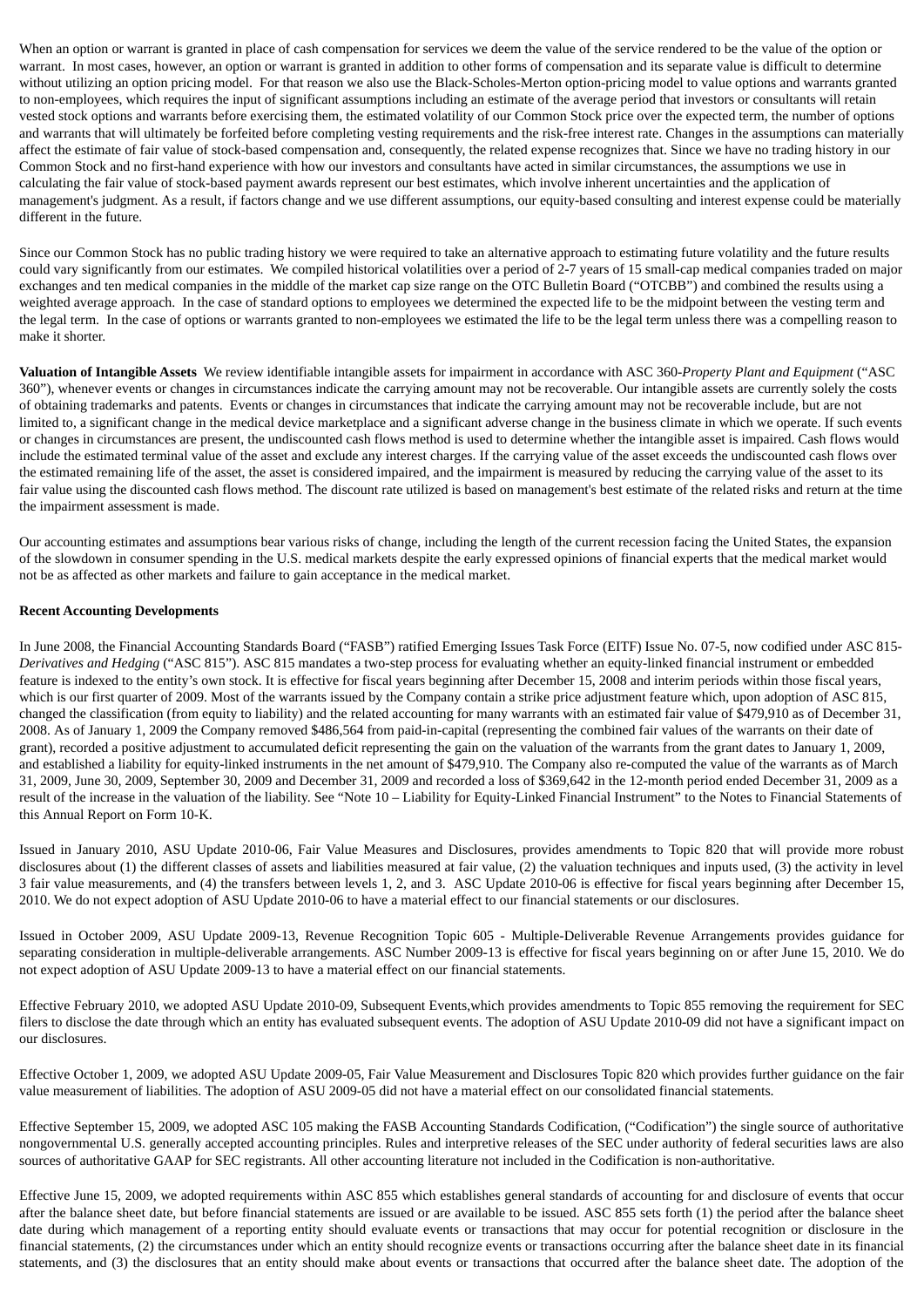When an option or warrant is granted in place of cash compensation for services we deem the value of the service rendered to be the value of the option or warrant. In most cases, however, an option or warrant is granted in addition to other forms of compensation and its separate value is difficult to determine without utilizing an option pricing model. For that reason we also use the Black-Scholes-Merton option-pricing model to value options and warrants granted to non-employees, which requires the input of significant assumptions including an estimate of the average period that investors or consultants will retain vested stock options and warrants before exercising them, the estimated volatility of our Common Stock price over the expected term, the number of options and warrants that will ultimately be forfeited before completing vesting requirements and the risk-free interest rate. Changes in the assumptions can materially affect the estimate of fair value of stock-based compensation and, consequently, the related expense recognizes that. Since we have no trading history in our Common Stock and no first-hand experience with how our investors and consultants have acted in similar circumstances, the assumptions we use in calculating the fair value of stock-based payment awards represent our best estimates, which involve inherent uncertainties and the application of management's judgment. As a result, if factors change and we use different assumptions, our equity-based consulting and interest expense could be materially different in the future.

Since our Common Stock has no public trading history we were required to take an alternative approach to estimating future volatility and the future results could vary significantly from our estimates. We compiled historical volatilities over a period of 2-7 years of 15 small-cap medical companies traded on major exchanges and ten medical companies in the middle of the market cap size range on the OTC Bulletin Board ("OTCBB") and combined the results using a weighted average approach. In the case of standard options to employees we determined the expected life to be the midpoint between the vesting term and the legal term. In the case of options or warrants granted to non-employees we estimated the life to be the legal term unless there was a compelling reason to make it shorter.

**Valuation of Intangible Assets** We review identifiable intangible assets for impairment in accordance with ASC 360-*Property Plant and Equipment* ("ASC 360"), whenever events or changes in circumstances indicate the carrying amount may not be recoverable. Our intangible assets are currently solely the costs of obtaining trademarks and patents. Events or changes in circumstances that indicate the carrying amount may not be recoverable include, but are not limited to, a significant change in the medical device marketplace and a significant adverse change in the business climate in which we operate. If such events or changes in circumstances are present, the undiscounted cash flows method is used to determine whether the intangible asset is impaired. Cash flows would include the estimated terminal value of the asset and exclude any interest charges. If the carrying value of the asset exceeds the undiscounted cash flows over the estimated remaining life of the asset, the asset is considered impaired, and the impairment is measured by reducing the carrying value of the asset to its fair value using the discounted cash flows method. The discount rate utilized is based on management's best estimate of the related risks and return at the time the impairment assessment is made.

Our accounting estimates and assumptions bear various risks of change, including the length of the current recession facing the United States, the expansion of the slowdown in consumer spending in the U.S. medical markets despite the early expressed opinions of financial experts that the medical market would not be as affected as other markets and failure to gain acceptance in the medical market.

**Recent Accounting Developments**

In June 2008, the Financial Accounting Standards Board ("FASB") ratified Emerging Issues Task Force (EITF) Issue No. 07-5, now codified under ASC 815-*Derivatives and Hedging* ("ASC 815"). ASC 815 mandates a two-step process for evaluating whether an equity-linked financial instrument or embedded feature is indexed to the entity's own stock. It is effective for fiscal years beginning after December 15, 2008 and interim periods within those fiscal years, which is our first quarter of 2009. Most of the warrants issued by the Company contain a strike price adjustment feature which, upon adoption of ASC 815, changed the classification (from equity to liability) and the related accounting for many warrants with an estimated fair value of $479,910 as of December 31, 2008. As of January 1, 2009 the Company removed $486,564 from paid-in-capital (representing the combined fair values of the warrants on their date of grant), recorded a positive adjustment to accumulated deficit representing the gain on the valuation of the warrants from the grant dates to January 1, 2009, and established a liability for equity-linked instruments in the net amount of $479,910. The Company also re-computed the value of the warrants as of March 31, 2009, June 30, 2009, September 30, 2009 and December 31, 2009 and recorded a loss of $369,642 in the 12-month period ended December 31, 2009 as a result of the increase in the valuation of the liability. See "Note 10 – Liability for Equity-Linked Financial Instrument" to the Notes to Financial Statements of this Annual Report on Form 10-K.

Issued in January 2010, ASU Update 2010-06, Fair Value Measures and Disclosures, provides amendments to Topic 820 that will provide more robust disclosures about (1) the different classes of assets and liabilities measured at fair value, (2) the valuation techniques and inputs used, (3) the activity in level 3 fair value measurements, and (4) the transfers between levels 1, 2, and 3. ASC Update 2010-06 is effective for fiscal years beginning after December 15, 2010. We do not expect adoption of ASU Update 2010-06 to have a material effect to our financial statements or our disclosures.

Issued in October 2009, ASU Update 2009-13, Revenue Recognition Topic 605 - Multiple-Deliverable Revenue Arrangements provides guidance for separating consideration in multiple-deliverable arrangements. ASC Number 2009-13 is effective for fiscal years beginning on or after June 15, 2010. We do not expect adoption of ASU Update 2009-13 to have a material effect on our financial statements.

Effective February 2010, we adopted ASU Update 2010-09, Subsequent Events,which provides amendments to Topic 855 removing the requirement for SEC filers to disclose the date through which an entity has evaluated subsequent events. The adoption of ASU Update 2010-09 did not have a significant impact on our disclosures.

Effective October 1, 2009, we adopted ASU Update 2009-05, Fair Value Measurement and Disclosures Topic 820 which provides further guidance on the fair value measurement of liabilities. The adoption of ASU 2009-05 did not have a material effect on our consolidated financial statements.

Effective September 15, 2009, we adopted ASC 105 making the FASB Accounting Standards Codification, ("Codification") the single source of authoritative nongovernmental U.S. generally accepted accounting principles. Rules and interpretive releases of the SEC under authority of federal securities laws are also sources of authoritative GAAP for SEC registrants. All other accounting literature not included in the Codification is non-authoritative.

Effective June 15, 2009, we adopted requirements within ASC 855 which establishes general standards of accounting for and disclosure of events that occur after the balance sheet date, but before financial statements are issued or are available to be issued. ASC 855 sets forth (1) the period after the balance sheet date during which management of a reporting entity should evaluate events or transactions that may occur for potential recognition or disclosure in the financial statements, (2) the circumstances under which an entity should recognize events or transactions occurring after the balance sheet date in its financial statements, and (3) the disclosures that an entity should make about events or transactions that occurred after the balance sheet date. The adoption of the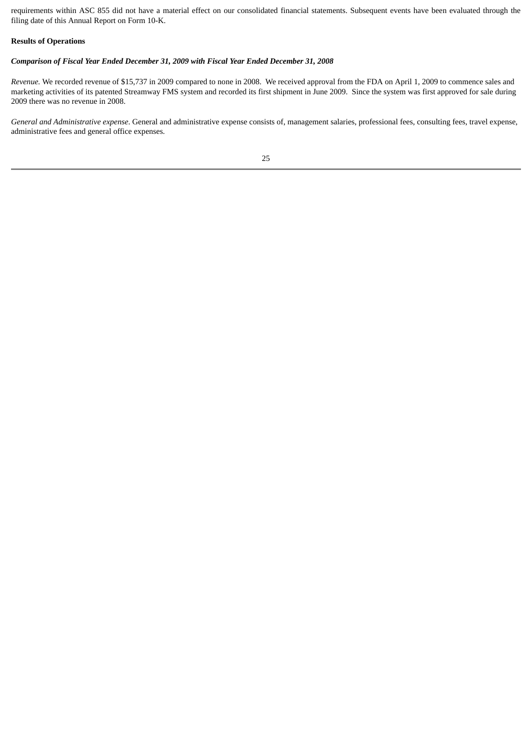requirements within ASC 855 did not have a material effect on our consolidated financial statements. Subsequent events have been evaluated through the filing date of this Annual Report on Form 10-K.

**Results of Operations**

***Comparison of Fiscal Year Ended December 31, 2009 with Fiscal Year Ended December 31, 2008***

*Revenue.* We recorded revenue of $15,737 in 2009 compared to none in 2008. We received approval from the FDA on April 1, 2009 to commence sales and marketing activities of its patented Streamway FMS system and recorded its first shipment in June 2009. Since the system was first approved for sale during 2009 there was no revenue in 2008.

*General and Administrative expense*. General and administrative expense consists of, management salaries, professional fees, consulting fees, travel expense, administrative fees and general office expenses.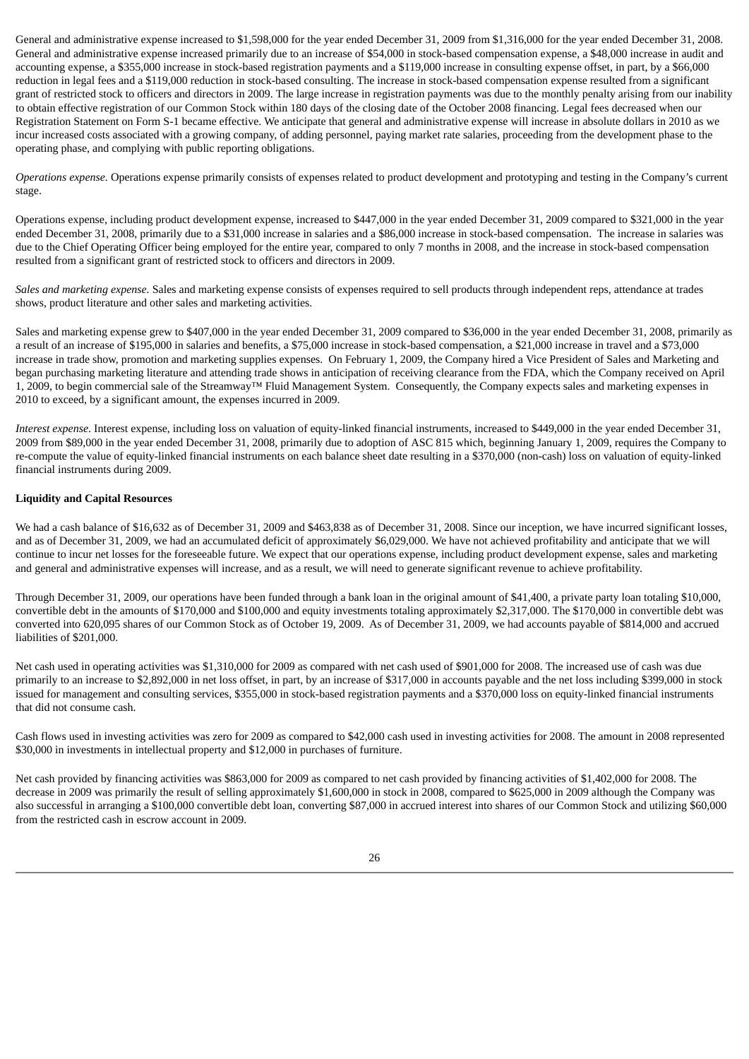General and administrative expense increased to $1,598,000 for the year ended December 31, 2009 from $1,316,000 for the year ended December 31, 2008. General and administrative expense increased primarily due to an increase of $54,000 in stock-based compensation expense, a $48,000 increase in audit and accounting expense, a $355,000 increase in stock-based registration payments and a $119,000 increase in consulting expense offset, in part, by a $66,000 reduction in legal fees and a $119,000 reduction in stock-based consulting. The increase in stock-based compensation expense resulted from a significant grant of restricted stock to officers and directors in 2009. The large increase in registration payments was due to the monthly penalty arising from our inability to obtain effective registration of our Common Stock within 180 days of the closing date of the October 2008 financing. Legal fees decreased when our Registration Statement on Form S-1 became effective. We anticipate that general and administrative expense will increase in absolute dollars in 2010 as we incur increased costs associated with a growing company, of adding personnel, paying market rate salaries, proceeding from the development phase to the operating phase, and complying with public reporting obligations.

*Operations expense*. Operations expense primarily consists of expenses related to product development and prototyping and testing in the Company's current stage.

Operations expense, including product development expense, increased to $447,000 in the year ended December 31, 2009 compared to $321,000 in the year ended December 31, 2008, primarily due to a $31,000 increase in salaries and a $86,000 increase in stock-based compensation. The increase in salaries was due to the Chief Operating Officer being employed for the entire year, compared to only 7 months in 2008, and the increase in stock-based compensation resulted from a significant grant of restricted stock to officers and directors in 2009.

*Sales and marketing expense*. Sales and marketing expense consists of expenses required to sell products through independent reps, attendance at trades shows, product literature and other sales and marketing activities.

Sales and marketing expense grew to $407,000 in the year ended December 31, 2009 compared to $36,000 in the year ended December 31, 2008, primarily as a result of an increase of $195,000 in salaries and benefits, a $75,000 increase in stock-based compensation, a $21,000 increase in travel and a $73,000 increase in trade show, promotion and marketing supplies expenses. On February 1, 2009, the Company hired a Vice President of Sales and Marketing and began purchasing marketing literature and attending trade shows in anticipation of receiving clearance from the FDA, which the Company received on April 1, 2009, to begin commercial sale of the Streamway™ Fluid Management System. Consequently, the Company expects sales and marketing expenses in 2010 to exceed, by a significant amount, the expenses incurred in 2009.

*Interest expense*. Interest expense, including loss on valuation of equity-linked financial instruments, increased to $449,000 in the year ended December 31, 2009 from $89,000 in the year ended December 31, 2008, primarily due to adoption of ASC 815 which, beginning January 1, 2009, requires the Company to re-compute the value of equity-linked financial instruments on each balance sheet date resulting in a $370,000 (non-cash) loss on valuation of equity-linked financial instruments during 2009.

**Liquidity and Capital Resources**

We had a cash balance of $16,632 as of December 31, 2009 and $463,838 as of December 31, 2008. Since our inception, we have incurred significant losses, and as of December 31, 2009, we had an accumulated deficit of approximately $6,029,000. We have not achieved profitability and anticipate that we will continue to incur net losses for the foreseeable future. We expect that our operations expense, including product development expense, sales and marketing and general and administrative expenses will increase, and as a result, we will need to generate significant revenue to achieve profitability.

Through December 31, 2009, our operations have been funded through a bank loan in the original amount of $41,400, a private party loan totaling $10,000, convertible debt in the amounts of $170,000 and $100,000 and equity investments totaling approximately $2,317,000. The $170,000 in convertible debt was converted into 620,095 shares of our Common Stock as of October 19, 2009. As of December 31, 2009, we had accounts payable of $814,000 and accrued liabilities of $201,000.

Net cash used in operating activities was $1,310,000 for 2009 as compared with net cash used of $901,000 for 2008. The increased use of cash was due primarily to an increase to $2,892,000 in net loss offset, in part, by an increase of $317,000 in accounts payable and the net loss including $399,000 in stock issued for management and consulting services, $355,000 in stock-based registration payments and a $370,000 loss on equity-linked financial instruments that did not consume cash.

Cash flows used in investing activities was zero for 2009 as compared to $42,000 cash used in investing activities for 2008. The amount in 2008 represented $30,000 in investments in intellectual property and $12,000 in purchases of furniture.

Net cash provided by financing activities was $863,000 for 2009 as compared to net cash provided by financing activities of $1,402,000 for 2008. The decrease in 2009 was primarily the result of selling approximately $1,600,000 in stock in 2008, compared to $625,000 in 2009 although the Company was also successful in arranging a $100,000 convertible debt loan, converting $87,000 in accrued interest into shares of our Common Stock and utilizing $60,000 from the restricted cash in escrow account in 2009.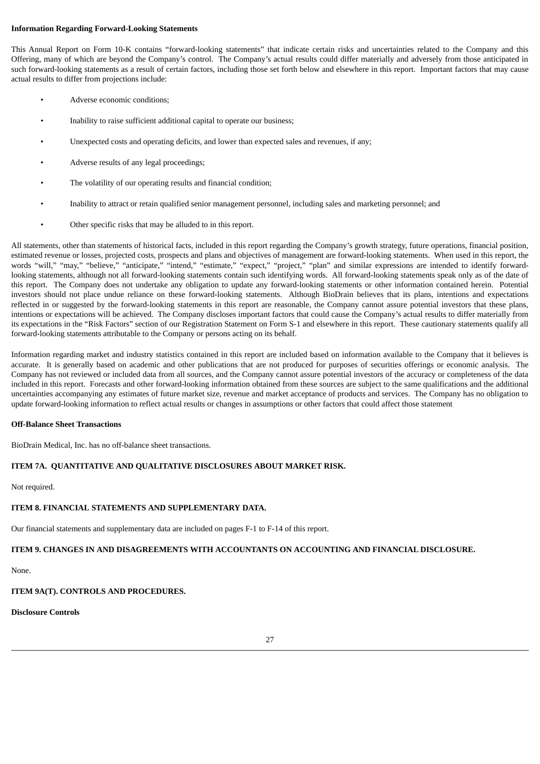**Information Regarding Forward-Looking Statements**

This Annual Report on Form 10-K contains "forward-looking statements" that indicate certain risks and uncertainties related to the Company and this Offering, many of which are beyond the Company's control. The Company's actual results could differ materially and adversely from those anticipated in such forward-looking statements as a result of certain factors, including those set forth below and elsewhere in this report. Important factors that may cause actual results to differ from projections include:

- Adverse economic conditions;
- Inability to raise sufficient additional capital to operate our business;
- Unexpected costs and operating deficits, and lower than expected sales and revenues, if any;
- Adverse results of any legal proceedings;
- The volatility of our operating results and financial condition;
- Inability to attract or retain qualified senior management personnel, including sales and marketing personnel; and
- Other specific risks that may be alluded to in this report.

All statements, other than statements of historical facts, included in this report regarding the Company's growth strategy, future operations, financial position, estimated revenue or losses, projected costs, prospects and plans and objectives of management are forward-looking statements. When used in this report, the words "will," "may," "believe," "anticipate," "intend," "estimate," "expect," "project," "plan" and similar expressions are intended to identify forward-looking statements, although not all forward-looking statements contain such identifying words. All forward-looking statements speak only as of the date of this report. The Company does not undertake any obligation to update any forward-looking statements or other information contained herein. Potential investors should not place undue reliance on these forward-looking statements. Although BioDrain believes that its plans, intentions and expectations reflected in or suggested by the forward-looking statements in this report are reasonable, the Company cannot assure potential investors that these plans, intentions or expectations will be achieved. The Company discloses important factors that could cause the Company's actual results to differ materially from its expectations in the "Risk Factors" section of our Registration Statement on Form S-1 and elsewhere in this report. These cautionary statements qualify all forward-looking statements attributable to the Company or persons acting on its behalf.

Information regarding market and industry statistics contained in this report are included based on information available to the Company that it believes is accurate. It is generally based on academic and other publications that are not produced for purposes of securities offerings or economic analysis. The Company has not reviewed or included data from all sources, and the Company cannot assure potential investors of the accuracy or completeness of the data included in this report. Forecasts and other forward-looking information obtained from these sources are subject to the same qualifications and the additional uncertainties accompanying any estimates of future market size, revenue and market acceptance of products and services. The Company has no obligation to update forward-looking information to reflect actual results or changes in assumptions or other factors that could affect those statement

**Off-Balance Sheet Transactions**

BioDrain Medical, Inc. has no off-balance sheet transactions.

## ITEM 7A. QUANTITATIVE AND QUALITATIVE DISCLOSURES ABOUT MARKET RISK.

Not required.

## ITEM 8. FINANCIAL STATEMENTS AND SUPPLEMENTARY DATA.

Our financial statements and supplementary data are included on pages F-1 to F-14 of this report.

## ITEM 9. CHANGES IN AND DISAGREEMENTS WITH ACCOUNTANTS ON ACCOUNTING AND FINANCIAL DISCLOSURE.

None.

## ITEM 9A(T). CONTROLS AND PROCEDURES.

**Disclosure Controls**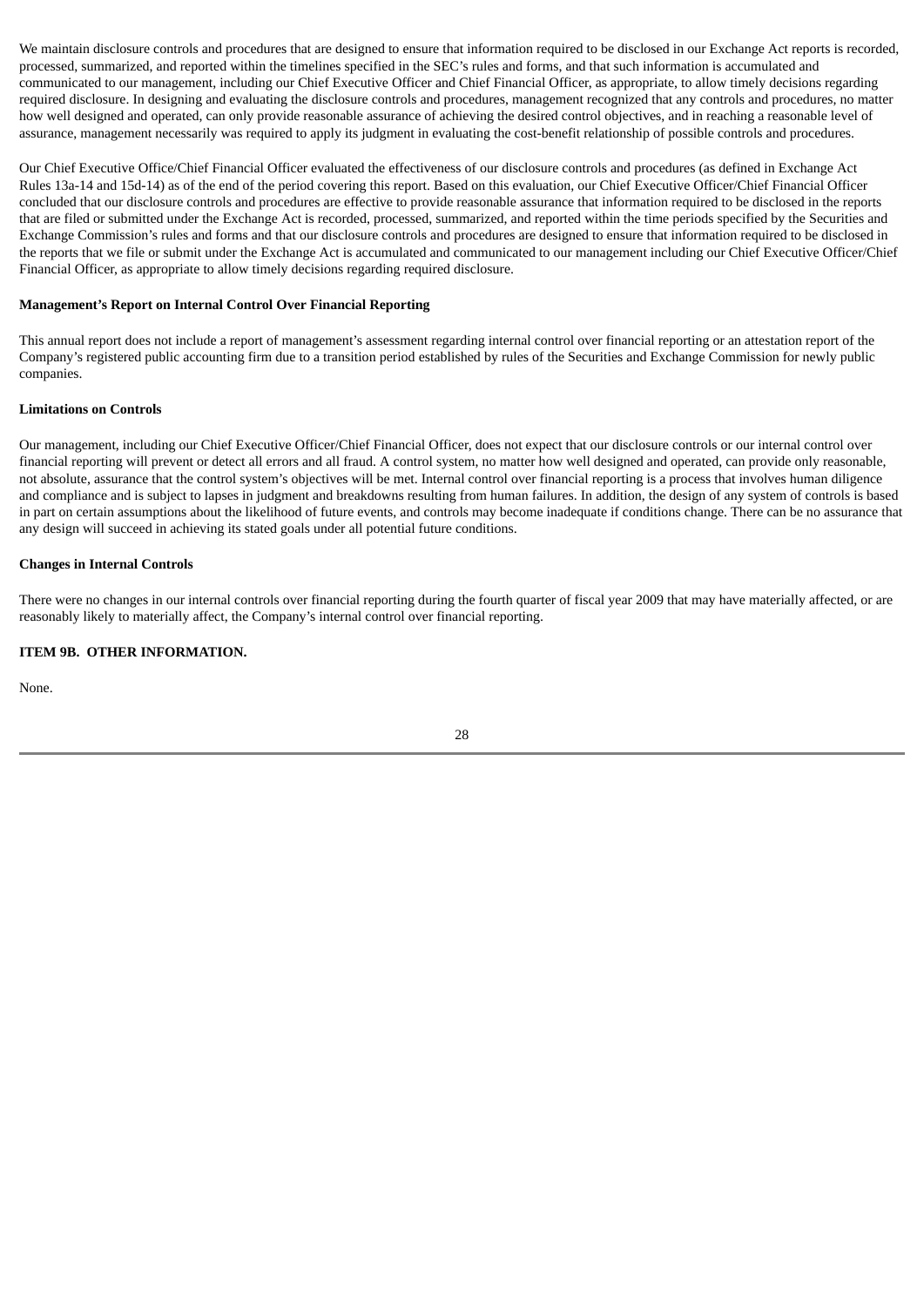We maintain disclosure controls and procedures that are designed to ensure that information required to be disclosed in our Exchange Act reports is recorded, processed, summarized, and reported within the timelines specified in the SEC's rules and forms, and that such information is accumulated and communicated to our management, including our Chief Executive Officer and Chief Financial Officer, as appropriate, to allow timely decisions regarding required disclosure. In designing and evaluating the disclosure controls and procedures, management recognized that any controls and procedures, no matter how well designed and operated, can only provide reasonable assurance of achieving the desired control objectives, and in reaching a reasonable level of assurance, management necessarily was required to apply its judgment in evaluating the cost-benefit relationship of possible controls and procedures.

Our Chief Executive Office/Chief Financial Officer evaluated the effectiveness of our disclosure controls and procedures (as defined in Exchange Act Rules 13a-14 and 15d-14) as of the end of the period covering this report. Based on this evaluation, our Chief Executive Officer/Chief Financial Officer concluded that our disclosure controls and procedures are effective to provide reasonable assurance that information required to be disclosed in the reports that are filed or submitted under the Exchange Act is recorded, processed, summarized, and reported within the time periods specified by the Securities and Exchange Commission's rules and forms and that our disclosure controls and procedures are designed to ensure that information required to be disclosed in the reports that we file or submit under the Exchange Act is accumulated and communicated to our management including our Chief Executive Officer/Chief Financial Officer, as appropriate to allow timely decisions regarding required disclosure.

**Management's Report on Internal Control Over Financial Reporting**

This annual report does not include a report of management's assessment regarding internal control over financial reporting or an attestation report of the Company's registered public accounting firm due to a transition period established by rules of the Securities and Exchange Commission for newly public companies.

**Limitations on Controls**

Our management, including our Chief Executive Officer/Chief Financial Officer, does not expect that our disclosure controls or our internal control over financial reporting will prevent or detect all errors and all fraud. A control system, no matter how well designed and operated, can provide only reasonable, not absolute, assurance that the control system's objectives will be met. Internal control over financial reporting is a process that involves human diligence and compliance and is subject to lapses in judgment and breakdowns resulting from human failures. In addition, the design of any system of controls is based in part on certain assumptions about the likelihood of future events, and controls may become inadequate if conditions change. There can be no assurance that any design will succeed in achieving its stated goals under all potential future conditions.

**Changes in Internal Controls**

There were no changes in our internal controls over financial reporting during the fourth quarter of fiscal year 2009 that may have materially affected, or are reasonably likely to materially affect, the Company's internal control over financial reporting.

**ITEM 9B. OTHER INFORMATION.**

None.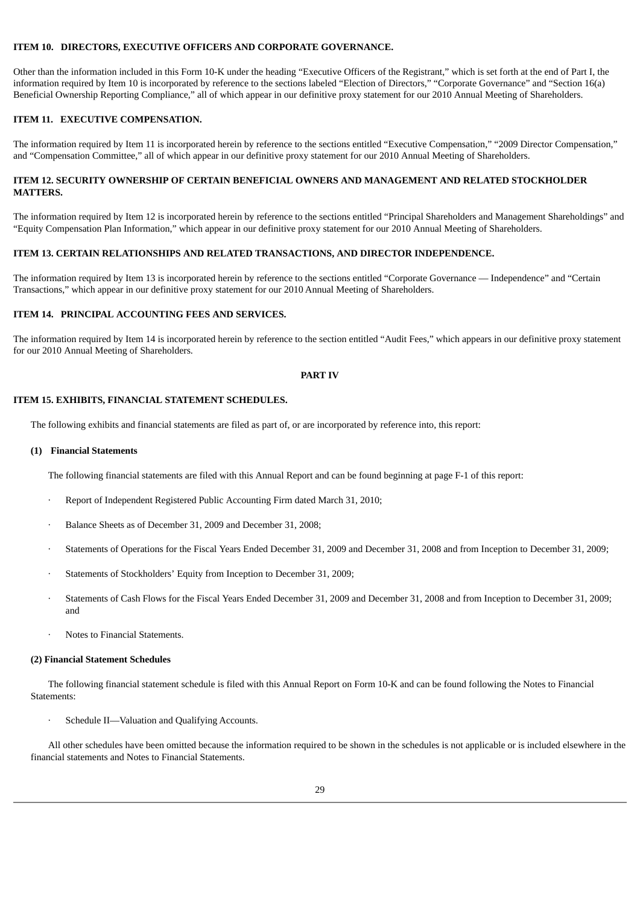### ITEM 10. DIRECTORS, EXECUTIVE OFFICERS AND CORPORATE GOVERNANCE.

Other than the information included in this Form 10-K under the heading "Executive Officers of the Registrant," which is set forth at the end of Part I, the information required by Item 10 is incorporated by reference to the sections labeled "Election of Directors," "Corporate Governance" and "Section 16(a) Beneficial Ownership Reporting Compliance," all of which appear in our definitive proxy statement for our 2010 Annual Meeting of Shareholders.

### ITEM 11. EXECUTIVE COMPENSATION.

The information required by Item 11 is incorporated herein by reference to the sections entitled "Executive Compensation," "2009 Director Compensation," and "Compensation Committee," all of which appear in our definitive proxy statement for our 2010 Annual Meeting of Shareholders.

### ITEM 12. SECURITY OWNERSHIP OF CERTAIN BENEFICIAL OWNERS AND MANAGEMENT AND RELATED STOCKHOLDER MATTERS.

The information required by Item 12 is incorporated herein by reference to the sections entitled "Principal Shareholders and Management Shareholdings" and "Equity Compensation Plan Information," which appear in our definitive proxy statement for our 2010 Annual Meeting of Shareholders.

### ITEM 13. CERTAIN RELATIONSHIPS AND RELATED TRANSACTIONS, AND DIRECTOR INDEPENDENCE.

The information required by Item 13 is incorporated herein by reference to the sections entitled "Corporate Governance — Independence" and "Certain Transactions," which appear in our definitive proxy statement for our 2010 Annual Meeting of Shareholders.

### ITEM 14. PRINCIPAL ACCOUNTING FEES AND SERVICES.

The information required by Item 14 is incorporated herein by reference to the section entitled "Audit Fees," which appears in our definitive proxy statement for our 2010 Annual Meeting of Shareholders.

## PART IV

### ITEM 15. EXHIBITS, FINANCIAL STATEMENT SCHEDULES.

The following exhibits and financial statements are filed as part of, or are incorporated by reference into, this report:

**(1) Financial Statements**

The following financial statements are filed with this Annual Report and can be found beginning at page F-1 of this report:

- Report of Independent Registered Public Accounting Firm dated March 31, 2010;
- Balance Sheets as of December 31, 2009 and December 31, 2008;
- Statements of Operations for the Fiscal Years Ended December 31, 2009 and December 31, 2008 and from Inception to December 31, 2009;
- Statements of Stockholders' Equity from Inception to December 31, 2009;
- Statements of Cash Flows for the Fiscal Years Ended December 31, 2009 and December 31, 2008 and from Inception to December 31, 2009; and
- Notes to Financial Statements.

**(2) Financial Statement Schedules**

The following financial statement schedule is filed with this Annual Report on Form 10-K and can be found following the Notes to Financial Statements:

- Schedule II—Valuation and Qualifying Accounts.

All other schedules have been omitted because the information required to be shown in the schedules is not applicable or is included elsewhere in the financial statements and Notes to Financial Statements.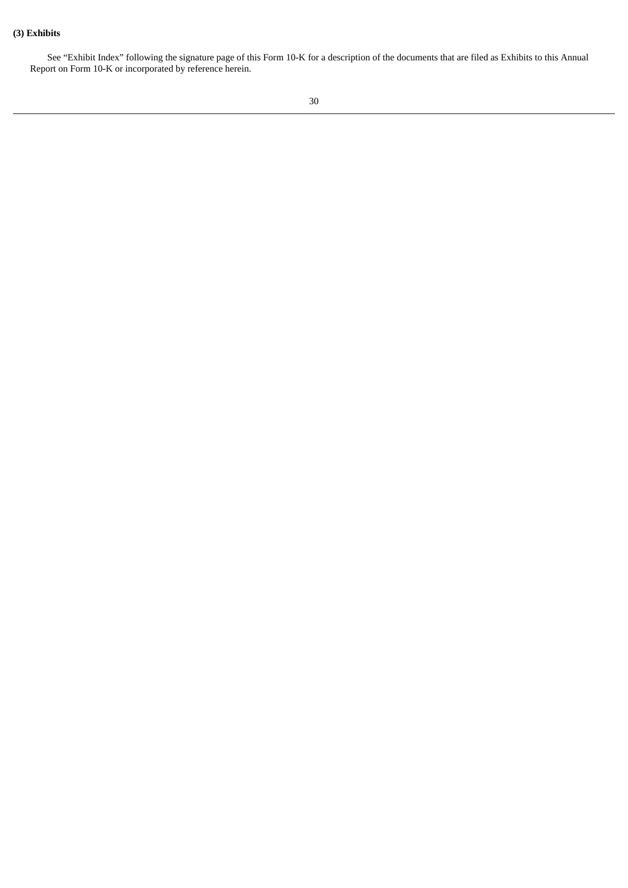**(3) Exhibits**

See “Exhibit Index” following the signature page of this Form 10-K for a description of the documents that are filed as Exhibits to this Annual Report on Form 10-K or incorporated by reference herein.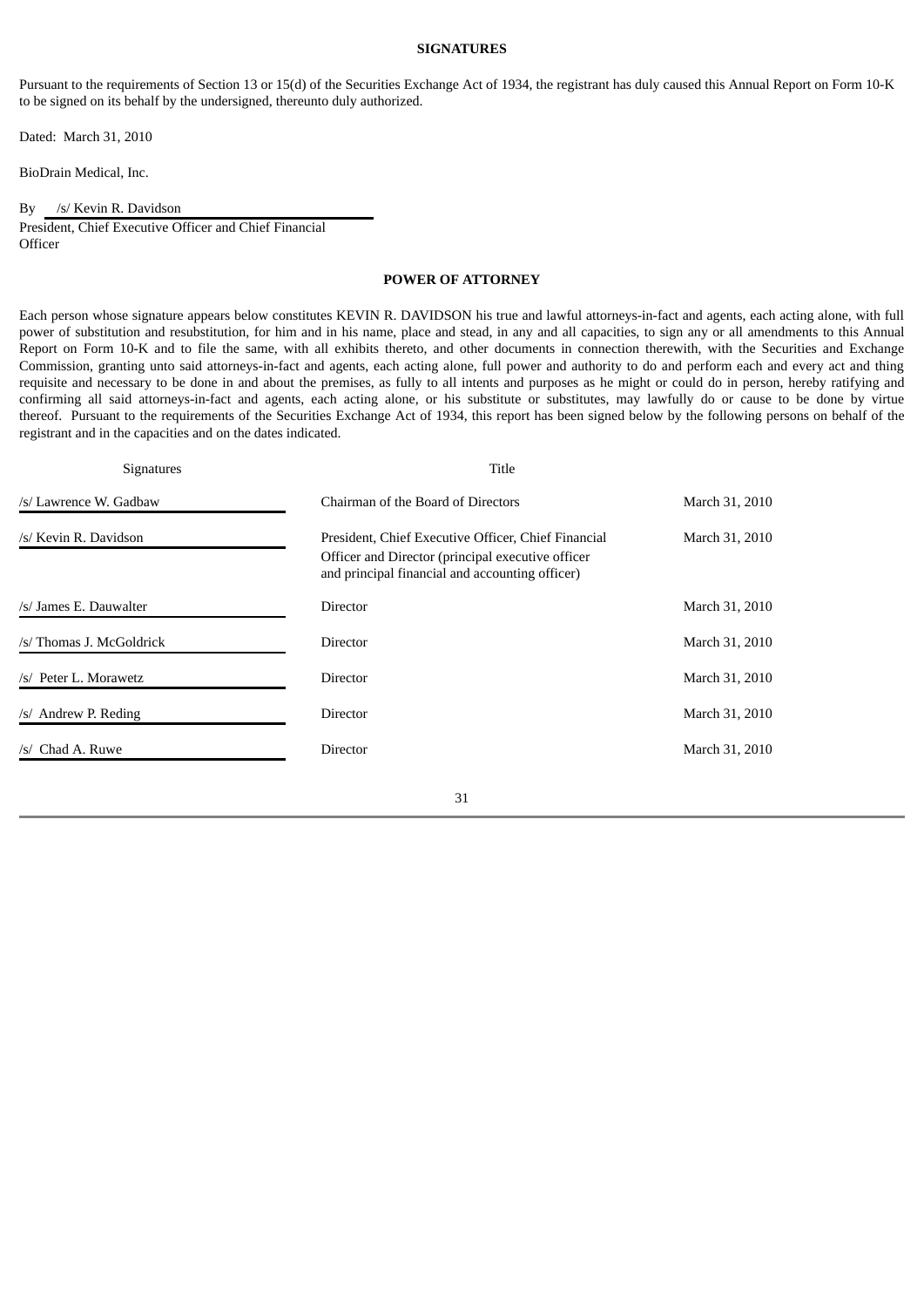## SIGNATURES

Pursuant to the requirements of Section 13 or 15(d) of the Securities Exchange Act of 1934, the registrant has duly caused this Annual Report on Form 10-K to be signed on its behalf by the undersigned, thereunto duly authorized.

Dated: March 31, 2010

BioDrain Medical, Inc.

By /s/ Kevin R. Davidson
President, Chief Executive Officer and Chief Financial Officer

## POWER OF ATTORNEY

Each person whose signature appears below constitutes KEVIN R. DAVIDSON his true and lawful attorneys-in-fact and agents, each acting alone, with full power of substitution and resubstitution, for him and in his name, place and stead, in any and all capacities, to sign any or all amendments to this Annual Report on Form 10-K and to file the same, with all exhibits thereto, and other documents in connection therewith, with the Securities and Exchange Commission, granting unto said attorneys-in-fact and agents, each acting alone, full power and authority to do and perform each and every act and thing requisite and necessary to be done in and about the premises, as fully to all intents and purposes as he might or could do in person, hereby ratifying and confirming all said attorneys-in-fact and agents, each acting alone, or his substitute or substitutes, may lawfully do or cause to be done by virtue thereof. Pursuant to the requirements of the Securities Exchange Act of 1934, this report has been signed below by the following persons on behalf of the registrant and in the capacities and on the dates indicated.

| Signatures | Title | |
|---|---|---|
| /s/ Lawrence W. Gadbaw | Chairman of the Board of Directors | March 31, 2010 |
| /s/ Kevin R. Davidson | President, Chief Executive Officer, Chief Financial Officer and Director (principal executive officer and principal financial and accounting officer) | March 31, 2010 |
| /s/ James E. Dauwalter | Director | March 31, 2010 |
| /s/ Thomas J. McGoldrick | Director | March 31, 2010 |
| /s/ Peter L. Morawetz | Director | March 31, 2010 |
| /s/ Andrew P. Reding | Director | March 31, 2010 |
| /s/ Chad A. Ruwe | Director | March 31, 2010 |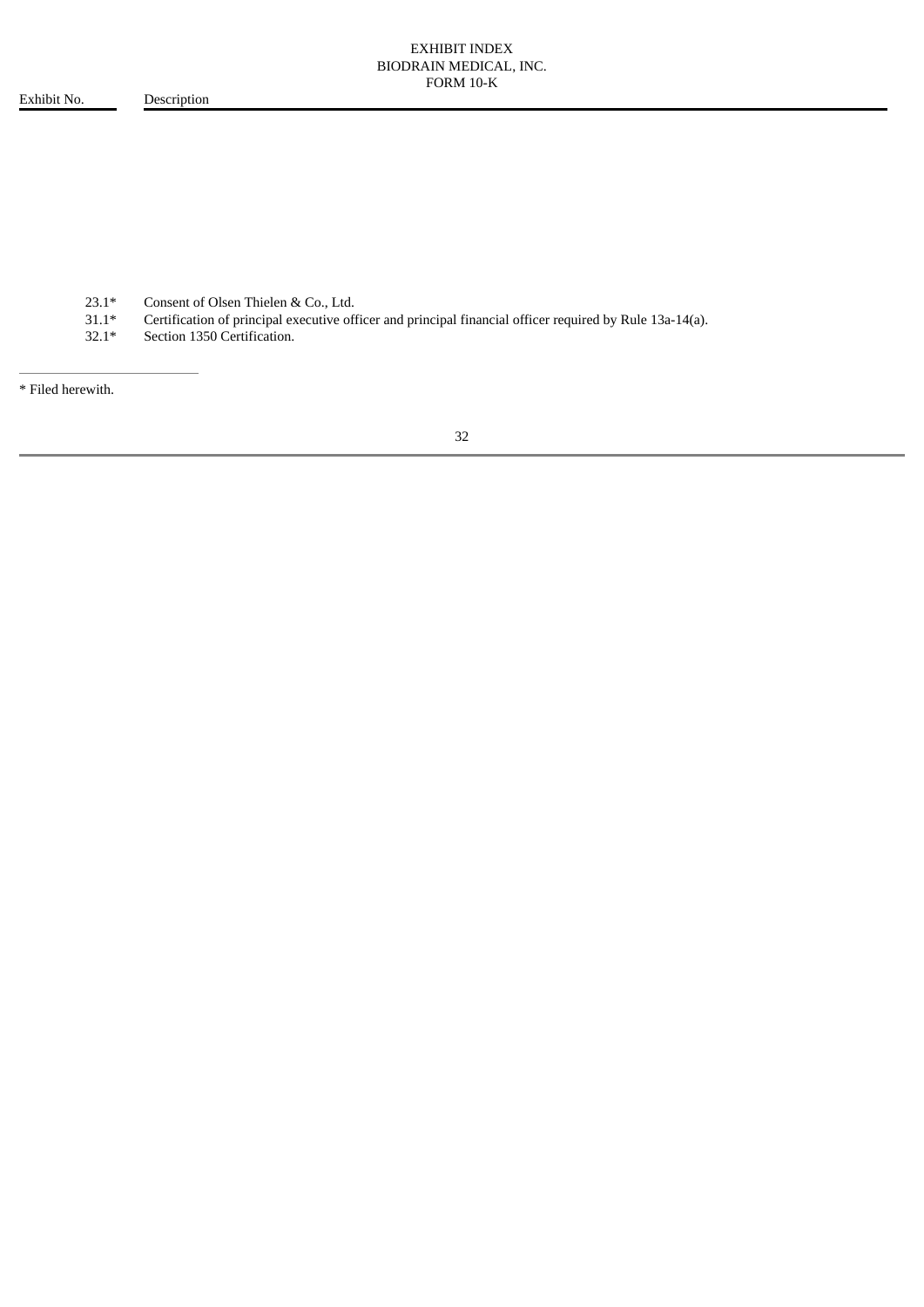EXHIBIT INDEX
BIODRAIN MEDICAL, INC.
FORM 10-K

| Exhibit No. | Description |
| --- | --- |
| 23.1* | Consent of Olsen Thielen & Co., Ltd. |
| 31.1* | Certification of principal executive officer and principal financial officer required by Rule 13a-14(a). |
| 32.1* | Section 1350 Certification. |

* Filed herewith.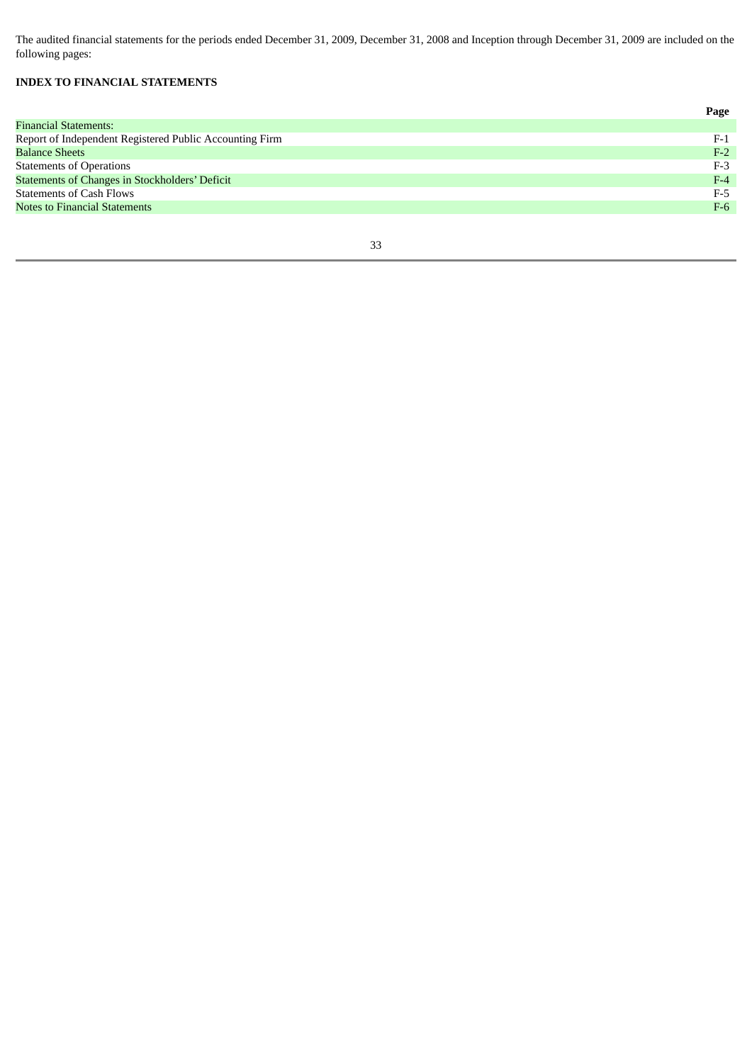The audited financial statements for the periods ended December 31, 2009, December 31, 2008 and Inception through December 31, 2009 are included on the following pages:

**INDEX TO FINANCIAL STATEMENTS**

| | **Page** |
|---|---|
| Financial Statements: | |
| Report of Independent Registered Public Accounting Firm | F-1 |
| Balance Sheets | F-2 |
| Statements of Operations | F-3 |
| Statements of Changes in Stockholders' Deficit | F-4 |
| Statements of Cash Flows | F-5 |
| Notes to Financial Statements | F-6 |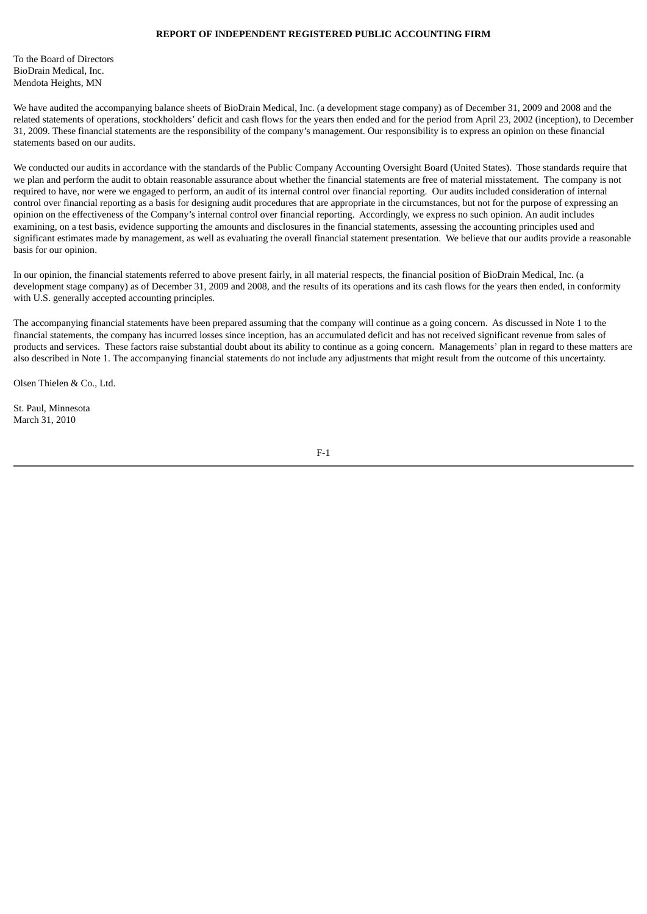**REPORT OF INDEPENDENT REGISTERED PUBLIC ACCOUNTING FIRM**

To the Board of Directors
BioDrain Medical, Inc.
Mendota Heights, MN

We have audited the accompanying balance sheets of BioDrain Medical, Inc. (a development stage company) as of December 31, 2009 and 2008 and the related statements of operations, stockholders' deficit and cash flows for the years then ended and for the period from April 23, 2002 (inception), to December 31, 2009. These financial statements are the responsibility of the company's management. Our responsibility is to express an opinion on these financial statements based on our audits.

We conducted our audits in accordance with the standards of the Public Company Accounting Oversight Board (United States). Those standards require that we plan and perform the audit to obtain reasonable assurance about whether the financial statements are free of material misstatement. The company is not required to have, nor were we engaged to perform, an audit of its internal control over financial reporting. Our audits included consideration of internal control over financial reporting as a basis for designing audit procedures that are appropriate in the circumstances, but not for the purpose of expressing an opinion on the effectiveness of the Company's internal control over financial reporting. Accordingly, we express no such opinion. An audit includes examining, on a test basis, evidence supporting the amounts and disclosures in the financial statements, assessing the accounting principles used and significant estimates made by management, as well as evaluating the overall financial statement presentation. We believe that our audits provide a reasonable basis for our opinion.

In our opinion, the financial statements referred to above present fairly, in all material respects, the financial position of BioDrain Medical, Inc. (a development stage company) as of December 31, 2009 and 2008, and the results of its operations and its cash flows for the years then ended, in conformity with U.S. generally accepted accounting principles.

The accompanying financial statements have been prepared assuming that the company will continue as a going concern. As discussed in Note 1 to the financial statements, the company has incurred losses since inception, has an accumulated deficit and has not received significant revenue from sales of products and services. These factors raise substantial doubt about its ability to continue as a going concern. Managements' plan in regard to these matters are also described in Note 1. The accompanying financial statements do not include any adjustments that might result from the outcome of this uncertainty.

Olsen Thielen & Co., Ltd.

St. Paul, Minnesota
March 31, 2010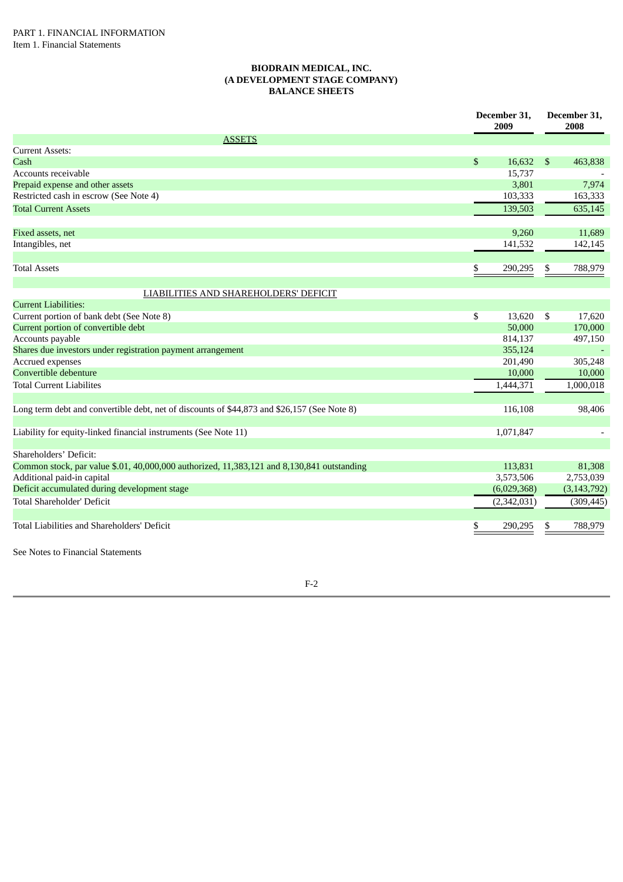PART 1. FINANCIAL INFORMATION

Item 1. Financial Statements

**BIODRAIN MEDICAL, INC.**
**(A DEVELOPMENT STAGE COMPANY)**
**BALANCE SHEETS**

| | December 31, 2009 | December 31, 2008 |
|---|---|---|
| ASSETS | | |
| Current Assets: | | |
| Cash | $ 16,632 | $ 463,838 |
| Accounts receivable | 15,737 | - |
| Prepaid expense and other assets | 3,801 | 7,974 |
| Restricted cash in escrow (See Note 4) | 103,333 | 163,333 |
| Total Current Assets | 139,503 | 635,145 |
| | | |
| Fixed assets, net | 9,260 | 11,689 |
| Intangibles, net | 141,532 | 142,145 |
| | | |
| Total Assets | $ 290,295 | $ 788,979 |
| | | |
| LIABILITIES AND SHAREHOLDERS' DEFICIT | | |
| Current Liabilities: | | |
| Current portion of bank debt (See Note 8) | $ 13,620 | $ 17,620 |
| Current portion of convertible debt | 50,000 | 170,000 |
| Accounts payable | 814,137 | 497,150 |
| Shares due investors under registration payment arrangement | 355,124 | - |
| Accrued expenses | 201,490 | 305,248 |
| Convertible debenture | 10,000 | 10,000 |
| Total Current Liabilites | 1,444,371 | 1,000,018 |
| | | |
| Long term debt and convertible debt, net of discounts of $44,873 and $26,157 (See Note 8) | 116,108 | 98,406 |
| | | |
| Liability for equity-linked financial instruments (See Note 11) | 1,071,847 | - |
| | | |
| Shareholders' Deficit: | | |
| Common stock, par value $.01, 40,000,000 authorized, 11,383,121 and 8,130,841 outstanding | 113,831 | 81,308 |
| Additional paid-in capital | 3,573,506 | 2,753,039 |
| Deficit accumulated during development stage | (6,029,368) | (3,143,792) |
| Total Shareholder' Deficit | (2,342,031) | (309,445) |
| | | |
| Total Liabilities and Shareholders' Deficit | $ 290,295 | $ 788,979 |

See Notes to Financial Statements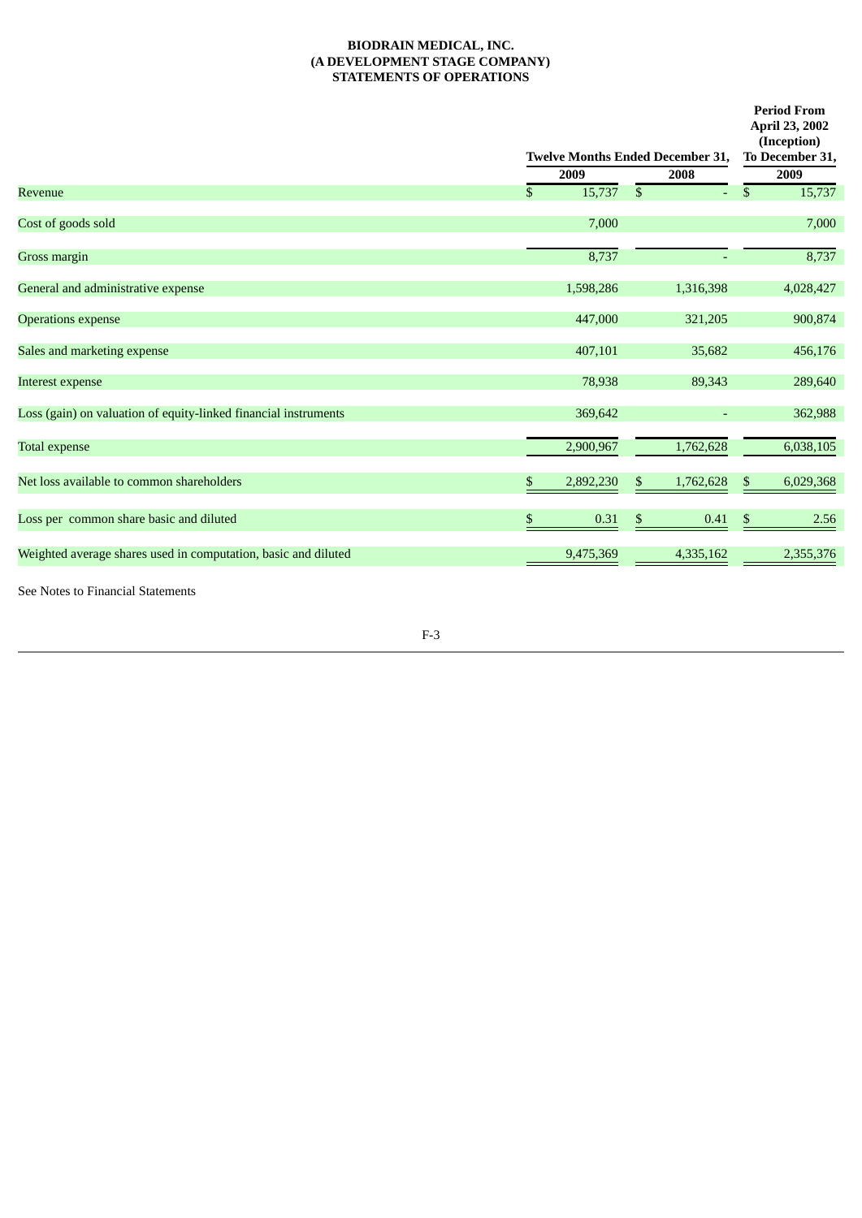**BIODRAIN MEDICAL, INC.**
**(A DEVELOPMENT STAGE COMPANY)**
**STATEMENTS OF OPERATIONS**

| | Twelve Months Ended December 31, | | Period From April 23, 2002 (Inception) To December 31, |
|---|---|---|---|
| | 2009 | 2008 | 2009 |
| Revenue | $ 15,737 | $ - | $ 15,737 |
| Cost of goods sold | 7,000 | | 7,000 |
| Gross margin | 8,737 | - | 8,737 |
| General and administrative expense | 1,598,286 | 1,316,398 | 4,028,427 |
| Operations expense | 447,000 | 321,205 | 900,874 |
| Sales and marketing expense | 407,101 | 35,682 | 456,176 |
| Interest expense | 78,938 | 89,343 | 289,640 |
| Loss (gain) on valuation of equity-linked financial instruments | 369,642 | - | 362,988 |
| Total expense | 2,900,967 | 1,762,628 | 6,038,105 |
| Net loss available to common shareholders | $ 2,892,230 | $ 1,762,628 | $ 6,029,368 |
| Loss per common share basic and diluted | $ 0.31 | $ 0.41 | $ 2.56 |
| Weighted average shares used in computation, basic and diluted | 9,475,369 | 4,335,162 | 2,355,376 |

See Notes to Financial Statements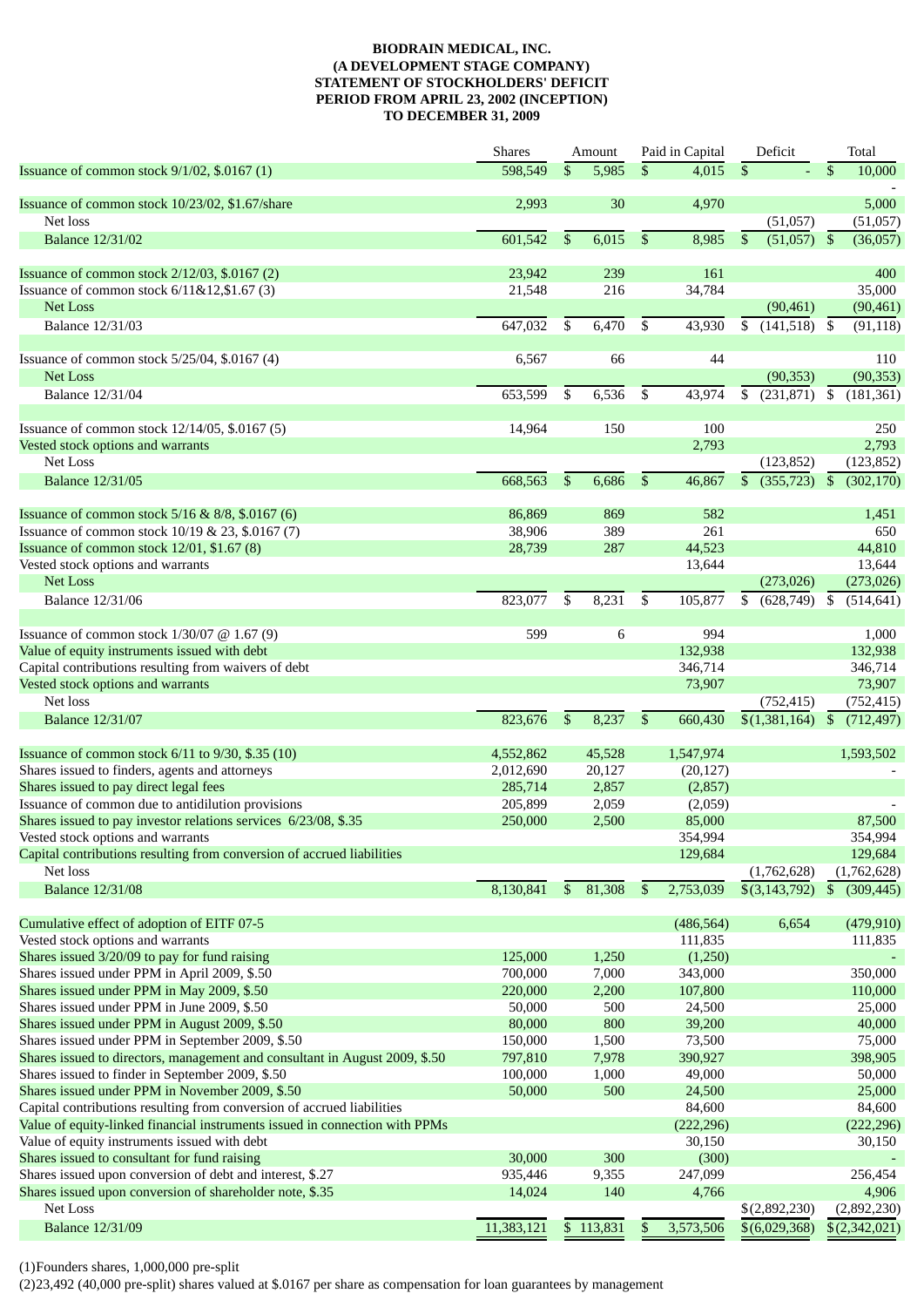**BIODRAIN MEDICAL, INC.**
**(A DEVELOPMENT STAGE COMPANY)**
**STATEMENT OF STOCKHOLDERS' DEFICIT**
**PERIOD FROM APRIL 23, 2002 (INCEPTION)**
**TO DECEMBER 31, 2009**

| | Shares | Amount | Paid in Capital | Deficit | Total |
|---|---|---|---|---|---|
| Issuance of common stock 9/1/02, $.0167 (1) | 598,549 | $ 5,985 | $ 4,015 | $ - | $ 10,000 |
| | | | | | - |
| Issuance of common stock 10/23/02, $1.67/share | 2,993 | 30 | 4,970 | | 5,000 |
| Net loss | | | | (51,057) | (51,057) |
| Balance 12/31/02 | 601,542 | $ 6,015 | $ 8,985 | $ (51,057) | $ (36,057) |
| | | | | | |
| Issuance of common stock 2/12/03, $.0167 (2) | 23,942 | 239 | 161 | | 400 |
| Issuance of common stock 6/11&12,$1.67 (3) | 21,548 | 216 | 34,784 | | 35,000 |
| Net Loss | | | | (90,461) | (90,461) |
| Balance 12/31/03 | 647,032 | $ 6,470 | $ 43,930 | $ (141,518) | $ (91,118) |
| | | | | | |
| Issuance of common stock 5/25/04, $.0167 (4) | 6,567 | 66 | 44 | | 110 |
| Net Loss | | | | (90,353) | (90,353) |
| Balance 12/31/04 | 653,599 | $ 6,536 | $ 43,974 | $ (231,871) | $ (181,361) |
| | | | | | |
| Issuance of common stock 12/14/05, $.0167 (5) | 14,964 | 150 | 100 | | 250 |
| Vested stock options and warrants | | | 2,793 | | 2,793 |
| Net Loss | | | | (123,852) | (123,852) |
| Balance 12/31/05 | 668,563 | $ 6,686 | $ 46,867 | $ (355,723) | $ (302,170) |
| | | | | | |
| Issuance of common stock 5/16 & 8/8, $.0167 (6) | 86,869 | 869 | 582 | | 1,451 |
| Issuance of common stock 10/19 & 23, $.0167 (7) | 38,906 | 389 | 261 | | 650 |
| Issuance of common stock 12/01, $1.67 (8) | 28,739 | 287 | 44,523 | | 44,810 |
| Vested stock options and warrants | | | 13,644 | | 13,644 |
| Net Loss | | | | (273,026) | (273,026) |
| Balance 12/31/06 | 823,077 | $ 8,231 | $ 105,877 | $ (628,749) | $ (514,641) |
| | | | | | |
| Issuance of common stock 1/30/07 @ 1.67 (9) | 599 | 6 | 994 | | 1,000 |
| Value of equity instruments issued with debt | | | 132,938 | | 132,938 |
| Capital contributions resulting from waivers of debt | | | 346,714 | | 346,714 |
| Vested stock options and warrants | | | 73,907 | | 73,907 |
| Net loss | | | | (752,415) | (752,415) |
| Balance 12/31/07 | 823,676 | $ 8,237 | $ 660,430 | $(1,381,164) | $ (712,497) |
| | | | | | |
| Issuance of common stock 6/11 to 9/30, $.35 (10) | 4,552,862 | 45,528 | 1,547,974 | | 1,593,502 |
| Shares issued to finders, agents and attorneys | 2,012,690 | 20,127 | (20,127) | | - |
| Shares issued to pay direct legal fees | 285,714 | 2,857 | (2,857) | | |
| Issuance of common due to antidilution provisions | 205,899 | 2,059 | (2,059) | | - |
| Shares issued to pay investor relations services 6/23/08, $.35 | 250,000 | 2,500 | 85,000 | | 87,500 |
| Vested stock options and warrants | | | 354,994 | | 354,994 |
| Capital contributions resulting from conversion of accrued liabilities | | | 129,684 | | 129,684 |
| Net loss | | | | (1,762,628) | (1,762,628) |
| Balance 12/31/08 | 8,130,841 | $ 81,308 | $ 2,753,039 | $(3,143,792) | $ (309,445) |
| | | | | | |
| Cumulative effect of adoption of EITF 07-5 | | | (486,564) | 6,654 | (479,910) |
| Vested stock options and warrants | | | 111,835 | | 111,835 |
| Shares issued 3/20/09 to pay for fund raising | 125,000 | 1,250 | (1,250) | | - |
| Shares issued under PPM in April 2009, $.50 | 700,000 | 7,000 | 343,000 | | 350,000 |
| Shares issued under PPM in May 2009, $.50 | 220,000 | 2,200 | 107,800 | | 110,000 |
| Shares issued under PPM in June 2009, $.50 | 50,000 | 500 | 24,500 | | 25,000 |
| Shares issued under PPM in August 2009, $.50 | 80,000 | 800 | 39,200 | | 40,000 |
| Shares issued under PPM in September 2009, $.50 | 150,000 | 1,500 | 73,500 | | 75,000 |
| Shares issued to directors, management and consultant in August 2009, $.50 | 797,810 | 7,978 | 390,927 | | 398,905 |
| Shares issued to finder in September 2009, $.50 | 100,000 | 1,000 | 49,000 | | 50,000 |
| Shares issued under PPM in November 2009, $.50 | 50,000 | 500 | 24,500 | | 25,000 |
| Capital contributions resulting from conversion of accrued liabilities | | | 84,600 | | 84,600 |
| Value of equity-linked financial instruments issued in connection with PPMs | | | (222,296) | | (222,296) |
| Value of equity instruments issued with debt | | | 30,150 | | 30,150 |
| Shares issued to consultant for fund raising | 30,000 | 300 | (300) | | - |
| Shares issued upon conversion of debt and interest, $.27 | 935,446 | 9,355 | 247,099 | | 256,454 |
| Shares issued upon conversion of shareholder note, $.35 | 14,024 | 140 | 4,766 | | 4,906 |
| Net Loss | | | | $(2,892,230) | (2,892,230) |
| Balance 12/31/09 | 11,383,121 | $ 113,831 | $ 3,573,506 | $(6,029,368) | $(2,342,021) |

(1)Founders shares, 1,000,000 pre-split

(2)23,492 (40,000 pre-split) shares valued at $.0167 per share as compensation for loan guarantees by management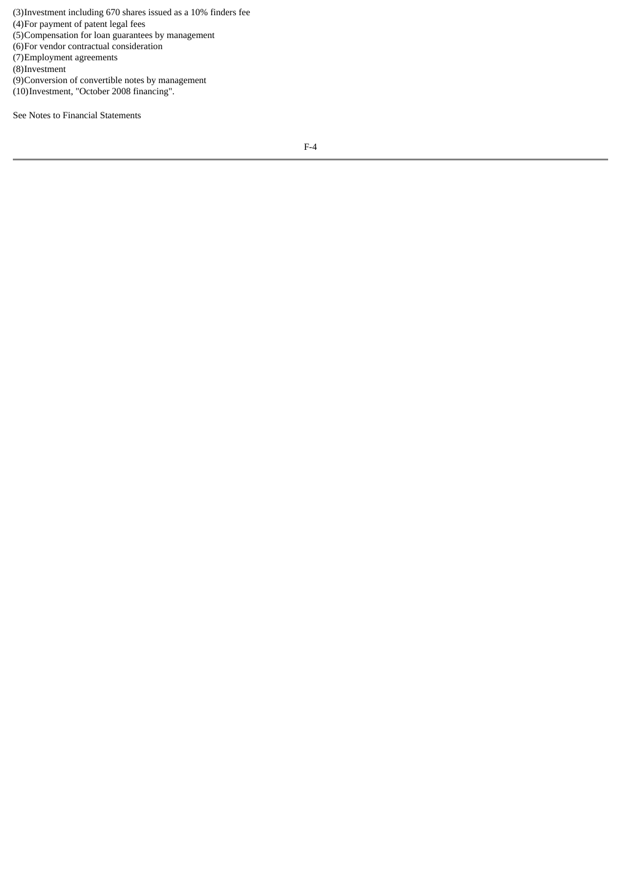(3)Investment including 670 shares issued as a 10% finders fee
(4)For payment of patent legal fees
(5)Compensation for loan guarantees by management
(6)For vendor contractual consideration
(7)Employment agreements
(8)Investment
(9)Conversion of convertible notes by management
(10)Investment, "October 2008 financing".

See Notes to Financial Statements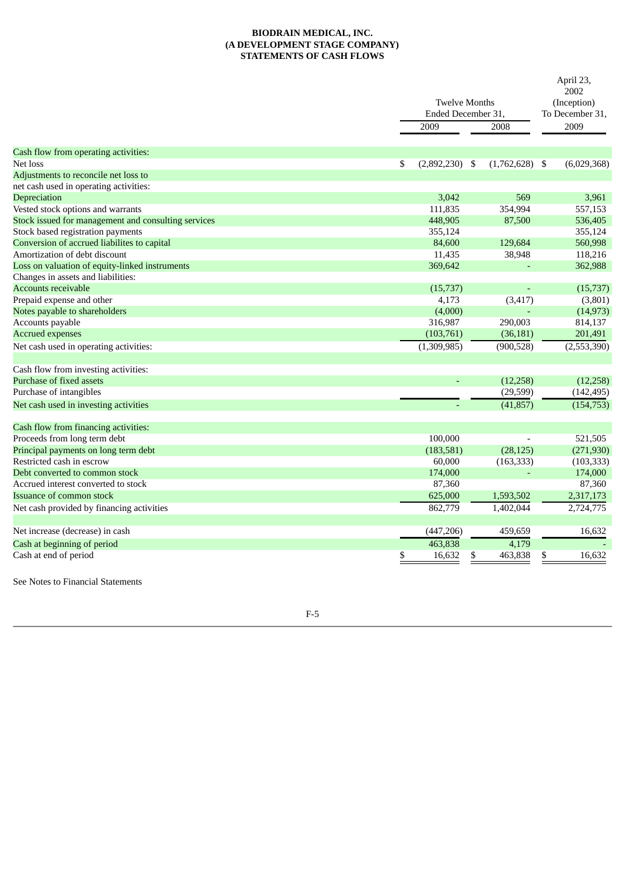**BIODRAIN MEDICAL, INC.**
**(A DEVELOPMENT STAGE COMPANY)**
**STATEMENTS OF CASH FLOWS**

| | Twelve Months Ended December 31, | | April 23, 2002 (Inception) To December 31, |
|---|---|---|---|
| | 2009 | 2008 | 2009 |
| Cash flow from operating activities: | | | |
| Net loss | $ (2,892,230) | $ (1,762,628) | $ (6,029,368) |
| Adjustments to reconcile net loss to | | | |
| net cash used in operating activities: | | | |
| Depreciation | 3,042 | 569 | 3,961 |
| Vested stock options and warrants | 111,835 | 354,994 | 557,153 |
| Stock issued for management and consulting services | 448,905 | 87,500 | 536,405 |
| Stock based registration payments | 355,124 | | 355,124 |
| Conversion of accrued liabilites to capital | 84,600 | 129,684 | 560,998 |
| Amortization of debt discount | 11,435 | 38,948 | 118,216 |
| Loss on valuation of equity-linked instruments | 369,642 | - | 362,988 |
| Changes in assets and liabilities: | | | |
| Accounts receivable | (15,737) | - | (15,737) |
| Prepaid expense and other | 4,173 | (3,417) | (3,801) |
| Notes payable to shareholders | (4,000) | - | (14,973) |
| Accounts payable | 316,987 | 290,003 | 814,137 |
| Accrued expenses | (103,761) | (36,181) | 201,491 |
| Net cash used in operating activities: | (1,309,985) | (900,528) | (2,553,390) |
| | | | |
| Cash flow from investing activities: | | | |
| Purchase of fixed assets | - | (12,258) | (12,258) |
| Purchase of intangibles | | (29,599) | (142,495) |
| Net cash used in investing activities | - | (41,857) | (154,753) |
| | | | |
| Cash flow from financing activities: | | | |
| Proceeds from long term debt | 100,000 | - | 521,505 |
| Principal payments on long term debt | (183,581) | (28,125) | (271,930) |
| Restricted cash in escrow | 60,000 | (163,333) | (103,333) |
| Debt converted to common stock | 174,000 | - | 174,000 |
| Accrued interest converted to stock | 87,360 | | 87,360 |
| Issuance of common stock | 625,000 | 1,593,502 | 2,317,173 |
| Net cash provided by financing activities | 862,779 | 1,402,044 | 2,724,775 |
| | | | |
| Net increase (decrease) in cash | (447,206) | 459,659 | 16,632 |
| Cash at beginning of period | 463,838 | 4,179 | - |
| Cash at end of period | $ 16,632 | $ 463,838 | $ 16,632 |

See Notes to Financial Statements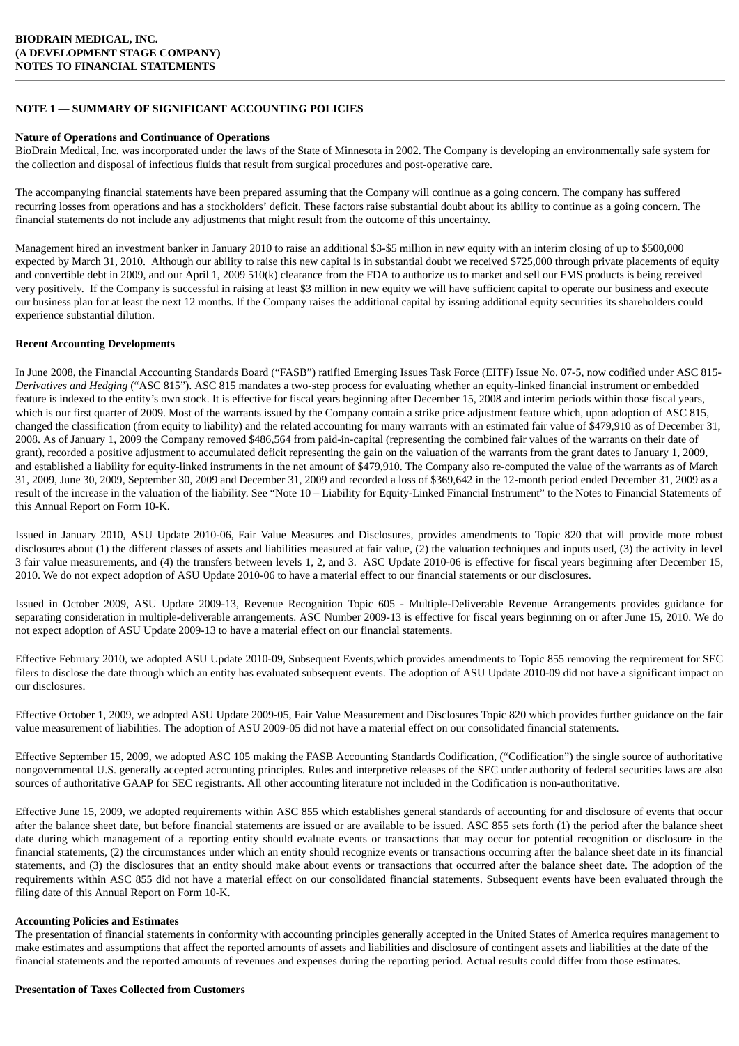**BIODRAIN MEDICAL, INC.**
**(A DEVELOPMENT STAGE COMPANY)**
**NOTES TO FINANCIAL STATEMENTS**

## NOTE 1 — SUMMARY OF SIGNIFICANT ACCOUNTING POLICIES

### Nature of Operations and Continuance of Operations

BioDrain Medical, Inc. was incorporated under the laws of the State of Minnesota in 2002. The Company is developing an environmentally safe system for the collection and disposal of infectious fluids that result from surgical procedures and post-operative care.

The accompanying financial statements have been prepared assuming that the Company will continue as a going concern. The company has suffered recurring losses from operations and has a stockholders' deficit. These factors raise substantial doubt about its ability to continue as a going concern. The financial statements do not include any adjustments that might result from the outcome of this uncertainty.

Management hired an investment banker in January 2010 to raise an additional $3-$5 million in new equity with an interim closing of up to $500,000 expected by March 31, 2010. Although our ability to raise this new capital is in substantial doubt we received $725,000 through private placements of equity and convertible debt in 2009, and our April 1, 2009 510(k) clearance from the FDA to authorize us to market and sell our FMS products is being received very positively. If the Company is successful in raising at least $3 million in new equity we will have sufficient capital to operate our business and execute our business plan for at least the next 12 months. If the Company raises the additional capital by issuing additional equity securities its shareholders could experience substantial dilution.

### Recent Accounting Developments

In June 2008, the Financial Accounting Standards Board ("FASB") ratified Emerging Issues Task Force (EITF) Issue No. 07-5, now codified under ASC 815-*Derivatives and Hedging* ("ASC 815"). ASC 815 mandates a two-step process for evaluating whether an equity-linked financial instrument or embedded feature is indexed to the entity's own stock. It is effective for fiscal years beginning after December 15, 2008 and interim periods within those fiscal years, which is our first quarter of 2009. Most of the warrants issued by the Company contain a strike price adjustment feature which, upon adoption of ASC 815, changed the classification (from equity to liability) and the related accounting for many warrants with an estimated fair value of $479,910 as of December 31, 2008. As of January 1, 2009 the Company removed $486,564 from paid-in-capital (representing the combined fair values of the warrants on their date of grant), recorded a positive adjustment to accumulated deficit representing the gain on the valuation of the warrants from the grant dates to January 1, 2009, and established a liability for equity-linked instruments in the net amount of $479,910. The Company also re-computed the value of the warrants as of March 31, 2009, June 30, 2009, September 30, 2009 and December 31, 2009 and recorded a loss of $369,642 in the 12-month period ended December 31, 2009 as a result of the increase in the valuation of the liability. See "Note 10 – Liability for Equity-Linked Financial Instrument" to the Notes to Financial Statements of this Annual Report on Form 10-K.

Issued in January 2010, ASU Update 2010-06, Fair Value Measures and Disclosures, provides amendments to Topic 820 that will provide more robust disclosures about (1) the different classes of assets and liabilities measured at fair value, (2) the valuation techniques and inputs used, (3) the activity in level 3 fair value measurements, and (4) the transfers between levels 1, 2, and 3. ASC Update 2010-06 is effective for fiscal years beginning after December 15, 2010. We do not expect adoption of ASU Update 2010-06 to have a material effect to our financial statements or our disclosures.

Issued in October 2009, ASU Update 2009-13, Revenue Recognition Topic 605 - Multiple-Deliverable Revenue Arrangements provides guidance for separating consideration in multiple-deliverable arrangements. ASC Number 2009-13 is effective for fiscal years beginning on or after June 15, 2010. We do not expect adoption of ASU Update 2009-13 to have a material effect on our financial statements.

Effective February 2010, we adopted ASU Update 2010-09, Subsequent Events,which provides amendments to Topic 855 removing the requirement for SEC filers to disclose the date through which an entity has evaluated subsequent events. The adoption of ASU Update 2010-09 did not have a significant impact on our disclosures.

Effective October 1, 2009, we adopted ASU Update 2009-05, Fair Value Measurement and Disclosures Topic 820 which provides further guidance on the fair value measurement of liabilities. The adoption of ASU 2009-05 did not have a material effect on our consolidated financial statements.

Effective September 15, 2009, we adopted ASC 105 making the FASB Accounting Standards Codification, ("Codification") the single source of authoritative nongovernmental U.S. generally accepted accounting principles. Rules and interpretive releases of the SEC under authority of federal securities laws are also sources of authoritative GAAP for SEC registrants. All other accounting literature not included in the Codification is non-authoritative.

Effective June 15, 2009, we adopted requirements within ASC 855 which establishes general standards of accounting for and disclosure of events that occur after the balance sheet date, but before financial statements are issued or are available to be issued. ASC 855 sets forth (1) the period after the balance sheet date during which management of a reporting entity should evaluate events or transactions that may occur for potential recognition or disclosure in the financial statements, (2) the circumstances under which an entity should recognize events or transactions occurring after the balance sheet date in its financial statements, and (3) the disclosures that an entity should make about events or transactions that occurred after the balance sheet date. The adoption of the requirements within ASC 855 did not have a material effect on our consolidated financial statements. Subsequent events have been evaluated through the filing date of this Annual Report on Form 10-K.

### Accounting Policies and Estimates

The presentation of financial statements in conformity with accounting principles generally accepted in the United States of America requires management to make estimates and assumptions that affect the reported amounts of assets and liabilities and disclosure of contingent assets and liabilities at the date of the financial statements and the reported amounts of revenues and expenses during the reporting period. Actual results could differ from those estimates.

### Presentation of Taxes Collected from Customers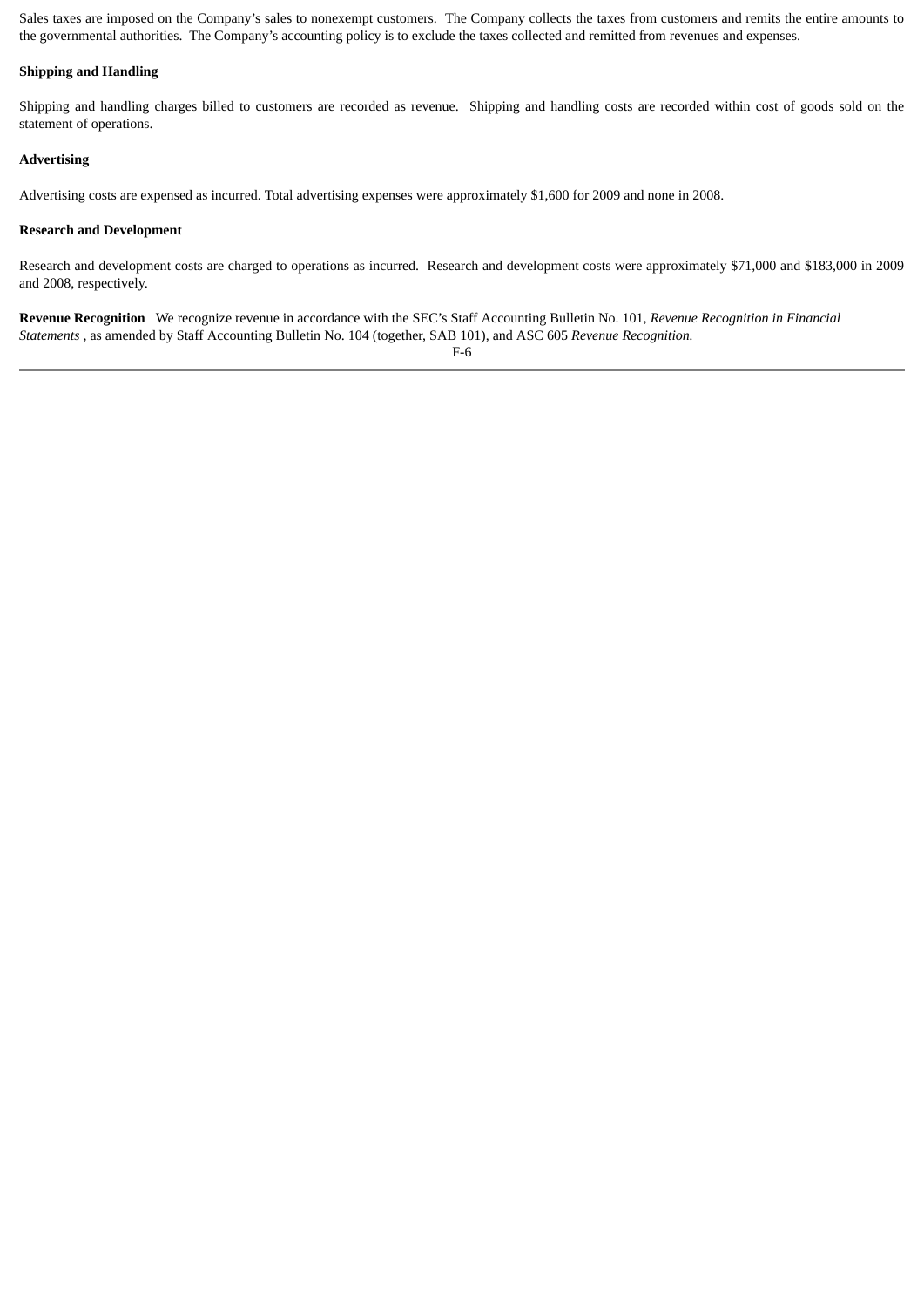Sales taxes are imposed on the Company's sales to nonexempt customers. The Company collects the taxes from customers and remits the entire amounts to the governmental authorities. The Company's accounting policy is to exclude the taxes collected and remitted from revenues and expenses.

**Shipping and Handling**

Shipping and handling charges billed to customers are recorded as revenue. Shipping and handling costs are recorded within cost of goods sold on the statement of operations.

**Advertising**

Advertising costs are expensed as incurred. Total advertising expenses were approximately $1,600 for 2009 and none in 2008.

**Research and Development**

Research and development costs are charged to operations as incurred. Research and development costs were approximately $71,000 and $183,000 in 2009 and 2008, respectively.

**Revenue Recognition** We recognize revenue in accordance with the SEC's Staff Accounting Bulletin No. 101, *Revenue Recognition in Financial Statements* , as amended by Staff Accounting Bulletin No. 104 (together, SAB 101), and ASC 605 *Revenue Recognition.*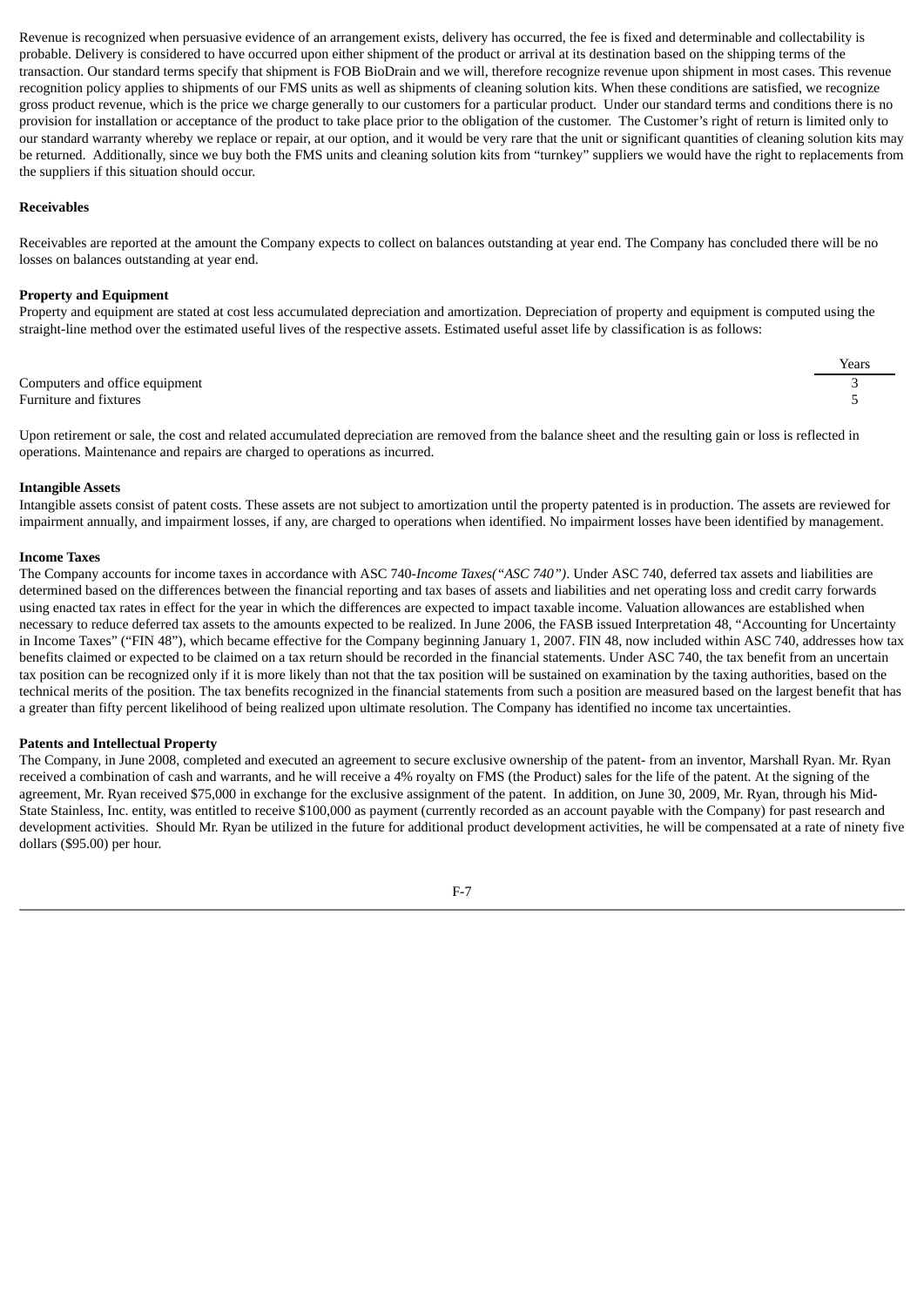Revenue is recognized when persuasive evidence of an arrangement exists, delivery has occurred, the fee is fixed and determinable and collectability is probable. Delivery is considered to have occurred upon either shipment of the product or arrival at its destination based on the shipping terms of the transaction. Our standard terms specify that shipment is FOB BioDrain and we will, therefore recognize revenue upon shipment in most cases. This revenue recognition policy applies to shipments of our FMS units as well as shipments of cleaning solution kits. When these conditions are satisfied, we recognize gross product revenue, which is the price we charge generally to our customers for a particular product. Under our standard terms and conditions there is no provision for installation or acceptance of the product to take place prior to the obligation of the customer. The Customer's right of return is limited only to our standard warranty whereby we replace or repair, at our option, and it would be very rare that the unit or significant quantities of cleaning solution kits may be returned. Additionally, since we buy both the FMS units and cleaning solution kits from "turnkey" suppliers we would have the right to replacements from the suppliers if this situation should occur.

**Receivables**

Receivables are reported at the amount the Company expects to collect on balances outstanding at year end. The Company has concluded there will be no losses on balances outstanding at year end.

**Property and Equipment**

Property and equipment are stated at cost less accumulated depreciation and amortization. Depreciation of property and equipment is computed using the straight-line method over the estimated useful lives of the respective assets. Estimated useful asset life by classification is as follows:

| | Years |
|---|---|
| Computers and office equipment | 3 |
| Furniture and fixtures | 5 |

Upon retirement or sale, the cost and related accumulated depreciation are removed from the balance sheet and the resulting gain or loss is reflected in operations. Maintenance and repairs are charged to operations as incurred.

**Intangible Assets**

Intangible assets consist of patent costs. These assets are not subject to amortization until the property patented is in production. The assets are reviewed for impairment annually, and impairment losses, if any, are charged to operations when identified. No impairment losses have been identified by management.

**Income Taxes**

The Company accounts for income taxes in accordance with ASC 740-*Income Taxes("ASC 740")*. Under ASC 740, deferred tax assets and liabilities are determined based on the differences between the financial reporting and tax bases of assets and liabilities and net operating loss and credit carry forwards using enacted tax rates in effect for the year in which the differences are expected to impact taxable income. Valuation allowances are established when necessary to reduce deferred tax assets to the amounts expected to be realized. In June 2006, the FASB issued Interpretation 48, "Accounting for Uncertainty in Income Taxes" ("FIN 48"), which became effective for the Company beginning January 1, 2007. FIN 48, now included within ASC 740, addresses how tax benefits claimed or expected to be claimed on a tax return should be recorded in the financial statements. Under ASC 740, the tax benefit from an uncertain tax position can be recognized only if it is more likely than not that the tax position will be sustained on examination by the taxing authorities, based on the technical merits of the position. The tax benefits recognized in the financial statements from such a position are measured based on the largest benefit that has a greater than fifty percent likelihood of being realized upon ultimate resolution. The Company has identified no income tax uncertainties.

**Patents and Intellectual Property**

The Company, in June 2008, completed and executed an agreement to secure exclusive ownership of the patent- from an inventor, Marshall Ryan. Mr. Ryan received a combination of cash and warrants, and he will receive a 4% royalty on FMS (the Product) sales for the life of the patent. At the signing of the agreement, Mr. Ryan received $75,000 in exchange for the exclusive assignment of the patent. In addition, on June 30, 2009, Mr. Ryan, through his Mid-State Stainless, Inc. entity, was entitled to receive $100,000 as payment (currently recorded as an account payable with the Company) for past research and development activities. Should Mr. Ryan be utilized in the future for additional product development activities, he will be compensated at a rate of ninety five dollars ($95.00) per hour.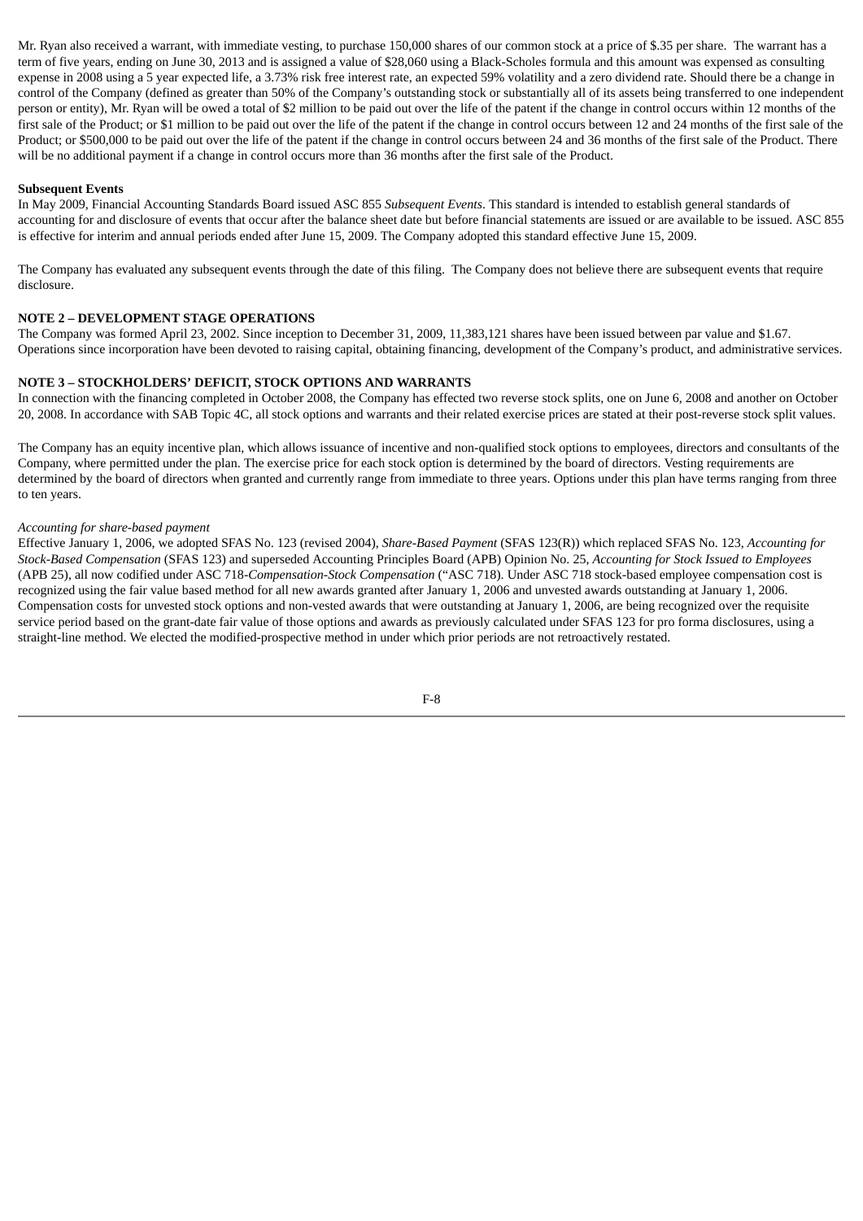Mr. Ryan also received a warrant, with immediate vesting, to purchase 150,000 shares of our common stock at a price of $.35 per share. The warrant has a term of five years, ending on June 30, 2013 and is assigned a value of $28,060 using a Black-Scholes formula and this amount was expensed as consulting expense in 2008 using a 5 year expected life, a 3.73% risk free interest rate, an expected 59% volatility and a zero dividend rate. Should there be a change in control of the Company (defined as greater than 50% of the Company's outstanding stock or substantially all of its assets being transferred to one independent person or entity), Mr. Ryan will be owed a total of $2 million to be paid out over the life of the patent if the change in control occurs within 12 months of the first sale of the Product; or $1 million to be paid out over the life of the patent if the change in control occurs between 12 and 24 months of the first sale of the Product; or $500,000 to be paid out over the life of the patent if the change in control occurs between 24 and 36 months of the first sale of the Product. There will be no additional payment if a change in control occurs more than 36 months after the first sale of the Product.

**Subsequent Events**

In May 2009, Financial Accounting Standards Board issued ASC 855 *Subsequent Events*. This standard is intended to establish general standards of accounting for and disclosure of events that occur after the balance sheet date but before financial statements are issued or are available to be issued. ASC 855 is effective for interim and annual periods ended after June 15, 2009. The Company adopted this standard effective June 15, 2009.

The Company has evaluated any subsequent events through the date of this filing. The Company does not believe there are subsequent events that require disclosure.

**NOTE 2 – DEVELOPMENT STAGE OPERATIONS**

The Company was formed April 23, 2002. Since inception to December 31, 2009, 11,383,121 shares have been issued between par value and $1.67. Operations since incorporation have been devoted to raising capital, obtaining financing, development of the Company's product, and administrative services.

**NOTE 3 – STOCKHOLDERS' DEFICIT, STOCK OPTIONS AND WARRANTS**

In connection with the financing completed in October 2008, the Company has effected two reverse stock splits, one on June 6, 2008 and another on October 20, 2008. In accordance with SAB Topic 4C, all stock options and warrants and their related exercise prices are stated at their post-reverse stock split values.

The Company has an equity incentive plan, which allows issuance of incentive and non-qualified stock options to employees, directors and consultants of the Company, where permitted under the plan. The exercise price for each stock option is determined by the board of directors. Vesting requirements are determined by the board of directors when granted and currently range from immediate to three years. Options under this plan have terms ranging from three to ten years.

*Accounting for share-based payment*

Effective January 1, 2006, we adopted SFAS No. 123 (revised 2004), *Share-Based Payment* (SFAS 123(R)) which replaced SFAS No. 123, *Accounting for Stock-Based Compensation* (SFAS 123) and superseded Accounting Principles Board (APB) Opinion No. 25, *Accounting for Stock Issued to Employees* (APB 25), all now codified under ASC 718-*Compensation-Stock Compensation* ("ASC 718). Under ASC 718 stock-based employee compensation cost is recognized using the fair value based method for all new awards granted after January 1, 2006 and unvested awards outstanding at January 1, 2006. Compensation costs for unvested stock options and non-vested awards that were outstanding at January 1, 2006, are being recognized over the requisite service period based on the grant-date fair value of those options and awards as previously calculated under SFAS 123 for pro forma disclosures, using a straight-line method. We elected the modified-prospective method in under which prior periods are not retroactively restated.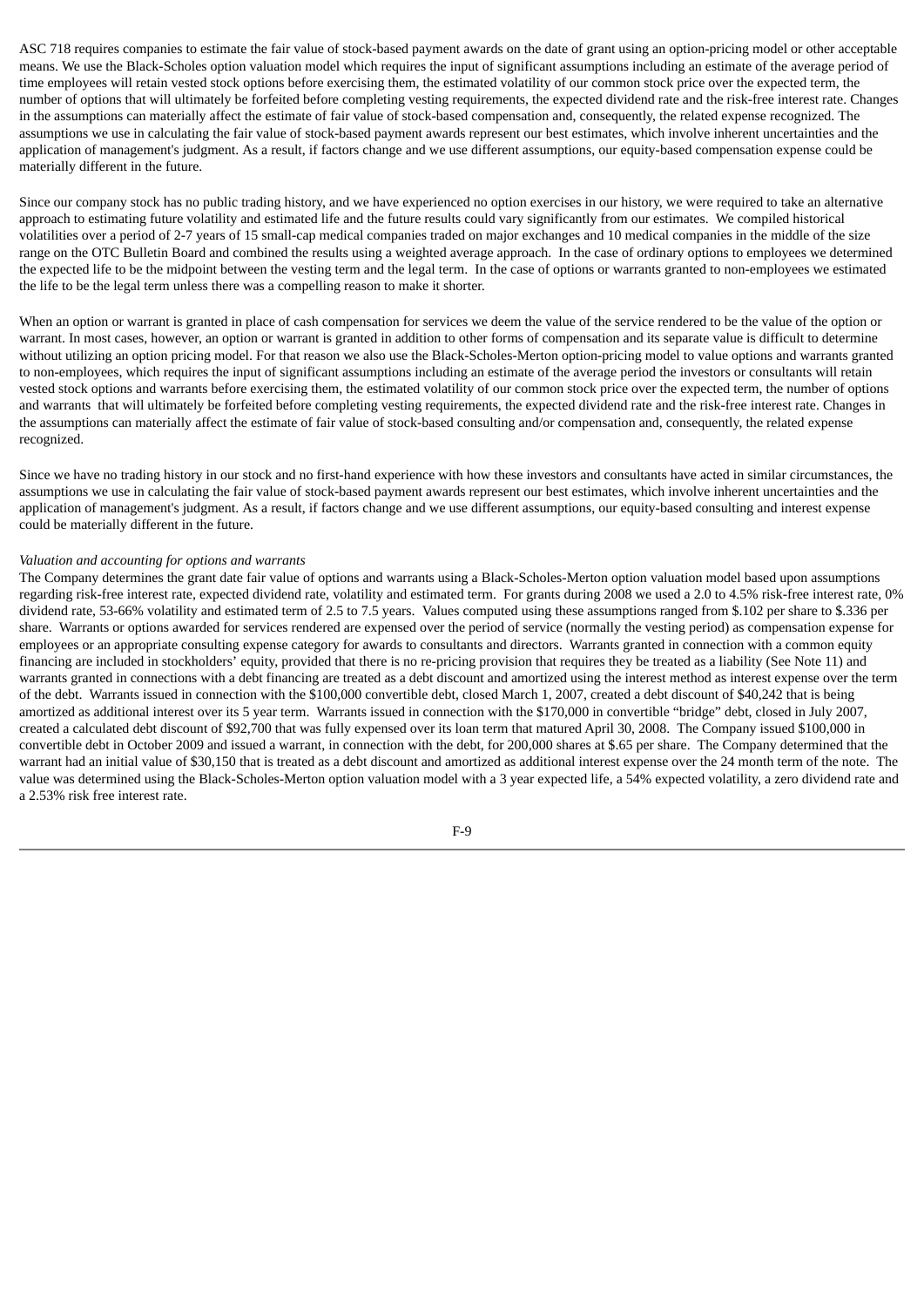ASC 718 requires companies to estimate the fair value of stock-based payment awards on the date of grant using an option-pricing model or other acceptable means. We use the Black-Scholes option valuation model which requires the input of significant assumptions including an estimate of the average period of time employees will retain vested stock options before exercising them, the estimated volatility of our common stock price over the expected term, the number of options that will ultimately be forfeited before completing vesting requirements, the expected dividend rate and the risk-free interest rate. Changes in the assumptions can materially affect the estimate of fair value of stock-based compensation and, consequently, the related expense recognized. The assumptions we use in calculating the fair value of stock-based payment awards represent our best estimates, which involve inherent uncertainties and the application of management's judgment. As a result, if factors change and we use different assumptions, our equity-based compensation expense could be materially different in the future.

Since our company stock has no public trading history, and we have experienced no option exercises in our history, we were required to take an alternative approach to estimating future volatility and estimated life and the future results could vary significantly from our estimates. We compiled historical volatilities over a period of 2-7 years of 15 small-cap medical companies traded on major exchanges and 10 medical companies in the middle of the size range on the OTC Bulletin Board and combined the results using a weighted average approach. In the case of ordinary options to employees we determined the expected life to be the midpoint between the vesting term and the legal term. In the case of options or warrants granted to non-employees we estimated the life to be the legal term unless there was a compelling reason to make it shorter.

When an option or warrant is granted in place of cash compensation for services we deem the value of the service rendered to be the value of the option or warrant. In most cases, however, an option or warrant is granted in addition to other forms of compensation and its separate value is difficult to determine without utilizing an option pricing model. For that reason we also use the Black-Scholes-Merton option-pricing model to value options and warrants granted to non-employees, which requires the input of significant assumptions including an estimate of the average period the investors or consultants will retain vested stock options and warrants before exercising them, the estimated volatility of our common stock price over the expected term, the number of options and warrants that will ultimately be forfeited before completing vesting requirements, the expected dividend rate and the risk-free interest rate. Changes in the assumptions can materially affect the estimate of fair value of stock-based consulting and/or compensation and, consequently, the related expense recognized.

Since we have no trading history in our stock and no first-hand experience with how these investors and consultants have acted in similar circumstances, the assumptions we use in calculating the fair value of stock-based payment awards represent our best estimates, which involve inherent uncertainties and the application of management's judgment. As a result, if factors change and we use different assumptions, our equity-based consulting and interest expense could be materially different in the future.

*Valuation and accounting for options and warrants*

The Company determines the grant date fair value of options and warrants using a Black-Scholes-Merton option valuation model based upon assumptions regarding risk-free interest rate, expected dividend rate, volatility and estimated term. For grants during 2008 we used a 2.0 to 4.5% risk-free interest rate, 0% dividend rate, 53-66% volatility and estimated term of 2.5 to 7.5 years. Values computed using these assumptions ranged from $.102 per share to $.336 per share. Warrants or options awarded for services rendered are expensed over the period of service (normally the vesting period) as compensation expense for employees or an appropriate consulting expense category for awards to consultants and directors. Warrants granted in connection with a common equity financing are included in stockholders' equity, provided that there is no re-pricing provision that requires they be treated as a liability (See Note 11) and warrants granted in connections with a debt financing are treated as a debt discount and amortized using the interest method as interest expense over the term of the debt. Warrants issued in connection with the $100,000 convertible debt, closed March 1, 2007, created a debt discount of $40,242 that is being amortized as additional interest over its 5 year term. Warrants issued in connection with the $170,000 in convertible "bridge" debt, closed in July 2007, created a calculated debt discount of $92,700 that was fully expensed over its loan term that matured April 30, 2008. The Company issued $100,000 in convertible debt in October 2009 and issued a warrant, in connection with the debt, for 200,000 shares at $.65 per share. The Company determined that the warrant had an initial value of $30,150 that is treated as a debt discount and amortized as additional interest expense over the 24 month term of the note. The value was determined using the Black-Scholes-Merton option valuation model with a 3 year expected life, a 54% expected volatility, a zero dividend rate and a 2.53% risk free interest rate.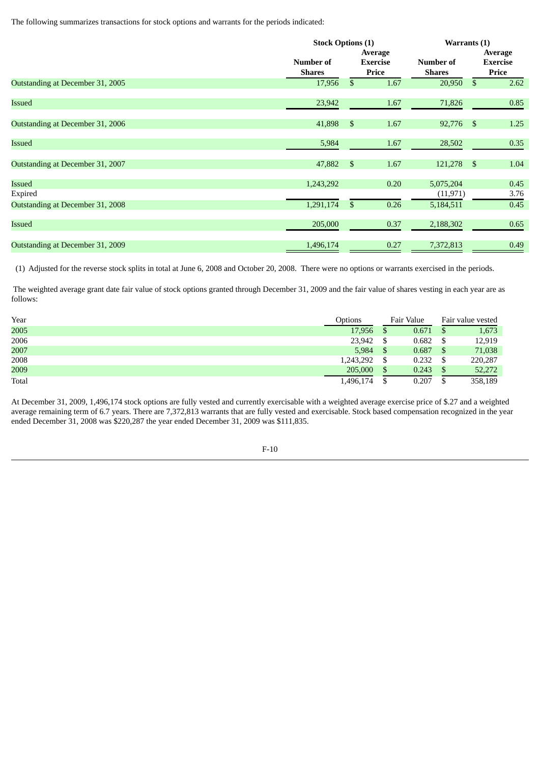The following summarizes transactions for stock options and warrants for the periods indicated:

| | Stock Options (1) | | Warrants (1) | |
|---|---|---|---|---|
| | Number of Shares | Average Exercise Price | Number of Shares | Average Exercise Price |
| Outstanding at December 31, 2005 | 17,956 | $ 1.67 | 20,950 | $ 2.62 |
| Issued | 23,942 | 1.67 | 71,826 | 0.85 |
| Outstanding at December 31, 2006 | 41,898 | $ 1.67 | 92,776 | $ 1.25 |
| Issued | 5,984 | 1.67 | 28,502 | 0.35 |
| Outstanding at December 31, 2007 | 47,882 | $ 1.67 | 121,278 | $ 1.04 |
| Issued | 1,243,292 | 0.20 | 5,075,204 | 0.45 |
| Expired | | | (11,971) | 3.76 |
| Outstanding at December 31, 2008 | 1,291,174 | $ 0.26 | 5,184,511 | 0.45 |
| Issued | 205,000 | 0.37 | 2,188,302 | 0.65 |
| Outstanding at December 31, 2009 | 1,496,174 | 0.27 | 7,372,813 | 0.49 |

(1) Adjusted for the reverse stock splits in total at June 6, 2008 and October 20, 2008. There were no options or warrants exercised in the periods.

The weighted average grant date fair value of stock options granted through December 31, 2009 and the fair value of shares vesting in each year are as follows:

| Year | Options | Fair Value | Fair value vested |
|---|---|---|---|
| 2005 | 17,956 | $ 0.671 | $ 1,673 |
| 2006 | 23,942 | $ 0.682 | $ 12,919 |
| 2007 | 5,984 | $ 0.687 | $ 71,038 |
| 2008 | 1,243,292 | $ 0.232 | $ 220,287 |
| 2009 | 205,000 | $ 0.243 | $ 52,272 |
| Total | 1,496,174 | $ 0.207 | $ 358,189 |

At December 31, 2009, 1,496,174 stock options are fully vested and currently exercisable with a weighted average exercise price of $.27 and a weighted average remaining term of 6.7 years. There are 7,372,813 warrants that are fully vested and exercisable. Stock based compensation recognized in the year ended December 31, 2008 was $220,287 the year ended December 31, 2009 was $111,835.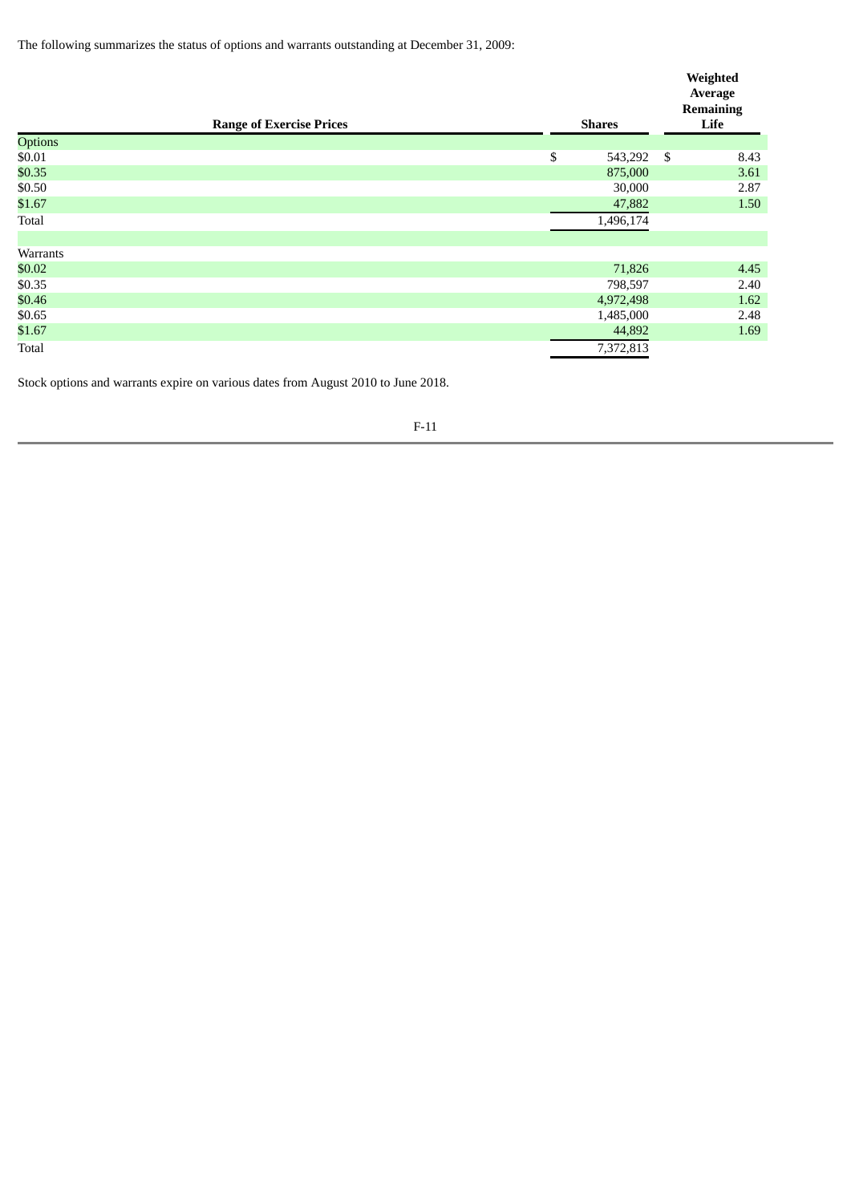The following summarizes the status of options and warrants outstanding at December 31, 2009:

| Range of Exercise Prices | Shares | Weighted Average Remaining Life |
|---|---|---|
| Options | | |
| $0.01 | $ 543,292 | $ 8.43 |
| $0.35 | 875,000 | 3.61 |
| $0.50 | 30,000 | 2.87 |
| $1.67 | 47,882 | 1.50 |
| Total | 1,496,174 | |
| | | |
| Warrants | | |
| $0.02 | 71,826 | 4.45 |
| $0.35 | 798,597 | 2.40 |
| $0.46 | 4,972,498 | 1.62 |
| $0.65 | 1,485,000 | 2.48 |
| $1.67 | 44,892 | 1.69 |
| Total | 7,372,813 | |

Stock options and warrants expire on various dates from August 2010 to June 2018.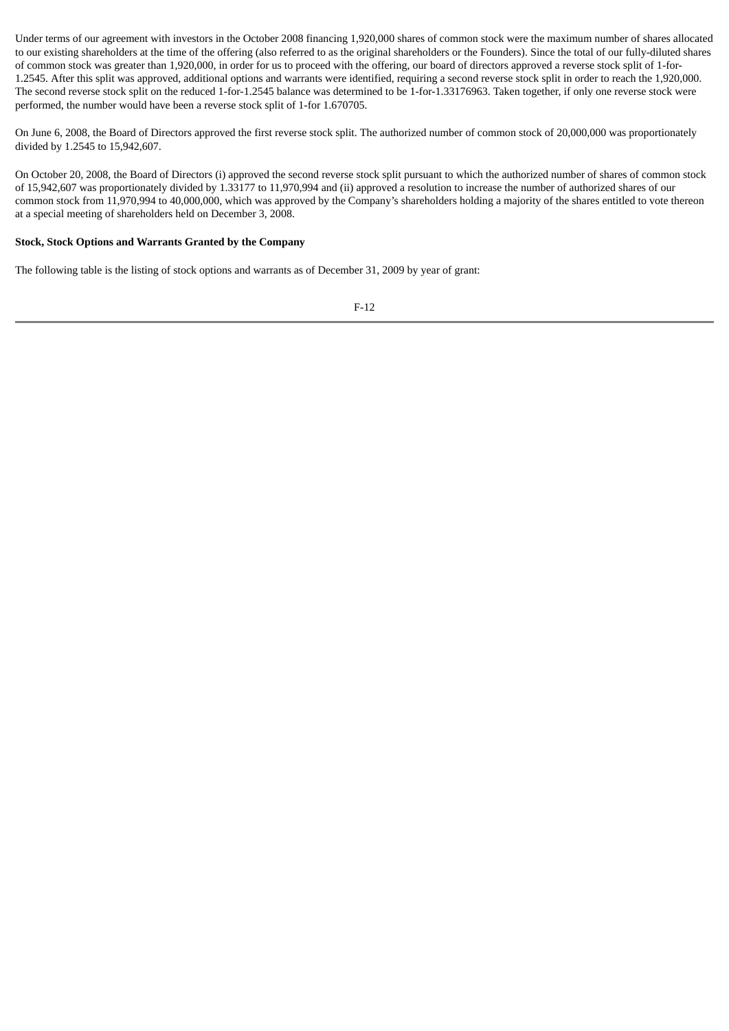Under terms of our agreement with investors in the October 2008 financing 1,920,000 shares of common stock were the maximum number of shares allocated to our existing shareholders at the time of the offering (also referred to as the original shareholders or the Founders). Since the total of our fully-diluted shares of common stock was greater than 1,920,000, in order for us to proceed with the offering, our board of directors approved a reverse stock split of 1-for-1.2545. After this split was approved, additional options and warrants were identified, requiring a second reverse stock split in order to reach the 1,920,000. The second reverse stock split on the reduced 1-for-1.2545 balance was determined to be 1-for-1.33176963. Taken together, if only one reverse stock were performed, the number would have been a reverse stock split of 1-for 1.670705.

On June 6, 2008, the Board of Directors approved the first reverse stock split. The authorized number of common stock of 20,000,000 was proportionately divided by 1.2545 to 15,942,607.

On October 20, 2008, the Board of Directors (i) approved the second reverse stock split pursuant to which the authorized number of shares of common stock of 15,942,607 was proportionately divided by 1.33177 to 11,970,994 and (ii) approved a resolution to increase the number of authorized shares of our common stock from 11,970,994 to 40,000,000, which was approved by the Company's shareholders holding a majority of the shares entitled to vote thereon at a special meeting of shareholders held on December 3, 2008.

**Stock, Stock Options and Warrants Granted by the Company**

The following table is the listing of stock options and warrants as of December 31, 2009 by year of grant: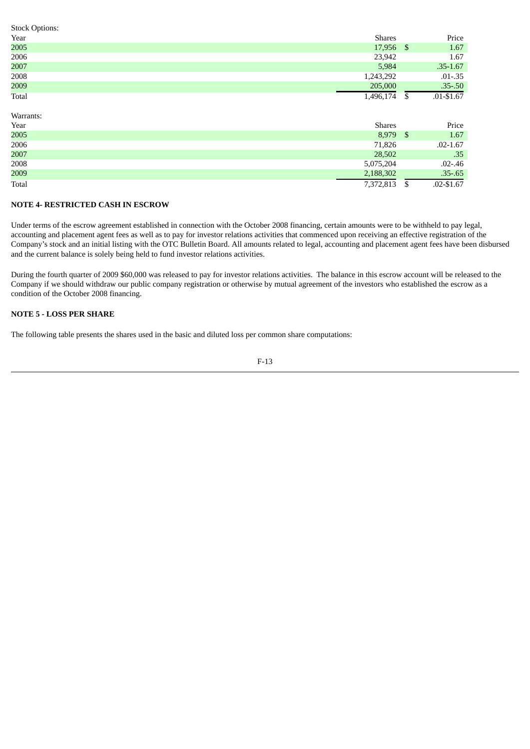Stock Options:

| Year | Shares | | Price |
|---|---|---|---|
| 2005 | 17,956 | $ | 1.67 |
| 2006 | 23,942 | | 1.67 |
| 2007 | 5,984 | | .35-1.67 |
| 2008 | 1,243,292 | | .01-.35 |
| 2009 | 205,000 | | .35-.50 |
| Total | 1,496,174 | $ | .01-$1.67 |

Warrants:

| Year | Shares | | Price |
|---|---|---|---|
| 2005 | 8,979 | $ | 1.67 |
| 2006 | 71,826 | | .02-1.67 |
| 2007 | 28,502 | | .35 |
| 2008 | 5,075,204 | | .02-.46 |
| 2009 | 2,188,302 | | .35-.65 |
| Total | 7,372,813 | $ | .02-$1.67 |

**NOTE 4- RESTRICTED CASH IN ESCROW**

Under terms of the escrow agreement established in connection with the October 2008 financing, certain amounts were to be withheld to pay legal, accounting and placement agent fees as well as to pay for investor relations activities that commenced upon receiving an effective registration of the Company's stock and an initial listing with the OTC Bulletin Board. All amounts related to legal, accounting and placement agent fees have been disbursed and the current balance is solely being held to fund investor relations activities.

During the fourth quarter of 2009 $60,000 was released to pay for investor relations activities. The balance in this escrow account will be released to the Company if we should withdraw our public company registration or otherwise by mutual agreement of the investors who established the escrow as a condition of the October 2008 financing.

**NOTE 5 - LOSS PER SHARE**

The following table presents the shares used in the basic and diluted loss per common share computations: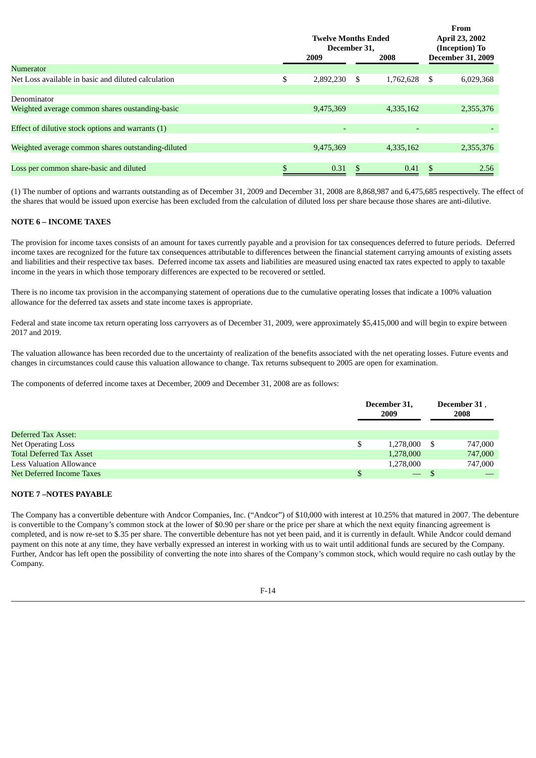| | Twelve Months Ended December 31, 2009 | Twelve Months Ended December 31, 2008 | From April 23, 2002 (Inception) To December 31, 2009 |
|---|---|---|---|
| Numerator | | | |
| Net Loss available in basic and diluted calculation | $ 2,892,230 | $ 1,762,628 | $ 6,029,368 |
| Denominator | | | |
| Weighted average common shares oustanding-basic | 9,475,369 | 4,335,162 | 2,355,376 |
| Effect of dilutive stock options and warrants (1) | - | - | - |
| Weighted average common shares outstanding-diluted | 9,475,369 | 4,335,162 | 2,355,376 |
| Loss per common share-basic and diluted | $ 0.31 | $ 0.41 | $ 2.56 |

(1) The number of options and warrants outstanding as of December 31, 2009 and December 31, 2008 are 8,868,987 and 6,475,685 respectively. The effect of the shares that would be issued upon exercise has been excluded from the calculation of diluted loss per share because those shares are anti-dilutive.

**NOTE 6 – INCOME TAXES**

The provision for income taxes consists of an amount for taxes currently payable and a provision for tax consequences deferred to future periods. Deferred income taxes are recognized for the future tax consequences attributable to differences between the financial statement carrying amounts of existing assets and liabilities and their respective tax bases. Deferred income tax assets and liabilities are measured using enacted tax rates expected to apply to taxable income in the years in which those temporary differences are expected to be recovered or settled.

There is no income tax provision in the accompanying statement of operations due to the cumulative operating losses that indicate a 100% valuation allowance for the deferred tax assets and state income taxes is appropriate.

Federal and state income tax return operating loss carryovers as of December 31, 2009, were approximately $5,415,000 and will begin to expire between 2017 and 2019.

The valuation allowance has been recorded due to the uncertainty of realization of the benefits associated with the net operating losses. Future events and changes in circumstances could cause this valuation allowance to change. Tax returns subsequent to 2005 are open for examination.

The components of deferred income taxes at December, 2009 and December 31, 2008 are as follows:

| | December 31, 2009 | December 31 , 2008 |
|---|---|---|
| Deferred Tax Asset: | | |
| Net Operating Loss | $ 1,278,000 | $ 747,000 |
| Total Deferred Tax Asset | 1,278,000 | 747,000 |
| Less Valuation Allowance | 1,278,000 | 747,000 |
| Net Deferred Income Taxes | $ — | $ — |

**NOTE 7 –NOTES PAYABLE**

The Company has a convertible debenture with Andcor Companies, Inc. ("Andcor") of $10,000 with interest at 10.25% that matured in 2007. The debenture is convertible to the Company's common stock at the lower of $0.90 per share or the price per share at which the next equity financing agreement is completed, and is now re-set to $.35 per share. The convertible debenture has not yet been paid, and it is currently in default. While Andcor could demand payment on this note at any time, they have verbally expressed an interest in working with us to wait until additional funds are secured by the Company. Further, Andcor has left open the possibility of converting the note into shares of the Company's common stock, which would require no cash outlay by the Company.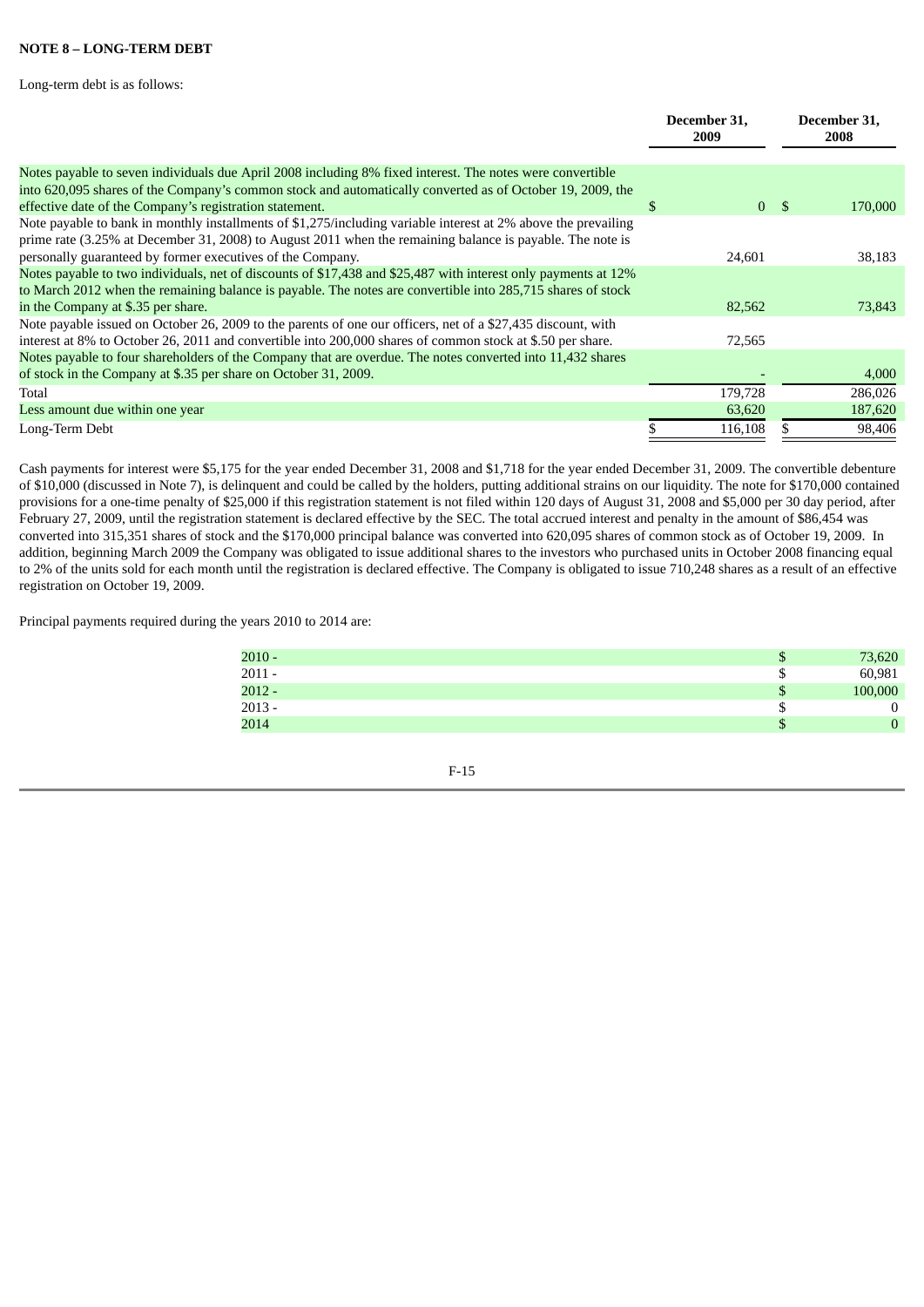**NOTE 8 – LONG-TERM DEBT**

Long-term debt is as follows:

| | December 31, 2009 | December 31, 2008 |
|---|---|---|
| Notes payable to seven individuals due April 2008 including 8% fixed interest. The notes were convertible into 620,095 shares of the Company's common stock and automatically converted as of October 19, 2009, the effective date of the Company's registration statement. | $ 0 | $ 170,000 |
| Note payable to bank in monthly installments of $1,275/including variable interest at 2% above the prevailing prime rate (3.25% at December 31, 2008) to August 2011 when the remaining balance is payable. The note is personally guaranteed by former executives of the Company. | 24,601 | 38,183 |
| Notes payable to two individuals, net of discounts of $17,438 and $25,487 with interest only payments at 12% to March 2012 when the remaining balance is payable. The notes are convertible into 285,715 shares of stock in the Company at $.35 per share. | 82,562 | 73,843 |
| Note payable issued on October 26, 2009 to the parents of one our officers, net of a $27,435 discount, with interest at 8% to October 26, 2011 and convertible into 200,000 shares of common stock at $.50 per share. | 72,565 | |
| Notes payable to four shareholders of the Company that are overdue. The notes converted into 11,432 shares of stock in the Company at $.35 per share on October 31, 2009. | - | 4,000 |
| Total | 179,728 | 286,026 |
| Less amount due within one year | 63,620 | 187,620 |
| Long-Term Debt | $ 116,108 | $ 98,406 |

Cash payments for interest were $5,175 for the year ended December 31, 2008 and $1,718 for the year ended December 31, 2009. The convertible debenture of $10,000 (discussed in Note 7), is delinquent and could be called by the holders, putting additional strains on our liquidity. The note for $170,000 contained provisions for a one-time penalty of $25,000 if this registration statement is not filed within 120 days of August 31, 2008 and $5,000 per 30 day period, after February 27, 2009, until the registration statement is declared effective by the SEC. The total accrued interest and penalty in the amount of $86,454 was converted into 315,351 shares of stock and the $170,000 principal balance was converted into 620,095 shares of common stock as of October 19, 2009. In addition, beginning March 2009 the Company was obligated to issue additional shares to the investors who purchased units in October 2008 financing equal to 2% of the units sold for each month until the registration is declared effective. The Company is obligated to issue 710,248 shares as a result of an effective registration on October 19, 2009.

Principal payments required during the years 2010 to 2014 are:

| | |
|---|---|
| 2010 - | $ 73,620 |
| 2011 - | $ 60,981 |
| 2012 - | $ 100,000 |
| 2013 - | $ 0 |
| 2014 | $ 0 |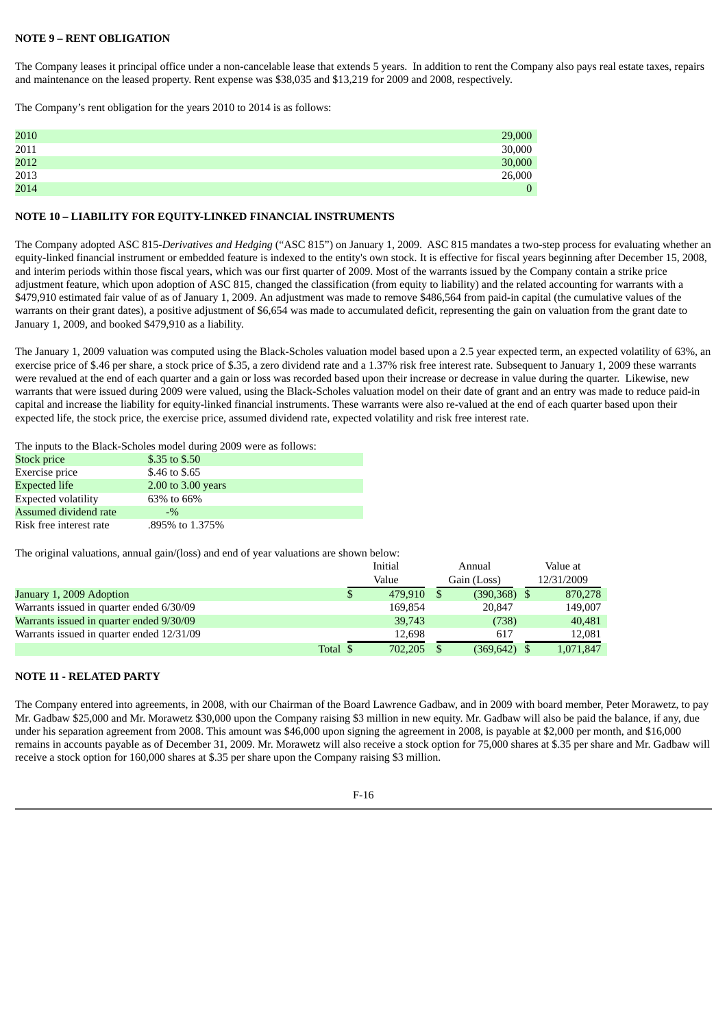**NOTE 9 – RENT OBLIGATION**

The Company leases it principal office under a non-cancelable lease that extends 5 years. In addition to rent the Company also pays real estate taxes, repairs and maintenance on the leased property. Rent expense was $38,035 and $13,219 for 2009 and 2008, respectively.

The Company's rent obligation for the years 2010 to 2014 is as follows:

| | |
|---|---|
| 2010 | 29,000 |
| 2011 | 30,000 |
| 2012 | 30,000 |
| 2013 | 26,000 |
| 2014 | 0 |

**NOTE 10 – LIABILITY FOR EQUITY-LINKED FINANCIAL INSTRUMENTS**

The Company adopted ASC 815-*Derivatives and Hedging* ("ASC 815") on January 1, 2009. ASC 815 mandates a two-step process for evaluating whether an equity-linked financial instrument or embedded feature is indexed to the entity's own stock. It is effective for fiscal years beginning after December 15, 2008, and interim periods within those fiscal years, which was our first quarter of 2009. Most of the warrants issued by the Company contain a strike price adjustment feature, which upon adoption of ASC 815, changed the classification (from equity to liability) and the related accounting for warrants with a $479,910 estimated fair value of as of January 1, 2009. An adjustment was made to remove $486,564 from paid-in capital (the cumulative values of the warrants on their grant dates), a positive adjustment of $6,654 was made to accumulated deficit, representing the gain on valuation from the grant date to January 1, 2009, and booked $479,910 as a liability.

The January 1, 2009 valuation was computed using the Black-Scholes valuation model based upon a 2.5 year expected term, an expected volatility of 63%, an exercise price of $.46 per share, a stock price of $.35, a zero dividend rate and a 1.37% risk free interest rate. Subsequent to January 1, 2009 these warrants were revalued at the end of each quarter and a gain or loss was recorded based upon their increase or decrease in value during the quarter. Likewise, new warrants that were issued during 2009 were valued, using the Black-Scholes valuation model on their date of grant and an entry was made to reduce paid-in capital and increase the liability for equity-linked financial instruments. These warrants were also re-valued at the end of each quarter based upon their expected life, the stock price, the exercise price, assumed dividend rate, expected volatility and risk free interest rate.

The inputs to the Black-Scholes model during 2009 were as follows:

| | |
|---|---|
| Stock price | $.35 to $.50 |
| Exercise price | $.46 to $.65 |
| Expected life | 2.00 to 3.00 years |
| Expected volatility | 63% to 66% |
| Assumed dividend rate | -% |
| Risk free interest rate | .895% to 1.375% |

The original valuations, annual gain/(loss) and end of year valuations are shown below:

| | Initial Value | Annual Gain (Loss) | Value at 12/31/2009 |
|---|---|---|---|
| January 1, 2009 Adoption | $ 479,910 | $ (390,368) | $ 870,278 |
| Warrants issued in quarter ended 6/30/09 | 169,854 | 20,847 | 149,007 |
| Warrants issued in quarter ended 9/30/09 | 39,743 | (738) | 40,481 |
| Warrants issued in quarter ended 12/31/09 | 12,698 | 617 | 12,081 |
| Total | $ 702,205 | $ (369,642) | $ 1,071,847 |

**NOTE 11 - RELATED PARTY**

The Company entered into agreements, in 2008, with our Chairman of the Board Lawrence Gadbaw, and in 2009 with board member, Peter Morawetz, to pay Mr. Gadbaw $25,000 and Mr. Morawetz $30,000 upon the Company raising $3 million in new equity. Mr. Gadbaw will also be paid the balance, if any, due under his separation agreement from 2008. This amount was $46,000 upon signing the agreement in 2008, is payable at $2,000 per month, and $16,000 remains in accounts payable as of December 31, 2009. Mr. Morawetz will also receive a stock option for 75,000 shares at $.35 per share and Mr. Gadbaw will receive a stock option for 160,000 shares at $.35 per share upon the Company raising $3 million.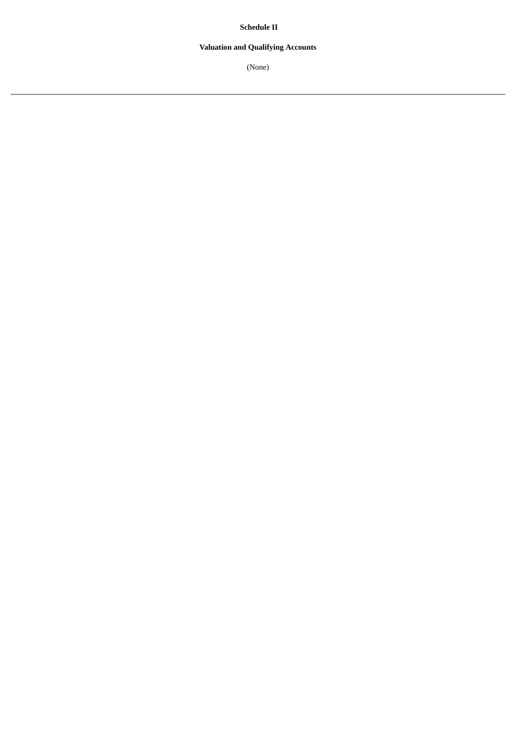**Schedule II**

**Valuation and Qualifying Accounts**

(None)

---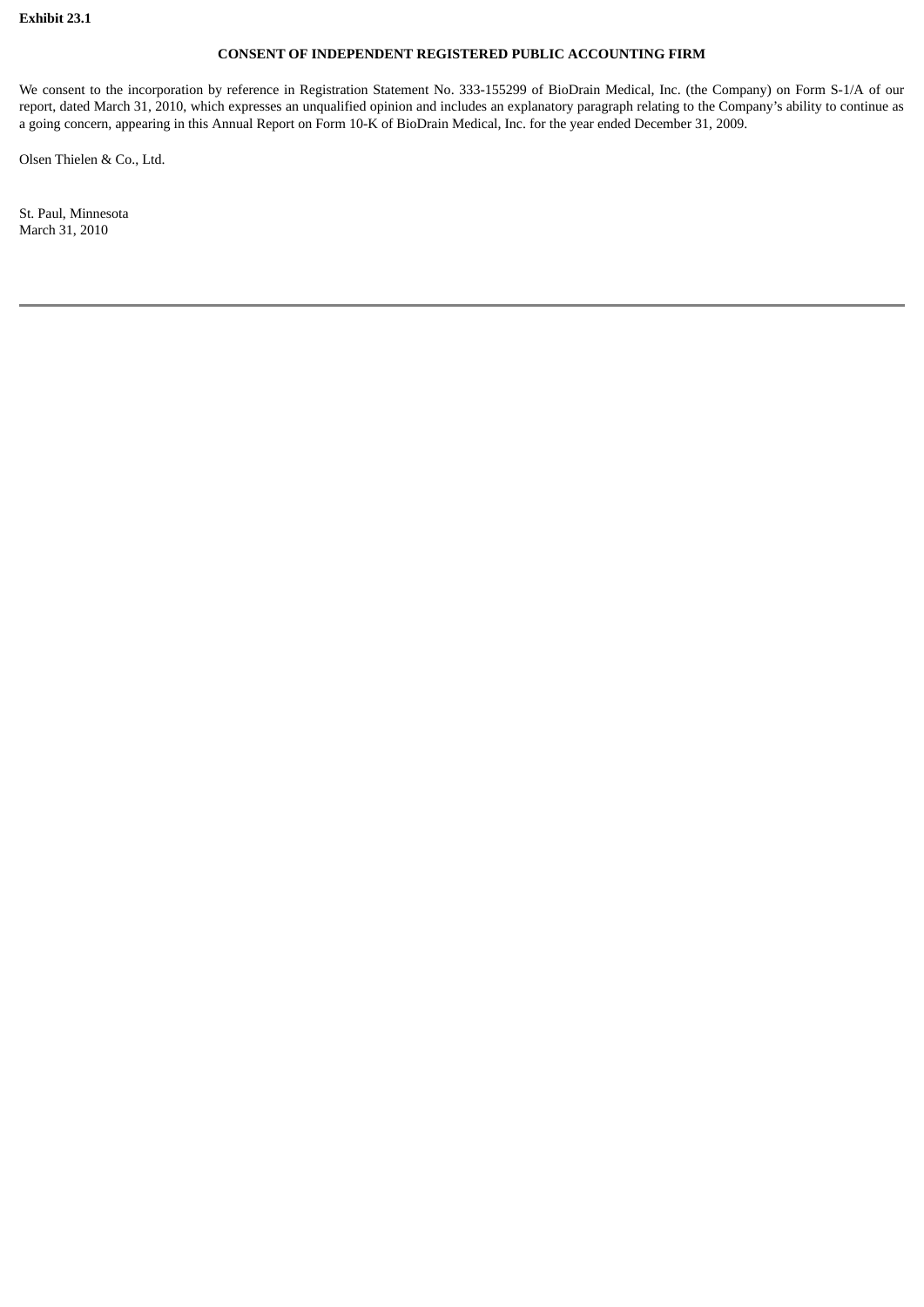**Exhibit 23.1**

**CONSENT OF INDEPENDENT REGISTERED PUBLIC ACCOUNTING FIRM**

We consent to the incorporation by reference in Registration Statement No. 333-155299 of BioDrain Medical, Inc. (the Company) on Form S-1/A of our report, dated March 31, 2010, which expresses an unqualified opinion and includes an explanatory paragraph relating to the Company's ability to continue as a going concern, appearing in this Annual Report on Form 10-K of BioDrain Medical, Inc. for the year ended December 31, 2009.

Olsen Thielen & Co., Ltd.

St. Paul, Minnesota
March 31, 2010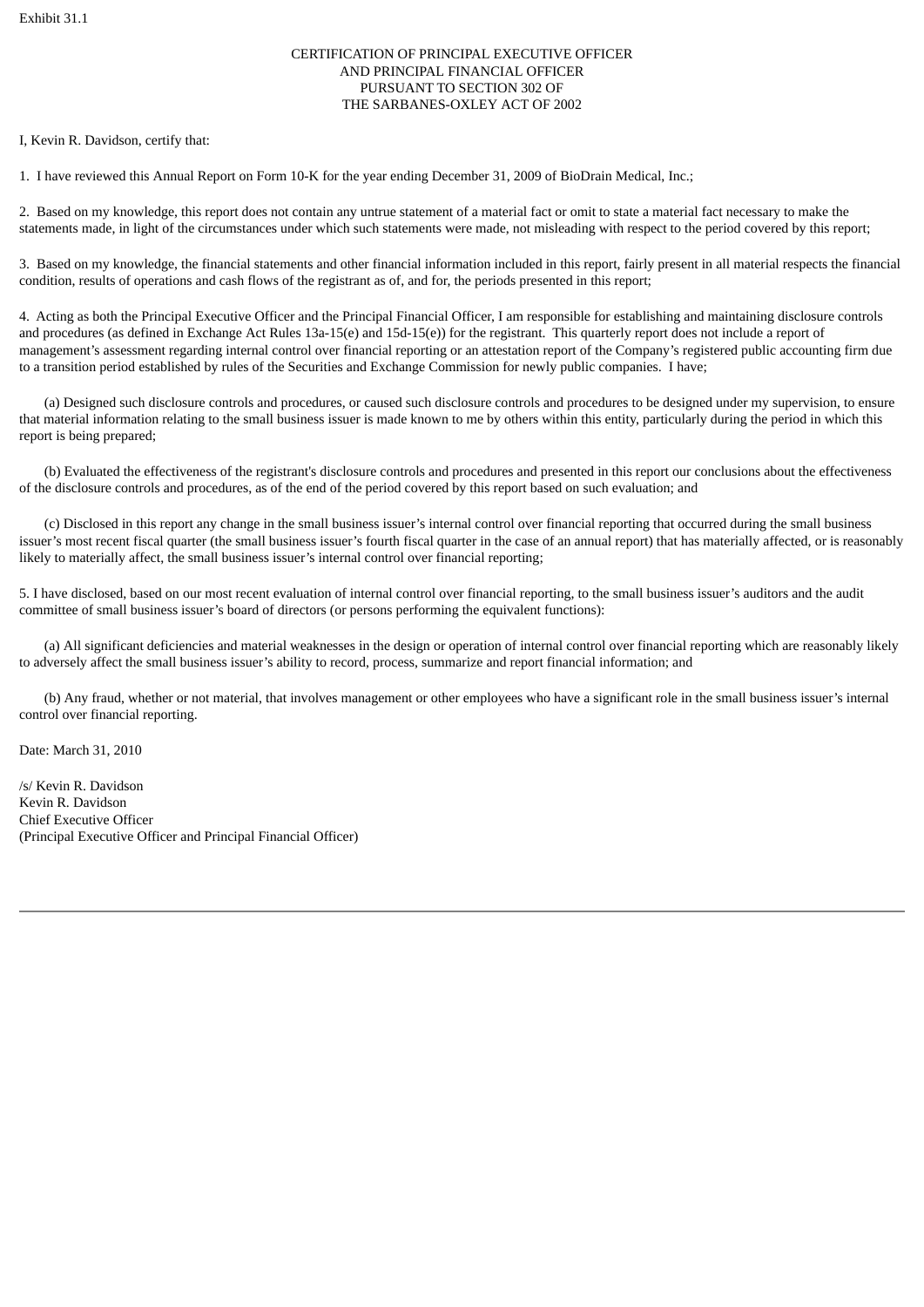Exhibit 31.1

CERTIFICATION OF PRINCIPAL EXECUTIVE OFFICER
AND PRINCIPAL FINANCIAL OFFICER
PURSUANT TO SECTION 302 OF
THE SARBANES-OXLEY ACT OF 2002

I, Kevin R. Davidson, certify that:

1. I have reviewed this Annual Report on Form 10-K for the year ending December 31, 2009 of BioDrain Medical, Inc.;

2. Based on my knowledge, this report does not contain any untrue statement of a material fact or omit to state a material fact necessary to make the statements made, in light of the circumstances under which such statements were made, not misleading with respect to the period covered by this report;

3. Based on my knowledge, the financial statements and other financial information included in this report, fairly present in all material respects the financial condition, results of operations and cash flows of the registrant as of, and for, the periods presented in this report;

4. Acting as both the Principal Executive Officer and the Principal Financial Officer, I am responsible for establishing and maintaining disclosure controls and procedures (as defined in Exchange Act Rules 13a-15(e) and 15d-15(e)) for the registrant. This quarterly report does not include a report of management's assessment regarding internal control over financial reporting or an attestation report of the Company's registered public accounting firm due to a transition period established by rules of the Securities and Exchange Commission for newly public companies. I have;

(a) Designed such disclosure controls and procedures, or caused such disclosure controls and procedures to be designed under my supervision, to ensure that material information relating to the small business issuer is made known to me by others within this entity, particularly during the period in which this report is being prepared;

(b) Evaluated the effectiveness of the registrant's disclosure controls and procedures and presented in this report our conclusions about the effectiveness of the disclosure controls and procedures, as of the end of the period covered by this report based on such evaluation; and

(c) Disclosed in this report any change in the small business issuer's internal control over financial reporting that occurred during the small business issuer's most recent fiscal quarter (the small business issuer's fourth fiscal quarter in the case of an annual report) that has materially affected, or is reasonably likely to materially affect, the small business issuer's internal control over financial reporting;

5. I have disclosed, based on our most recent evaluation of internal control over financial reporting, to the small business issuer's auditors and the audit committee of small business issuer's board of directors (or persons performing the equivalent functions):

(a) All significant deficiencies and material weaknesses in the design or operation of internal control over financial reporting which are reasonably likely to adversely affect the small business issuer's ability to record, process, summarize and report financial information; and

(b) Any fraud, whether or not material, that involves management or other employees who have a significant role in the small business issuer's internal control over financial reporting.

Date: March 31, 2010

/s/ Kevin R. Davidson
Kevin R. Davidson
Chief Executive Officer
(Principal Executive Officer and Principal Financial Officer)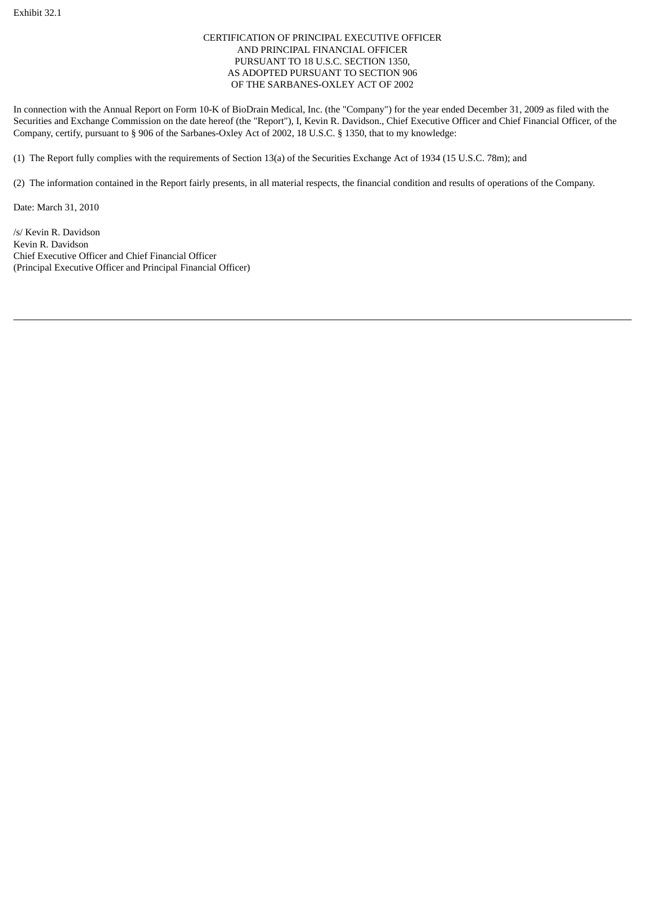Exhibit 32.1

CERTIFICATION OF PRINCIPAL EXECUTIVE OFFICER
AND PRINCIPAL FINANCIAL OFFICER
PURSUANT TO 18 U.S.C. SECTION 1350,
AS ADOPTED PURSUANT TO SECTION 906
OF THE SARBANES-OXLEY ACT OF 2002

In connection with the Annual Report on Form 10-K of BioDrain Medical, Inc. (the "Company") for the year ended December 31, 2009 as filed with the Securities and Exchange Commission on the date hereof (the "Report"), I, Kevin R. Davidson., Chief Executive Officer and Chief Financial Officer, of the Company, certify, pursuant to § 906 of the Sarbanes-Oxley Act of 2002, 18 U.S.C. § 1350, that to my knowledge:

(1) The Report fully complies with the requirements of Section 13(a) of the Securities Exchange Act of 1934 (15 U.S.C. 78m); and

(2) The information contained in the Report fairly presents, in all material respects, the financial condition and results of operations of the Company.

Date: March 31, 2010

/s/ Kevin R. Davidson
Kevin R. Davidson
Chief Executive Officer and Chief Financial Officer
(Principal Executive Officer and Principal Financial Officer)